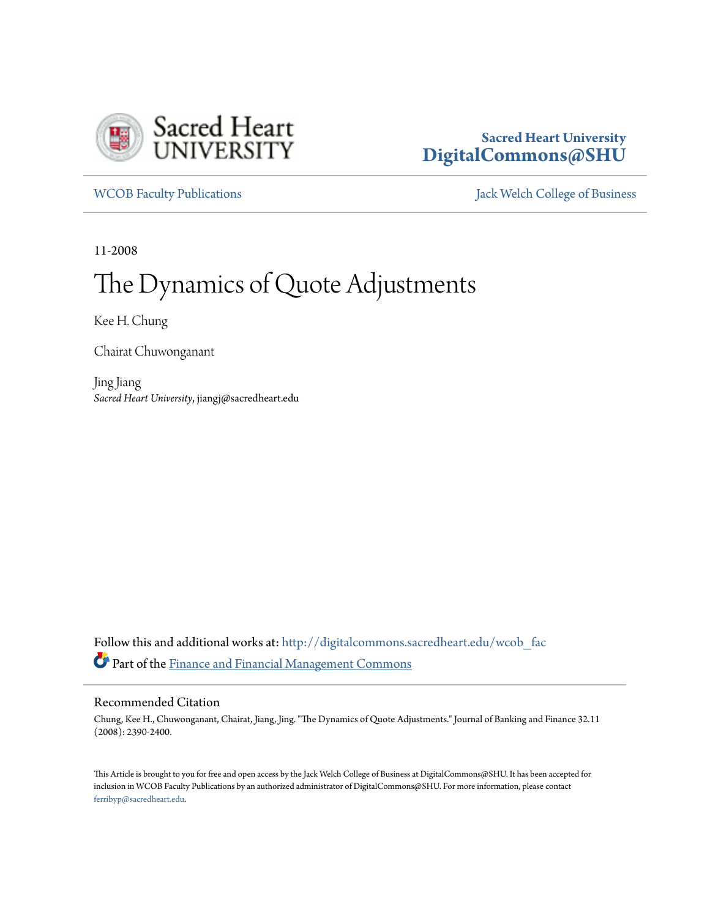Sacred Heart University
DigitalCommons@SHU

WCOB Faculty Publications | Jack Welch College of Business

11-2008

# The Dynamics of Quote Adjustments

Kee H. Chung

Chairat Chuwonganant

Jing Jiang
*Sacred Heart University*, jiangj@sacredheart.edu

Follow this and additional works at: http://digitalcommons.sacredheart.edu/wcob_fac

Part of the Finance and Financial Management Commons

## Recommended Citation

Chung, Kee H., Chuwonganant, Chairat, Jiang, Jing. "The Dynamics of Quote Adjustments." Journal of Banking and Finance 32.11 (2008): 2390-2400.

This Article is brought to you for free and open access by the Jack Welch College of Business at DigitalCommons@SHU. It has been accepted for inclusion in WCOB Faculty Publications by an authorized administrator of DigitalCommons@SHU. For more information, please contact ferribyp@sacredheart.edu.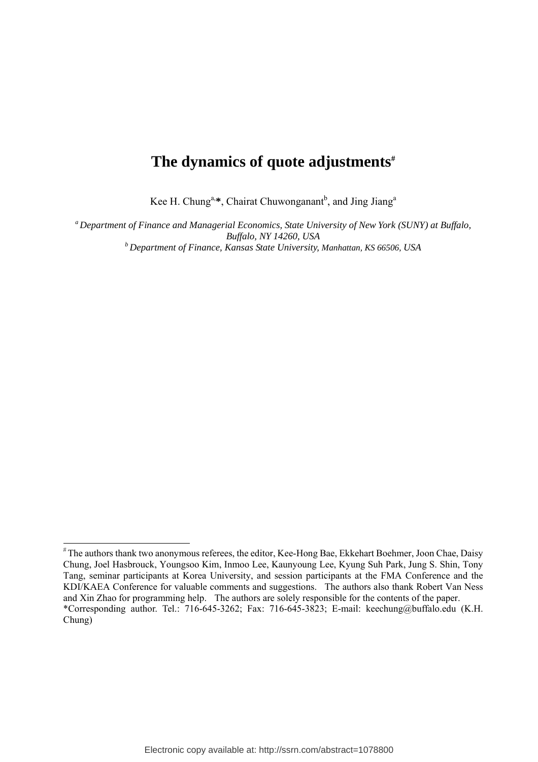# The dynamics of quote adjustments[#]

Kee H. Chung[a,*], Chairat Chuwonganant[b], and Jing Jiang[a]

*[a] Department of Finance and Managerial Economics, State University of New York (SUNY) at Buffalo, Buffalo, NY 14260, USA*
*[b] Department of Finance, Kansas State University, Manhattan, KS 66506, USA*

---

[#] The authors thank two anonymous referees, the editor, Kee-Hong Bae, Ekkehart Boehmer, Joon Chae, Daisy Chung, Joel Hasbrouck, Youngsoo Kim, Inmoo Lee, Kaunyoung Lee, Kyung Suh Park, Jung S. Shin, Tony Tang, seminar participants at Korea University, and session participants at the FMA Conference and the KDI/KAEA Conference for valuable comments and suggestions. The authors also thank Robert Van Ness and Xin Zhao for programming help. The authors are solely responsible for the contents of the paper.

*Corresponding author. Tel.: 716-645-3262; Fax: 716-645-3823; E-mail: keechung@buffalo.edu (K.H. Chung)

Electronic copy available at: http://ssrn.com/abstract=1078800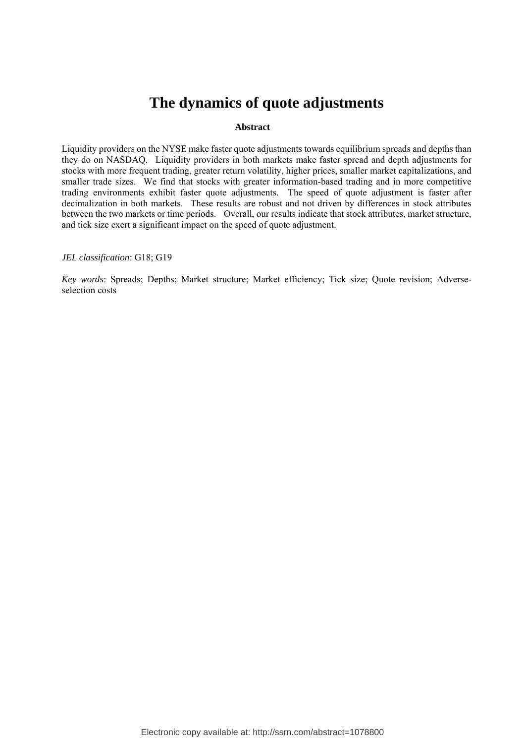# The dynamics of quote adjustments

**Abstract**

Liquidity providers on the NYSE make faster quote adjustments towards equilibrium spreads and depths than they do on NASDAQ. Liquidity providers in both markets make faster spread and depth adjustments for stocks with more frequent trading, greater return volatility, higher prices, smaller market capitalizations, and smaller trade sizes. We find that stocks with greater information-based trading and in more competitive trading environments exhibit faster quote adjustments. The speed of quote adjustment is faster after decimalization in both markets. These results are robust and not driven by differences in stock attributes between the two markets or time periods. Overall, our results indicate that stock attributes, market structure, and tick size exert a significant impact on the speed of quote adjustment.

*JEL classification*: G18; G19

*Key words*: Spreads; Depths; Market structure; Market efficiency; Tick size; Quote revision; Adverse-selection costs

Electronic copy available at: http://ssrn.com/abstract=1078800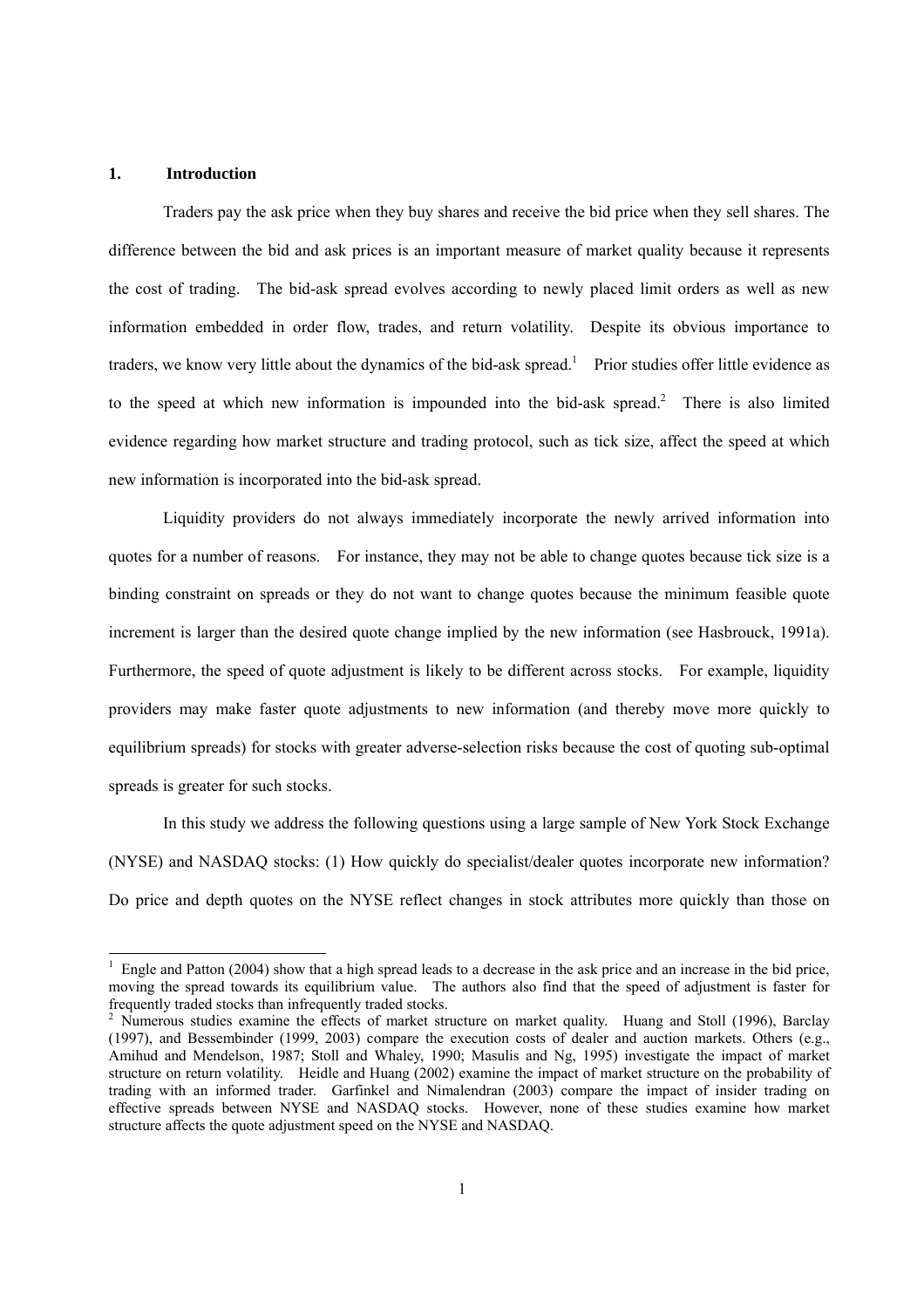## 1. Introduction

Traders pay the ask price when they buy shares and receive the bid price when they sell shares. The difference between the bid and ask prices is an important measure of market quality because it represents the cost of trading. The bid-ask spread evolves according to newly placed limit orders as well as new information embedded in order flow, trades, and return volatility. Despite its obvious importance to traders, we know very little about the dynamics of the bid-ask spread.[1] Prior studies offer little evidence as to the speed at which new information is impounded into the bid-ask spread.[2] There is also limited evidence regarding how market structure and trading protocol, such as tick size, affect the speed at which new information is incorporated into the bid-ask spread.

Liquidity providers do not always immediately incorporate the newly arrived information into quotes for a number of reasons. For instance, they may not be able to change quotes because tick size is a binding constraint on spreads or they do not want to change quotes because the minimum feasible quote increment is larger than the desired quote change implied by the new information (see Hasbrouck, 1991a). Furthermore, the speed of quote adjustment is likely to be different across stocks. For example, liquidity providers may make faster quote adjustments to new information (and thereby move more quickly to equilibrium spreads) for stocks with greater adverse-selection risks because the cost of quoting sub-optimal spreads is greater for such stocks.

In this study we address the following questions using a large sample of New York Stock Exchange (NYSE) and NASDAQ stocks: (1) How quickly do specialist/dealer quotes incorporate new information? Do price and depth quotes on the NYSE reflect changes in stock attributes more quickly than those on

[1] Engle and Patton (2004) show that a high spread leads to a decrease in the ask price and an increase in the bid price, moving the spread towards its equilibrium value. The authors also find that the speed of adjustment is faster for frequently traded stocks than infrequently traded stocks.

[2] Numerous studies examine the effects of market structure on market quality. Huang and Stoll (1996), Barclay (1997), and Bessembinder (1999, 2003) compare the execution costs of dealer and auction markets. Others (e.g., Amihud and Mendelson, 1987; Stoll and Whaley, 1990; Masulis and Ng, 1995) investigate the impact of market structure on return volatility. Heidle and Huang (2002) examine the impact of market structure on the probability of trading with an informed trader. Garfinkel and Nimalendran (2003) compare the impact of insider trading on effective spreads between NYSE and NASDAQ stocks. However, none of these studies examine how market structure affects the quote adjustment speed on the NYSE and NASDAQ.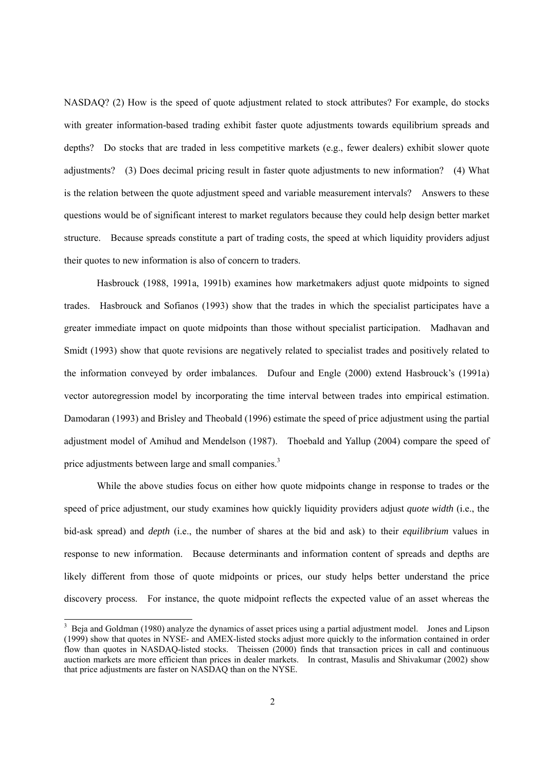NASDAQ? (2) How is the speed of quote adjustment related to stock attributes? For example, do stocks with greater information-based trading exhibit faster quote adjustments towards equilibrium spreads and depths? Do stocks that are traded in less competitive markets (e.g., fewer dealers) exhibit slower quote adjustments? (3) Does decimal pricing result in faster quote adjustments to new information? (4) What is the relation between the quote adjustment speed and variable measurement intervals? Answers to these questions would be of significant interest to market regulators because they could help design better market structure. Because spreads constitute a part of trading costs, the speed at which liquidity providers adjust their quotes to new information is also of concern to traders.

Hasbrouck (1988, 1991a, 1991b) examines how marketmakers adjust quote midpoints to signed trades. Hasbrouck and Sofianos (1993) show that the trades in which the specialist participates have a greater immediate impact on quote midpoints than those without specialist participation. Madhavan and Smidt (1993) show that quote revisions are negatively related to specialist trades and positively related to the information conveyed by order imbalances. Dufour and Engle (2000) extend Hasbrouck's (1991a) vector autoregression model by incorporating the time interval between trades into empirical estimation. Damodaran (1993) and Brisley and Theobald (1996) estimate the speed of price adjustment using the partial adjustment model of Amihud and Mendelson (1987). Thoebald and Yallup (2004) compare the speed of price adjustments between large and small companies.[3]

While the above studies focus on either how quote midpoints change in response to trades or the speed of price adjustment, our study examines how quickly liquidity providers adjust *quote width* (i.e., the bid-ask spread) and *depth* (i.e., the number of shares at the bid and ask) to their *equilibrium* values in response to new information. Because determinants and information content of spreads and depths are likely different from those of quote midpoints or prices, our study helps better understand the price discovery process. For instance, the quote midpoint reflects the expected value of an asset whereas the

[3] Beja and Goldman (1980) analyze the dynamics of asset prices using a partial adjustment model. Jones and Lipson (1999) show that quotes in NYSE- and AMEX-listed stocks adjust more quickly to the information contained in order flow than quotes in NASDAQ-listed stocks. Theissen (2000) finds that transaction prices in call and continuous auction markets are more efficient than prices in dealer markets. In contrast, Masulis and Shivakumar (2002) show that price adjustments are faster on NASDAQ than on the NYSE.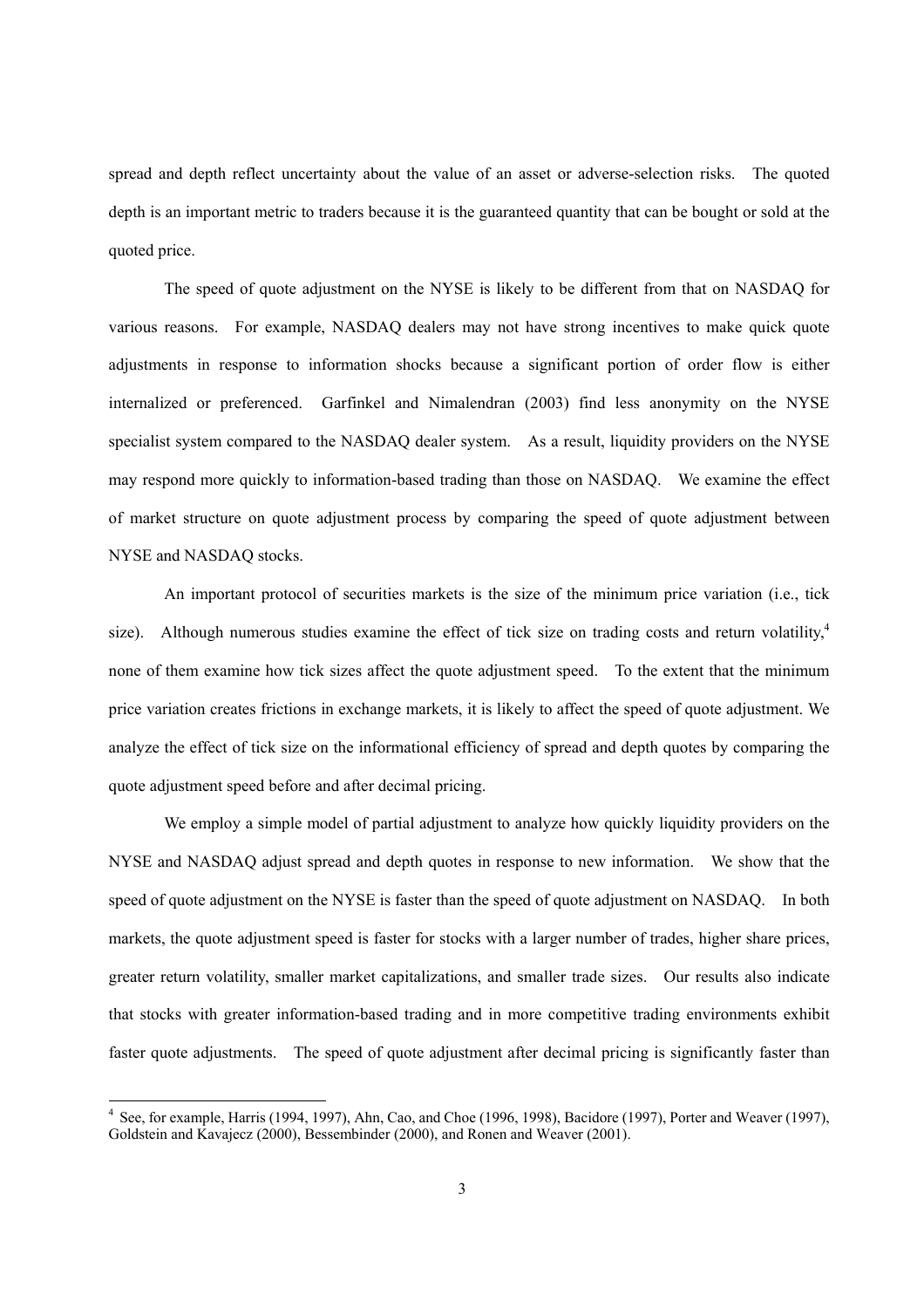spread and depth reflect uncertainty about the value of an asset or adverse-selection risks. The quoted depth is an important metric to traders because it is the guaranteed quantity that can be bought or sold at the quoted price.

The speed of quote adjustment on the NYSE is likely to be different from that on NASDAQ for various reasons. For example, NASDAQ dealers may not have strong incentives to make quick quote adjustments in response to information shocks because a significant portion of order flow is either internalized or preferenced. Garfinkel and Nimalendran (2003) find less anonymity on the NYSE specialist system compared to the NASDAQ dealer system. As a result, liquidity providers on the NYSE may respond more quickly to information-based trading than those on NASDAQ. We examine the effect of market structure on quote adjustment process by comparing the speed of quote adjustment between NYSE and NASDAQ stocks.

An important protocol of securities markets is the size of the minimum price variation (i.e., tick size). Although numerous studies examine the effect of tick size on trading costs and return volatility,[4] none of them examine how tick sizes affect the quote adjustment speed. To the extent that the minimum price variation creates frictions in exchange markets, it is likely to affect the speed of quote adjustment. We analyze the effect of tick size on the informational efficiency of spread and depth quotes by comparing the quote adjustment speed before and after decimal pricing.

We employ a simple model of partial adjustment to analyze how quickly liquidity providers on the NYSE and NASDAQ adjust spread and depth quotes in response to new information. We show that the speed of quote adjustment on the NYSE is faster than the speed of quote adjustment on NASDAQ. In both markets, the quote adjustment speed is faster for stocks with a larger number of trades, higher share prices, greater return volatility, smaller market capitalizations, and smaller trade sizes. Our results also indicate that stocks with greater information-based trading and in more competitive trading environments exhibit faster quote adjustments. The speed of quote adjustment after decimal pricing is significantly faster than

[4] See, for example, Harris (1994, 1997), Ahn, Cao, and Choe (1996, 1998), Bacidore (1997), Porter and Weaver (1997), Goldstein and Kavajecz (2000), Bessembinder (2000), and Ronen and Weaver (2001).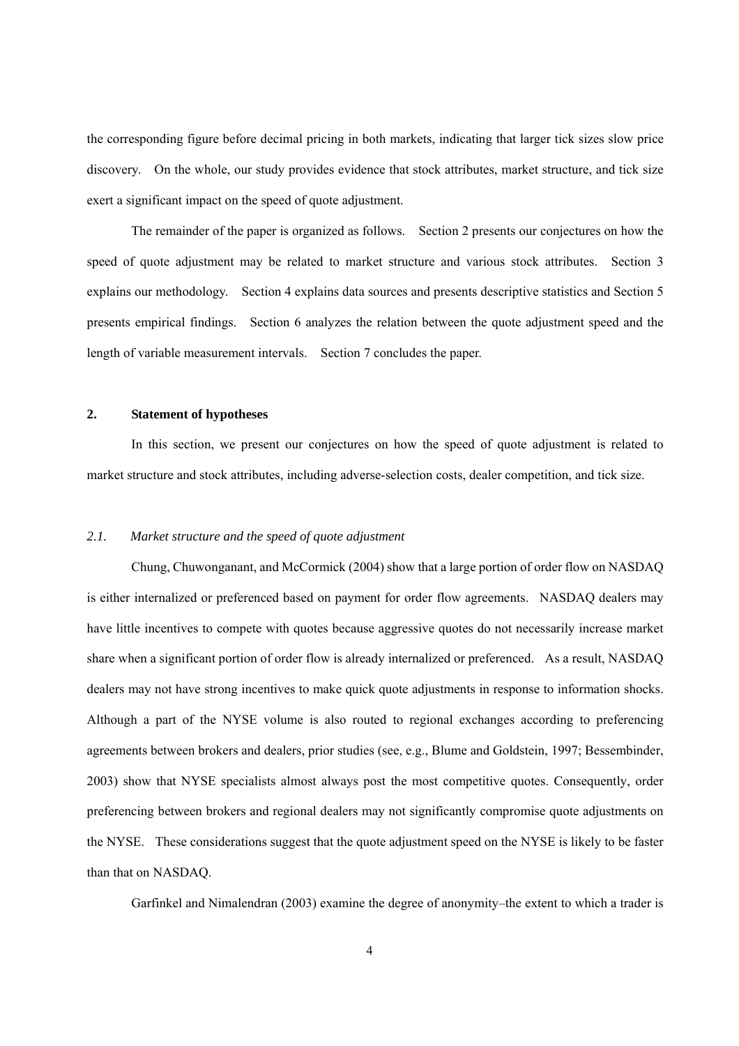the corresponding figure before decimal pricing in both markets, indicating that larger tick sizes slow price discovery. On the whole, our study provides evidence that stock attributes, market structure, and tick size exert a significant impact on the speed of quote adjustment.

The remainder of the paper is organized as follows. Section 2 presents our conjectures on how the speed of quote adjustment may be related to market structure and various stock attributes. Section 3 explains our methodology. Section 4 explains data sources and presents descriptive statistics and Section 5 presents empirical findings. Section 6 analyzes the relation between the quote adjustment speed and the length of variable measurement intervals. Section 7 concludes the paper.

## 2. Statement of hypotheses

In this section, we present our conjectures on how the speed of quote adjustment is related to market structure and stock attributes, including adverse-selection costs, dealer competition, and tick size.

### *2.1. Market structure and the speed of quote adjustment*

Chung, Chuwonganant, and McCormick (2004) show that a large portion of order flow on NASDAQ is either internalized or preferenced based on payment for order flow agreements. NASDAQ dealers may have little incentives to compete with quotes because aggressive quotes do not necessarily increase market share when a significant portion of order flow is already internalized or preferenced. As a result, NASDAQ dealers may not have strong incentives to make quick quote adjustments in response to information shocks. Although a part of the NYSE volume is also routed to regional exchanges according to preferencing agreements between brokers and dealers, prior studies (see, e.g., Blume and Goldstein, 1997; Bessembinder, 2003) show that NYSE specialists almost always post the most competitive quotes. Consequently, order preferencing between brokers and regional dealers may not significantly compromise quote adjustments on the NYSE. These considerations suggest that the quote adjustment speed on the NYSE is likely to be faster than that on NASDAQ.

Garfinkel and Nimalendran (2003) examine the degree of anonymity–the extent to which a trader is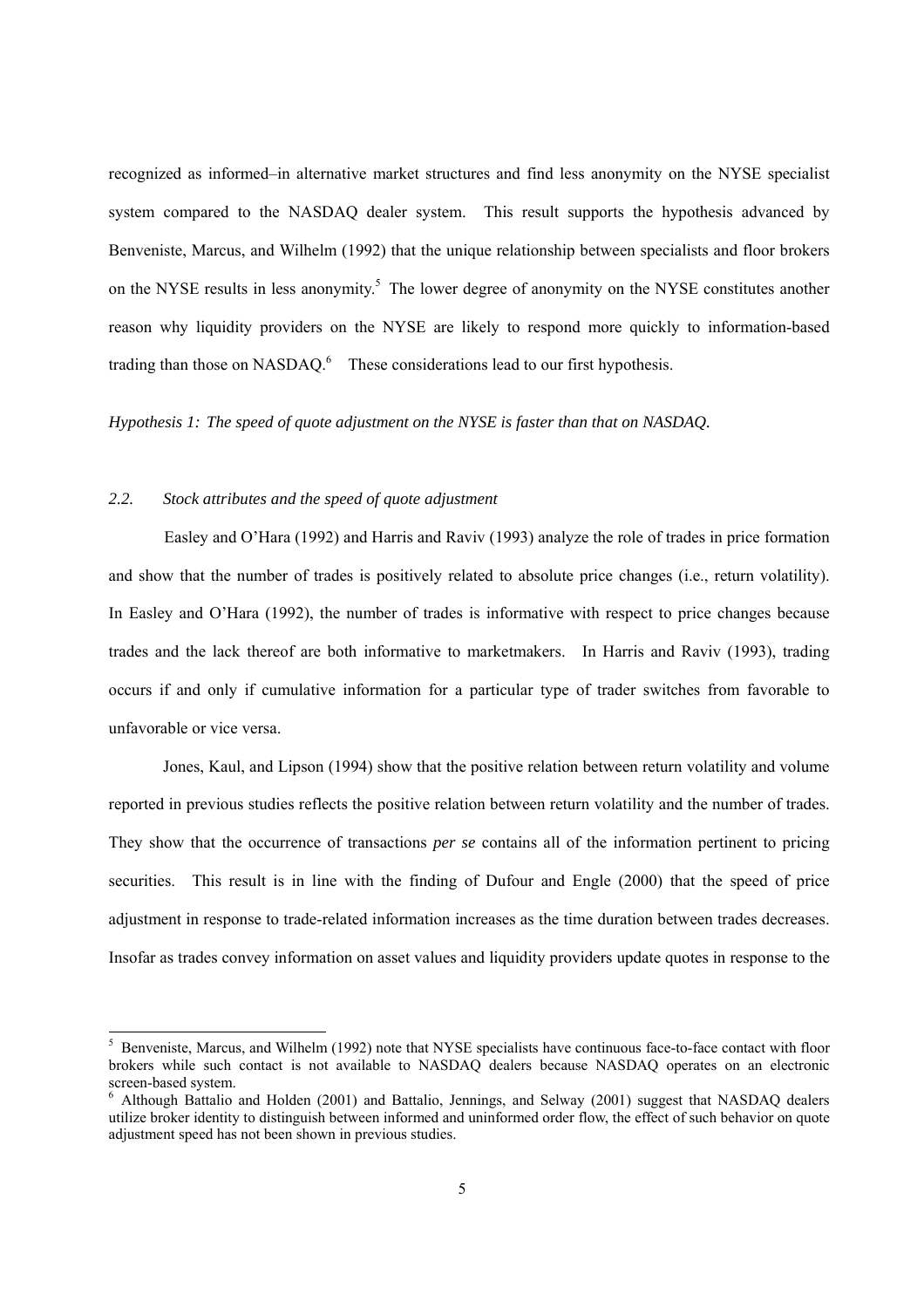recognized as informed–in alternative market structures and find less anonymity on the NYSE specialist system compared to the NASDAQ dealer system. This result supports the hypothesis advanced by Benveniste, Marcus, and Wilhelm (1992) that the unique relationship between specialists and floor brokers on the NYSE results in less anonymity.[5] The lower degree of anonymity on the NYSE constitutes another reason why liquidity providers on the NYSE are likely to respond more quickly to information-based trading than those on NASDAQ.[6] These considerations lead to our first hypothesis.

*Hypothesis 1: The speed of quote adjustment on the NYSE is faster than that on NASDAQ.*

### 2.2. *Stock attributes and the speed of quote adjustment*

Easley and O'Hara (1992) and Harris and Raviv (1993) analyze the role of trades in price formation and show that the number of trades is positively related to absolute price changes (i.e., return volatility). In Easley and O'Hara (1992), the number of trades is informative with respect to price changes because trades and the lack thereof are both informative to marketmakers. In Harris and Raviv (1993), trading occurs if and only if cumulative information for a particular type of trader switches from favorable to unfavorable or vice versa.

Jones, Kaul, and Lipson (1994) show that the positive relation between return volatility and volume reported in previous studies reflects the positive relation between return volatility and the number of trades. They show that the occurrence of transactions *per se* contains all of the information pertinent to pricing securities. This result is in line with the finding of Dufour and Engle (2000) that the speed of price adjustment in response to trade-related information increases as the time duration between trades decreases. Insofar as trades convey information on asset values and liquidity providers update quotes in response to the

---

[5] Benveniste, Marcus, and Wilhelm (1992) note that NYSE specialists have continuous face-to-face contact with floor brokers while such contact is not available to NASDAQ dealers because NASDAQ operates on an electronic screen-based system.

[6] Although Battalio and Holden (2001) and Battalio, Jennings, and Selway (2001) suggest that NASDAQ dealers utilize broker identity to distinguish between informed and uninformed order flow, the effect of such behavior on quote adjustment speed has not been shown in previous studies.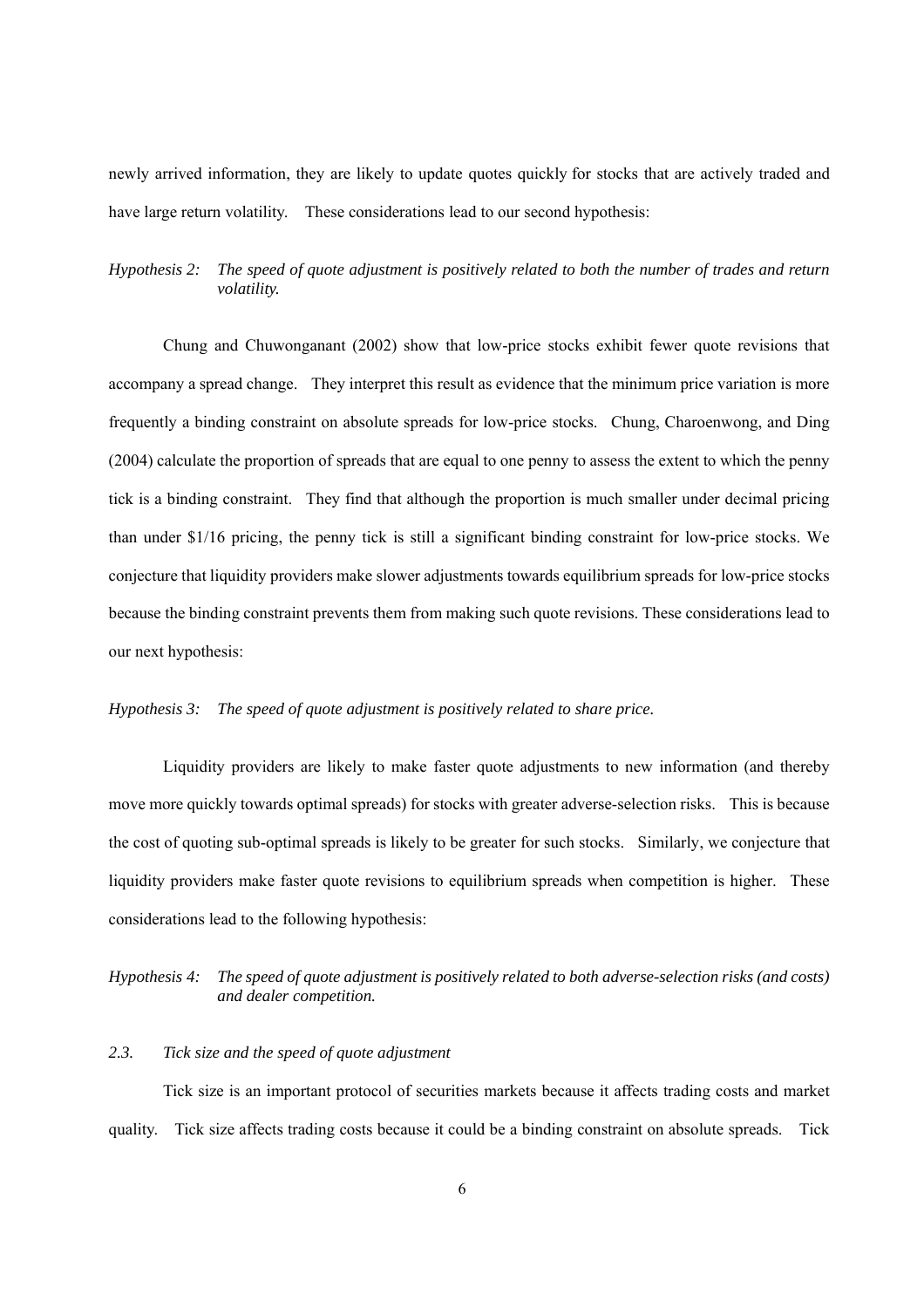newly arrived information, they are likely to update quotes quickly for stocks that are actively traded and have large return volatility. These considerations lead to our second hypothesis:

*Hypothesis 2: The speed of quote adjustment is positively related to both the number of trades and return volatility.*

Chung and Chuwonganant (2002) show that low-price stocks exhibit fewer quote revisions that accompany a spread change. They interpret this result as evidence that the minimum price variation is more frequently a binding constraint on absolute spreads for low-price stocks. Chung, Charoenwong, and Ding (2004) calculate the proportion of spreads that are equal to one penny to assess the extent to which the penny tick is a binding constraint. They find that although the proportion is much smaller under decimal pricing than under $1/16 pricing, the penny tick is still a significant binding constraint for low-price stocks. We conjecture that liquidity providers make slower adjustments towards equilibrium spreads for low-price stocks because the binding constraint prevents them from making such quote revisions. These considerations lead to our next hypothesis:

*Hypothesis 3: The speed of quote adjustment is positively related to share price.*

Liquidity providers are likely to make faster quote adjustments to new information (and thereby move more quickly towards optimal spreads) for stocks with greater adverse-selection risks. This is because the cost of quoting sub-optimal spreads is likely to be greater for such stocks. Similarly, we conjecture that liquidity providers make faster quote revisions to equilibrium spreads when competition is higher. These considerations lead to the following hypothesis:

*Hypothesis 4: The speed of quote adjustment is positively related to both adverse-selection risks (and costs) and dealer competition.*

### *2.3. Tick size and the speed of quote adjustment*

Tick size is an important protocol of securities markets because it affects trading costs and market quality. Tick size affects trading costs because it could be a binding constraint on absolute spreads. Tick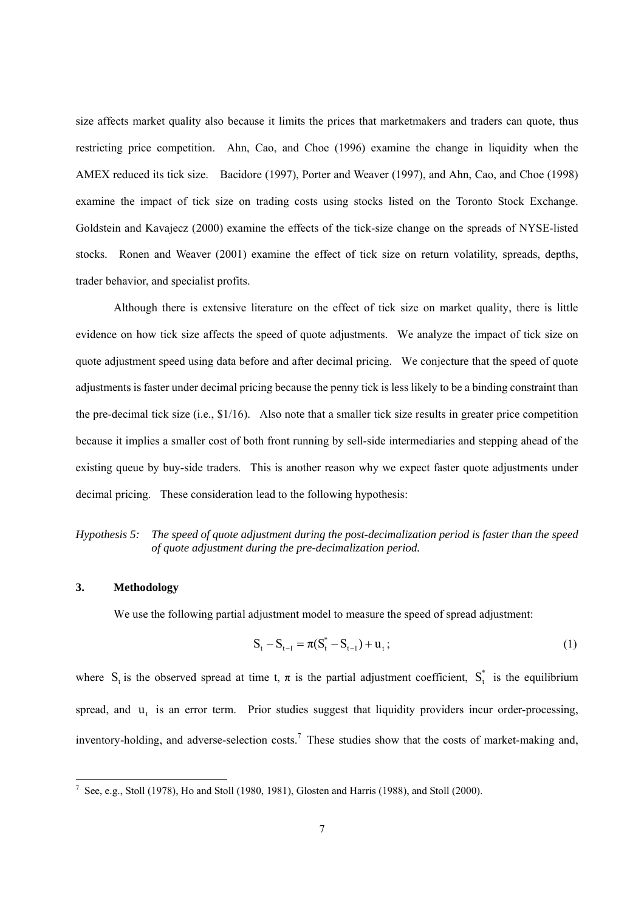size affects market quality also because it limits the prices that marketmakers and traders can quote, thus restricting price competition. Ahn, Cao, and Choe (1996) examine the change in liquidity when the AMEX reduced its tick size. Bacidore (1997), Porter and Weaver (1997), and Ahn, Cao, and Choe (1998) examine the impact of tick size on trading costs using stocks listed on the Toronto Stock Exchange. Goldstein and Kavajecz (2000) examine the effects of the tick-size change on the spreads of NYSE-listed stocks. Ronen and Weaver (2001) examine the effect of tick size on return volatility, spreads, depths, trader behavior, and specialist profits.

Although there is extensive literature on the effect of tick size on market quality, there is little evidence on how tick size affects the speed of quote adjustments. We analyze the impact of tick size on quote adjustment speed using data before and after decimal pricing. We conjecture that the speed of quote adjustments is faster under decimal pricing because the penny tick is less likely to be a binding constraint than the pre-decimal tick size (i.e., \$1/16). Also note that a smaller tick size results in greater price competition because it implies a smaller cost of both front running by sell-side intermediaries and stepping ahead of the existing queue by buy-side traders. This is another reason why we expect faster quote adjustments under decimal pricing. These consideration lead to the following hypothesis:

*Hypothesis 5: The speed of quote adjustment during the post-decimalization period is faster than the speed of quote adjustment during the pre-decimalization period.*

## 3. Methodology

We use the following partial adjustment model to measure the speed of spread adjustment:

$$S_t - S_{t-1} = \pi(S_t^* - S_{t-1}) + u_t ; \tag{1}$$

where $S_t$ is the observed spread at time t, $\pi$ is the partial adjustment coefficient, $S_t^*$ is the equilibrium spread, and $u_t$ is an error term. Prior studies suggest that liquidity providers incur order-processing, inventory-holding, and adverse-selection costs.[7] These studies show that the costs of market-making and,

[7] See, e.g., Stoll (1978), Ho and Stoll (1980, 1981), Glosten and Harris (1988), and Stoll (2000).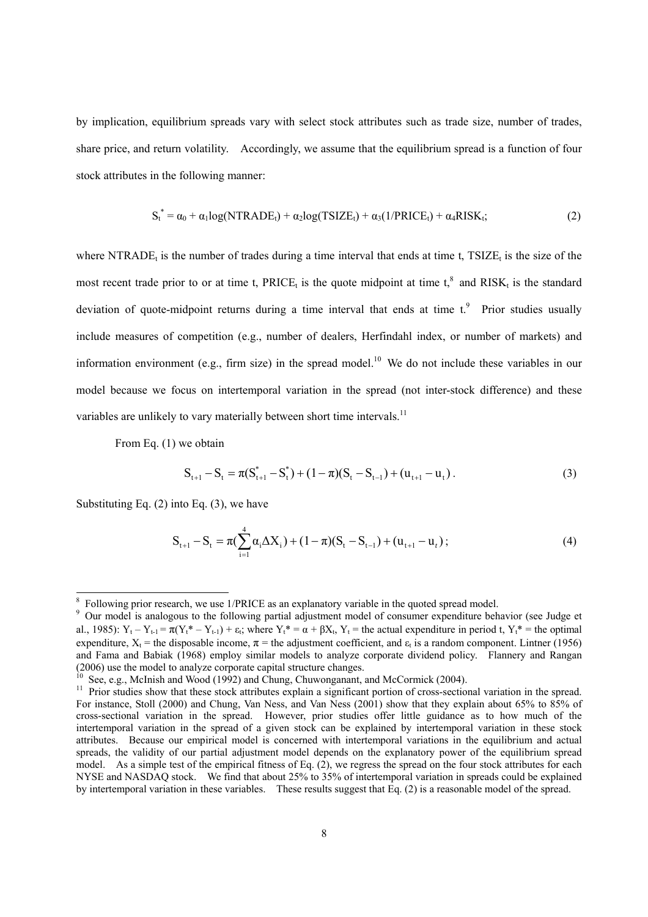by implication, equilibrium spreads vary with select stock attributes such as trade size, number of trades, share price, and return volatility. Accordingly, we assume that the equilibrium spread is a function of four stock attributes in the following manner:

$$S_t^* = \alpha_0 + \alpha_1\log(\text{NTRADE}_t) + \alpha_2\log(\text{TSIZE}_t) + \alpha_3(1/\text{PRICE}_t) + \alpha_4\text{RISK}_t; \tag{2}$$

where $\text{NTRADE}_t$ is the number of trades during a time interval that ends at time t, $\text{TSIZE}_t$ is the size of the most recent trade prior to or at time t, $\text{PRICE}_t$ is the quote midpoint at time t,[8] and $\text{RISK}_t$ is the standard deviation of quote-midpoint returns during a time interval that ends at time t.[9] Prior studies usually include measures of competition (e.g., number of dealers, Herfindahl index, or number of markets) and information environment (e.g., firm size) in the spread model.[10] We do not include these variables in our model because we focus on intertemporal variation in the spread (not inter-stock difference) and these variables are unlikely to vary materially between short time intervals.[11]

From Eq. (1) we obtain

$$S_{t+1} - S_t = \pi(S_{t+1}^* - S_t^*) + (1-\pi)(S_t - S_{t-1}) + (u_{t+1} - u_t). \tag{3}$$

Substituting Eq. (2) into Eq. (3), we have

$$S_{t+1} - S_t = \pi(\sum_{i=1}^{4}\alpha_i\Delta X_i) + (1-\pi)(S_t - S_{t-1}) + (u_{t+1} - u_t); \tag{4}$$

---

[8] Following prior research, we use 1/PRICE as an explanatory variable in the quoted spread model.

[9] Our model is analogous to the following partial adjustment model of consumer expenditure behavior (see Judge et al., 1985): $Y_t - Y_{t-1} = \pi(Y_t^* - Y_{t-1}) + \varepsilon_t$; where $Y_t^* = \alpha + \beta X_t$, $Y_t$ = the actual expenditure in period t, $Y_t^*$ = the optimal expenditure, $X_t$ = the disposable income, $\pi$ = the adjustment coefficient, and $\varepsilon_t$ is a random component. Lintner (1956) and Fama and Babiak (1968) employ similar models to analyze corporate dividend policy. Flannery and Rangan (2006) use the model to analyze corporate capital structure changes.

[10] See, e.g., McInish and Wood (1992) and Chung, Chuwonganant, and McCormick (2004).

[11] Prior studies show that these stock attributes explain a significant portion of cross-sectional variation in the spread. For instance, Stoll (2000) and Chung, Van Ness, and Van Ness (2001) show that they explain about 65% to 85% of cross-sectional variation in the spread. However, prior studies offer little guidance as to how much of the intertemporal variation in the spread of a given stock can be explained by intertemporal variation in these stock attributes. Because our empirical model is concerned with intertemporal variations in the equilibrium and actual spreads, the validity of our partial adjustment model depends on the explanatory power of the equilibrium spread model. As a simple test of the empirical fitness of Eq. (2), we regress the spread on the four stock attributes for each NYSE and NASDAQ stock. We find that about 25% to 35% of intertemporal variation in spreads could be explained by intertemporal variation in these variables. These results suggest that Eq. (2) is a reasonable model of the spread.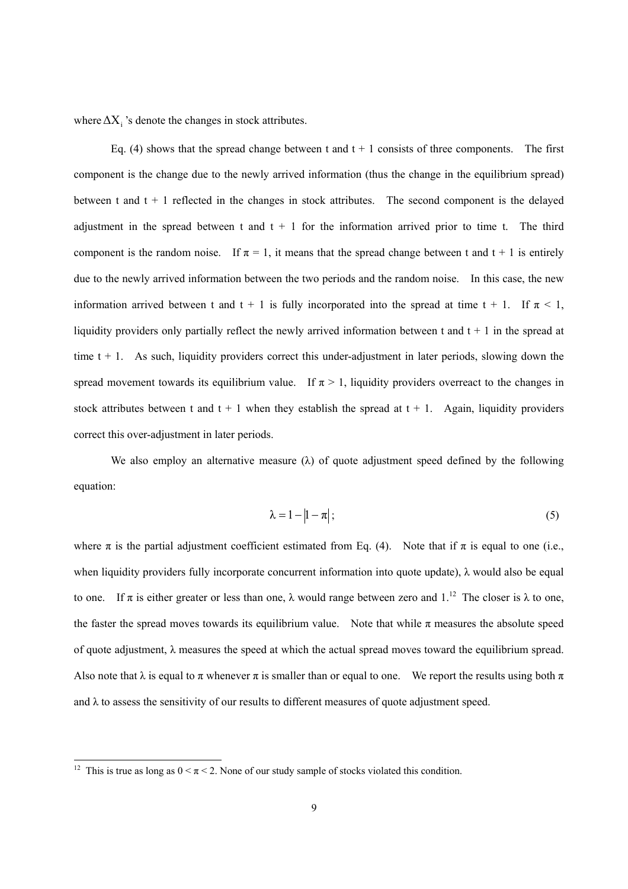where $\Delta X_i$ 's denote the changes in stock attributes.

Eq. (4) shows that the spread change between t and t + 1 consists of three components. The first component is the change due to the newly arrived information (thus the change in the equilibrium spread) between t and t + 1 reflected in the changes in stock attributes. The second component is the delayed adjustment in the spread between t and t + 1 for the information arrived prior to time t. The third component is the random noise. If $\pi = 1$, it means that the spread change between t and t + 1 is entirely due to the newly arrived information between the two periods and the random noise. In this case, the new information arrived between t and t + 1 is fully incorporated into the spread at time t + 1. If $\pi < 1$, liquidity providers only partially reflect the newly arrived information between t and t + 1 in the spread at time t + 1. As such, liquidity providers correct this under-adjustment in later periods, slowing down the spread movement towards its equilibrium value. If $\pi > 1$, liquidity providers overreact to the changes in stock attributes between t and t + 1 when they establish the spread at t + 1. Again, liquidity providers correct this over-adjustment in later periods.

We also employ an alternative measure ($\lambda$) of quote adjustment speed defined by the following equation:

$$\lambda = 1 - |1 - \pi|; \tag{5}$$

where $\pi$ is the partial adjustment coefficient estimated from Eq. (4). Note that if $\pi$ is equal to one (i.e., when liquidity providers fully incorporate concurrent information into quote update), $\lambda$ would also be equal to one. If $\pi$ is either greater or less than one, $\lambda$ would range between zero and 1.[12] The closer is $\lambda$ to one, the faster the spread moves towards its equilibrium value. Note that while $\pi$ measures the absolute speed of quote adjustment, $\lambda$ measures the speed at which the actual spread moves toward the equilibrium spread. Also note that $\lambda$ is equal to $\pi$ whenever $\pi$ is smaller than or equal to one. We report the results using both $\pi$ and $\lambda$ to assess the sensitivity of our results to different measures of quote adjustment speed.

[12] This is true as long as $0 < \pi < 2$. None of our study sample of stocks violated this condition.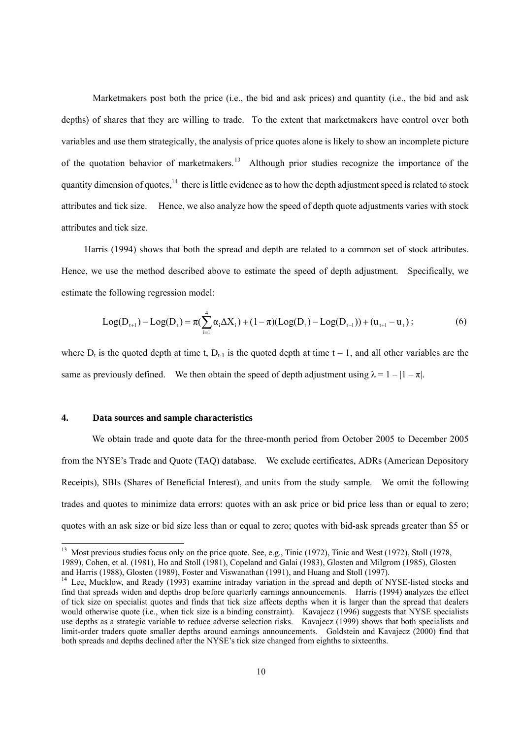Marketmakers post both the price (i.e., the bid and ask prices) and quantity (i.e., the bid and ask depths) of shares that they are willing to trade. To the extent that marketmakers have control over both variables and use them strategically, the analysis of price quotes alone is likely to show an incomplete picture of the quotation behavior of marketmakers.[13] Although prior studies recognize the importance of the quantity dimension of quotes,[14] there is little evidence as to how the depth adjustment speed is related to stock attributes and tick size. Hence, we also analyze how the speed of depth quote adjustments varies with stock attributes and tick size.

Harris (1994) shows that both the spread and depth are related to a common set of stock attributes. Hence, we use the method described above to estimate the speed of depth adjustment. Specifically, we estimate the following regression model:

$$\text{Log}(D_{t+1}) - \text{Log}(D_t) = \pi\left(\sum_{i=1}^{4} \alpha_i \Delta X_i\right) + (1-\pi)(\text{Log}(D_t) - \text{Log}(D_{t-1})) + (u_{t+1} - u_t)\,; \qquad (6)$$

where $D_t$ is the quoted depth at time t, $D_{t-1}$ is the quoted depth at time $t - 1$, and all other variables are the same as previously defined. We then obtain the speed of depth adjustment using $\lambda = 1 - |1 - \pi|$.

## 4. Data sources and sample characteristics

We obtain trade and quote data for the three-month period from October 2005 to December 2005 from the NYSE's Trade and Quote (TAQ) database. We exclude certificates, ADRs (American Depository Receipts), SBIs (Shares of Beneficial Interest), and units from the study sample. We omit the following trades and quotes to minimize data errors: quotes with an ask price or bid price less than or equal to zero; quotes with an ask size or bid size less than or equal to zero; quotes with bid-ask spreads greater than $5 or

---

[13] Most previous studies focus only on the price quote. See, e.g., Tinic (1972), Tinic and West (1972), Stoll (1978, 1989), Cohen, et al. (1981), Ho and Stoll (1981), Copeland and Galai (1983), Glosten and Milgrom (1985), Glosten and Harris (1988), Glosten (1989), Foster and Viswanathan (1991), and Huang and Stoll (1997).

[14] Lee, Mucklow, and Ready (1993) examine intraday variation in the spread and depth of NYSE-listed stocks and find that spreads widen and depths drop before quarterly earnings announcements. Harris (1994) analyzes the effect of tick size on specialist quotes and finds that tick size affects depths when it is larger than the spread that dealers would otherwise quote (i.e., when tick size is a binding constraint). Kavajecz (1996) suggests that NYSE specialists use depths as a strategic variable to reduce adverse selection risks. Kavajecz (1999) shows that both specialists and limit-order traders quote smaller depths around earnings announcements. Goldstein and Kavajecz (2000) find that both spreads and depths declined after the NYSE's tick size changed from eighths to sixteenths.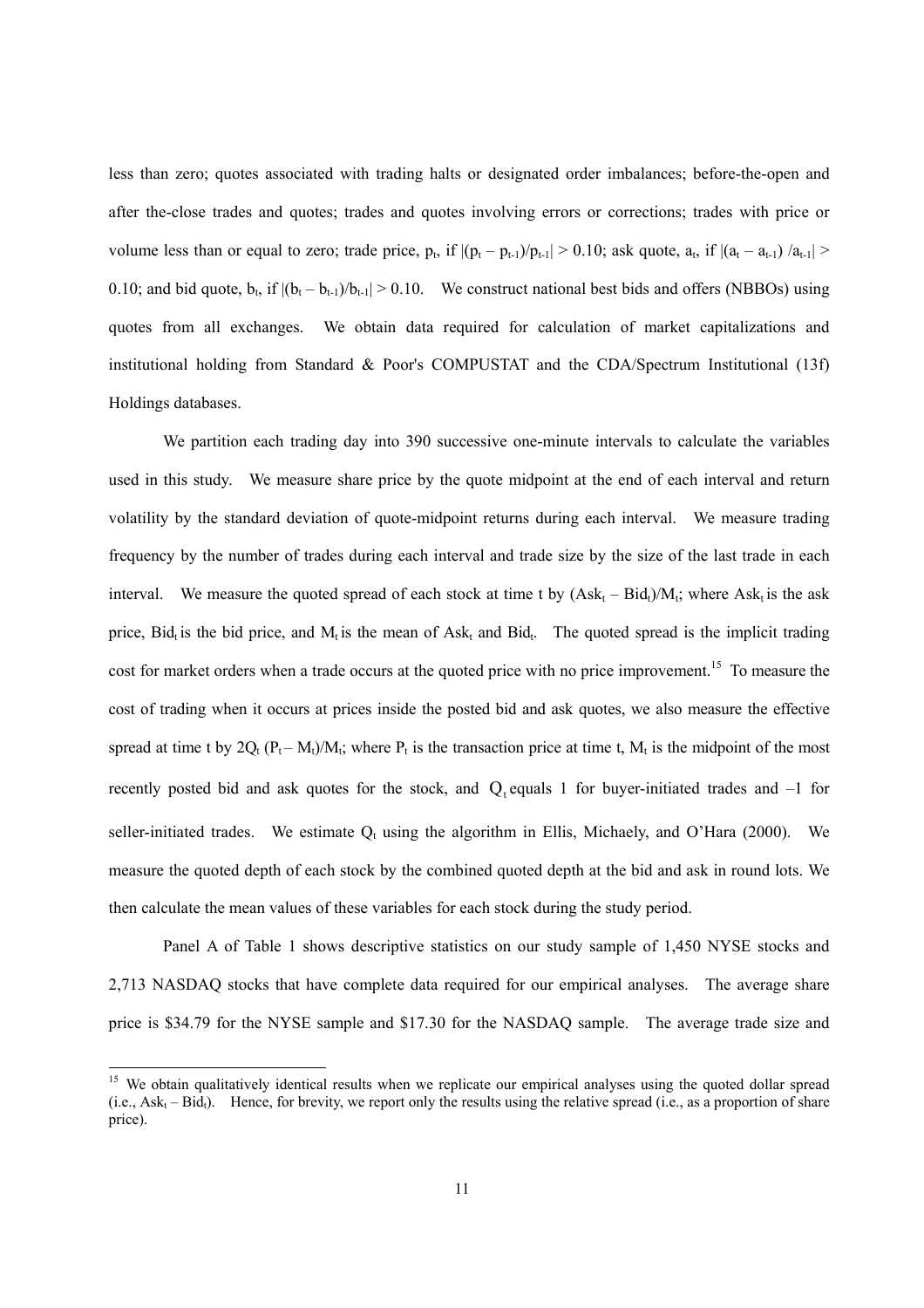less than zero; quotes associated with trading halts or designated order imbalances; before-the-open and after the-close trades and quotes; trades and quotes involving errors or corrections; trades with price or volume less than or equal to zero; trade price, $p_t$, if $|(p_t - p_{t-1})/p_{t-1}| > 0.10$; ask quote, $a_t$, if $|(a_t - a_{t-1})/a_{t-1}| > 0.10$; and bid quote, $b_t$, if $|(b_t - b_{t-1})/b_{t-1}| > 0.10$. We construct national best bids and offers (NBBOs) using quotes from all exchanges. We obtain data required for calculation of market capitalizations and institutional holding from Standard & Poor's COMPUSTAT and the CDA/Spectrum Institutional (13f) Holdings databases.

We partition each trading day into 390 successive one-minute intervals to calculate the variables used in this study. We measure share price by the quote midpoint at the end of each interval and return volatility by the standard deviation of quote-midpoint returns during each interval. We measure trading frequency by the number of trades during each interval and trade size by the size of the last trade in each interval. We measure the quoted spread of each stock at time t by $(Ask_t - Bid_t)/M_t$; where $Ask_t$ is the ask price, $Bid_t$ is the bid price, and $M_t$ is the mean of $Ask_t$ and $Bid_t$. The quoted spread is the implicit trading cost for market orders when a trade occurs at the quoted price with no price improvement.[15] To measure the cost of trading when it occurs at prices inside the posted bid and ask quotes, we also measure the effective spread at time t by $2Q_t(P_t - M_t)/M_t$; where $P_t$ is the transaction price at time t, $M_t$ is the midpoint of the most recently posted bid and ask quotes for the stock, and $Q_t$ equals 1 for buyer-initiated trades and –1 for seller-initiated trades. We estimate $Q_t$ using the algorithm in Ellis, Michaely, and O'Hara (2000). We measure the quoted depth of each stock by the combined quoted depth at the bid and ask in round lots. We then calculate the mean values of these variables for each stock during the study period.

Panel A of Table 1 shows descriptive statistics on our study sample of 1,450 NYSE stocks and 2,713 NASDAQ stocks that have complete data required for our empirical analyses. The average share price is \$34.79 for the NYSE sample and \$17.30 for the NASDAQ sample. The average trade size and

[15] We obtain qualitatively identical results when we replicate our empirical analyses using the quoted dollar spread (i.e., $Ask_t - Bid_t$). Hence, for brevity, we report only the results using the relative spread (i.e., as a proportion of share price).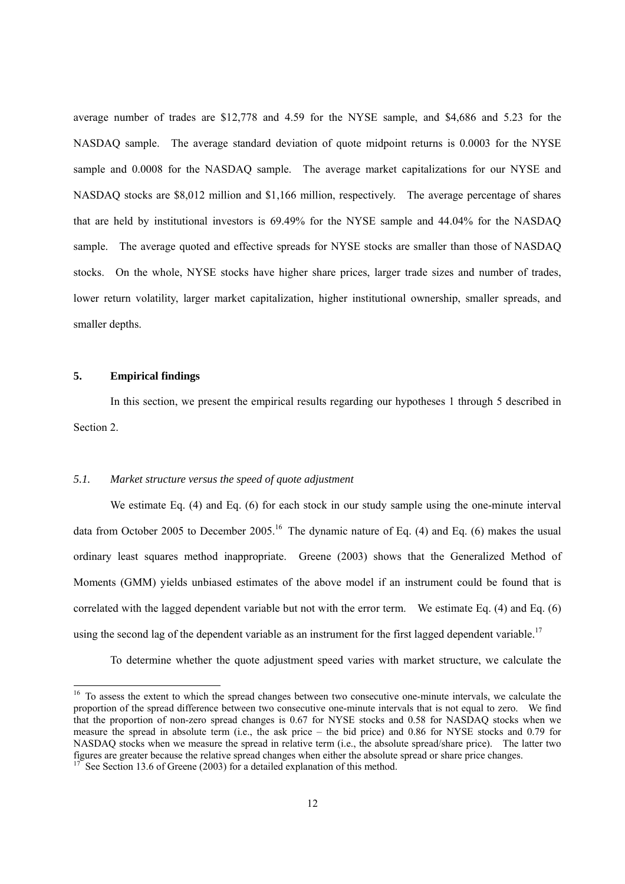average number of trades are $12,778 and 4.59 for the NYSE sample, and $4,686 and 5.23 for the NASDAQ sample. The average standard deviation of quote midpoint returns is 0.0003 for the NYSE sample and 0.0008 for the NASDAQ sample. The average market capitalizations for our NYSE and NASDAQ stocks are $8,012 million and $1,166 million, respectively. The average percentage of shares that are held by institutional investors is 69.49% for the NYSE sample and 44.04% for the NASDAQ sample. The average quoted and effective spreads for NYSE stocks are smaller than those of NASDAQ stocks. On the whole, NYSE stocks have higher share prices, larger trade sizes and number of trades, lower return volatility, larger market capitalization, higher institutional ownership, smaller spreads, and smaller depths.

## 5. Empirical findings

In this section, we present the empirical results regarding our hypotheses 1 through 5 described in Section 2.

### *5.1. Market structure versus the speed of quote adjustment*

We estimate Eq. (4) and Eq. (6) for each stock in our study sample using the one-minute interval data from October 2005 to December 2005.[16] The dynamic nature of Eq. (4) and Eq. (6) makes the usual ordinary least squares method inappropriate. Greene (2003) shows that the Generalized Method of Moments (GMM) yields unbiased estimates of the above model if an instrument could be found that is correlated with the lagged dependent variable but not with the error term. We estimate Eq. (4) and Eq. (6) using the second lag of the dependent variable as an instrument for the first lagged dependent variable.[17]

To determine whether the quote adjustment speed varies with market structure, we calculate the

---

[16] To assess the extent to which the spread changes between two consecutive one-minute intervals, we calculate the proportion of the spread difference between two consecutive one-minute intervals that is not equal to zero. We find that the proportion of non-zero spread changes is 0.67 for NYSE stocks and 0.58 for NASDAQ stocks when we measure the spread in absolute term (i.e., the ask price – the bid price) and 0.86 for NYSE stocks and 0.79 for NASDAQ stocks when we measure the spread in relative term (i.e., the absolute spread/share price). The latter two figures are greater because the relative spread changes when either the absolute spread or share price changes.

[17] See Section 13.6 of Greene (2003) for a detailed explanation of this method.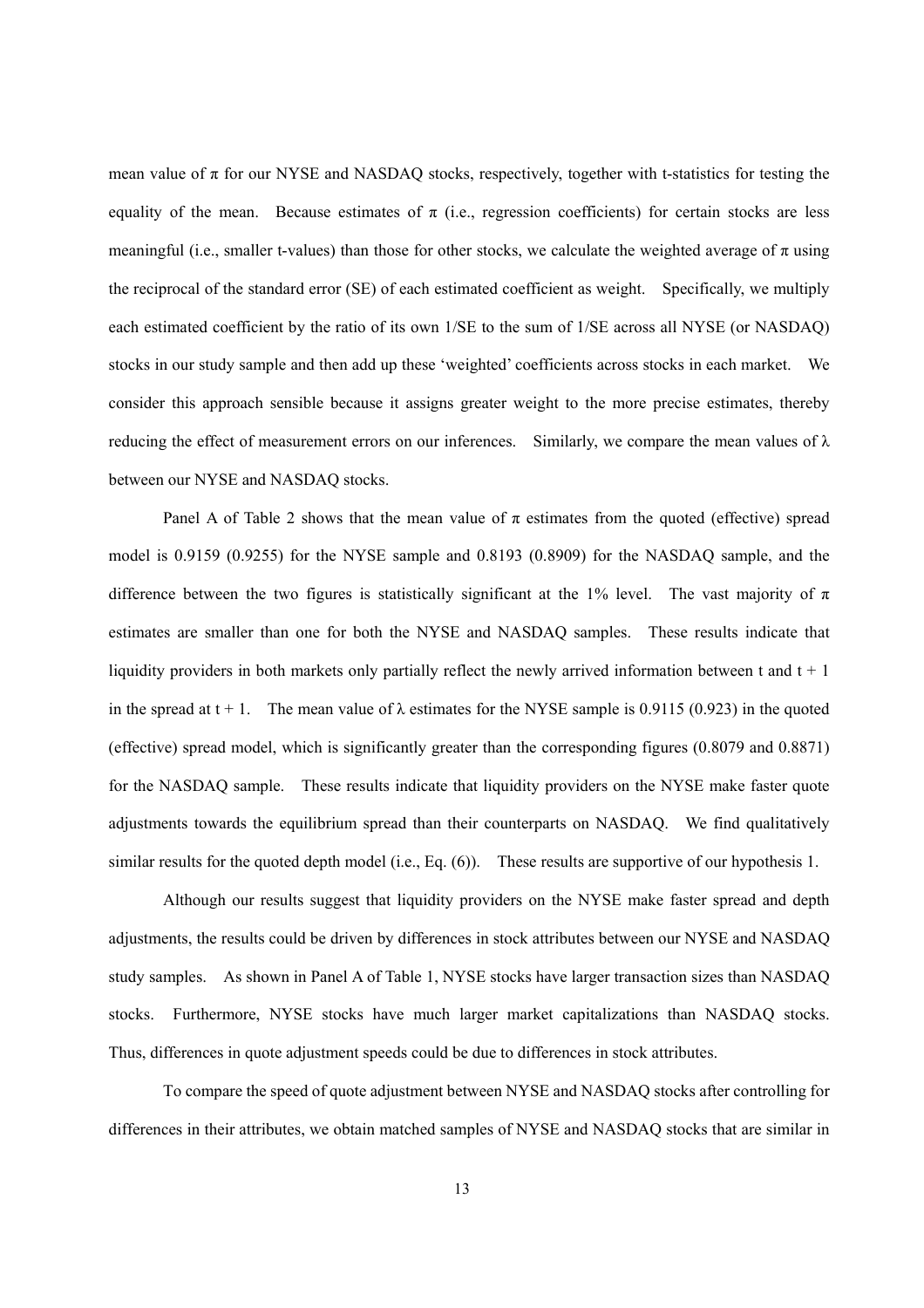mean value of $\pi$ for our NYSE and NASDAQ stocks, respectively, together with t-statistics for testing the equality of the mean. Because estimates of $\pi$ (i.e., regression coefficients) for certain stocks are less meaningful (i.e., smaller t-values) than those for other stocks, we calculate the weighted average of $\pi$ using the reciprocal of the standard error (SE) of each estimated coefficient as weight. Specifically, we multiply each estimated coefficient by the ratio of its own 1/SE to the sum of 1/SE across all NYSE (or NASDAQ) stocks in our study sample and then add up these 'weighted' coefficients across stocks in each market. We consider this approach sensible because it assigns greater weight to the more precise estimates, thereby reducing the effect of measurement errors on our inferences. Similarly, we compare the mean values of $\lambda$ between our NYSE and NASDAQ stocks.

Panel A of Table 2 shows that the mean value of $\pi$ estimates from the quoted (effective) spread model is 0.9159 (0.9255) for the NYSE sample and 0.8193 (0.8909) for the NASDAQ sample, and the difference between the two figures is statistically significant at the 1% level. The vast majority of $\pi$ estimates are smaller than one for both the NYSE and NASDAQ samples. These results indicate that liquidity providers in both markets only partially reflect the newly arrived information between t and t + 1 in the spread at t + 1. The mean value of $\lambda$ estimates for the NYSE sample is 0.9115 (0.923) in the quoted (effective) spread model, which is significantly greater than the corresponding figures (0.8079 and 0.8871) for the NASDAQ sample. These results indicate that liquidity providers on the NYSE make faster quote adjustments towards the equilibrium spread than their counterparts on NASDAQ. We find qualitatively similar results for the quoted depth model (i.e., Eq. (6)). These results are supportive of our hypothesis 1.

Although our results suggest that liquidity providers on the NYSE make faster spread and depth adjustments, the results could be driven by differences in stock attributes between our NYSE and NASDAQ study samples. As shown in Panel A of Table 1, NYSE stocks have larger transaction sizes than NASDAQ stocks. Furthermore, NYSE stocks have much larger market capitalizations than NASDAQ stocks. Thus, differences in quote adjustment speeds could be due to differences in stock attributes.

To compare the speed of quote adjustment between NYSE and NASDAQ stocks after controlling for differences in their attributes, we obtain matched samples of NYSE and NASDAQ stocks that are similar in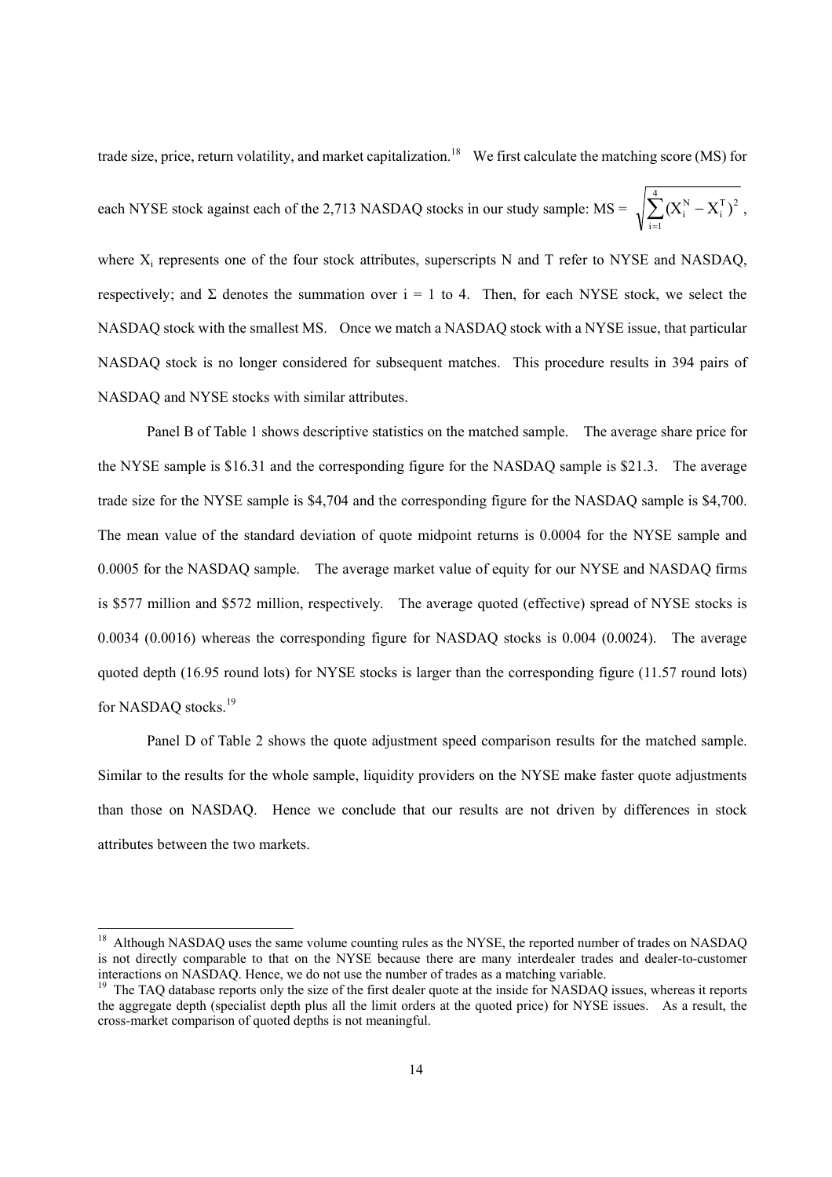trade size, price, return volatility, and market capitalization.[18] We first calculate the matching score (MS) for each NYSE stock against each of the 2,713 NASDAQ stocks in our study sample: MS = $\sqrt{\sum_{i=1}^{4}(X_i^N - X_i^T)^2}$, where $X_i$ represents one of the four stock attributes, superscripts N and T refer to NYSE and NASDAQ, respectively; and Σ denotes the summation over i = 1 to 4. Then, for each NYSE stock, we select the NASDAQ stock with the smallest MS. Once we match a NASDAQ stock with a NYSE issue, that particular NASDAQ stock is no longer considered for subsequent matches. This procedure results in 394 pairs of NASDAQ and NYSE stocks with similar attributes.

Panel B of Table 1 shows descriptive statistics on the matched sample. The average share price for the NYSE sample is \$16.31 and the corresponding figure for the NASDAQ sample is \$21.3. The average trade size for the NYSE sample is \$4,704 and the corresponding figure for the NASDAQ sample is \$4,700. The mean value of the standard deviation of quote midpoint returns is 0.0004 for the NYSE sample and 0.0005 for the NASDAQ sample. The average market value of equity for our NYSE and NASDAQ firms is \$577 million and \$572 million, respectively. The average quoted (effective) spread of NYSE stocks is 0.0034 (0.0016) whereas the corresponding figure for NASDAQ stocks is 0.004 (0.0024). The average quoted depth (16.95 round lots) for NYSE stocks is larger than the corresponding figure (11.57 round lots) for NASDAQ stocks.[19]

Panel D of Table 2 shows the quote adjustment speed comparison results for the matched sample. Similar to the results for the whole sample, liquidity providers on the NYSE make faster quote adjustments than those on NASDAQ. Hence we conclude that our results are not driven by differences in stock attributes between the two markets.

---

[18] Although NASDAQ uses the same volume counting rules as the NYSE, the reported number of trades on NASDAQ is not directly comparable to that on the NYSE because there are many interdealer trades and dealer-to-customer interactions on NASDAQ. Hence, we do not use the number of trades as a matching variable.

[19] The TAQ database reports only the size of the first dealer quote at the inside for NASDAQ issues, whereas it reports the aggregate depth (specialist depth plus all the limit orders at the quoted price) for NYSE issues. As a result, the cross-market comparison of quoted depths is not meaningful.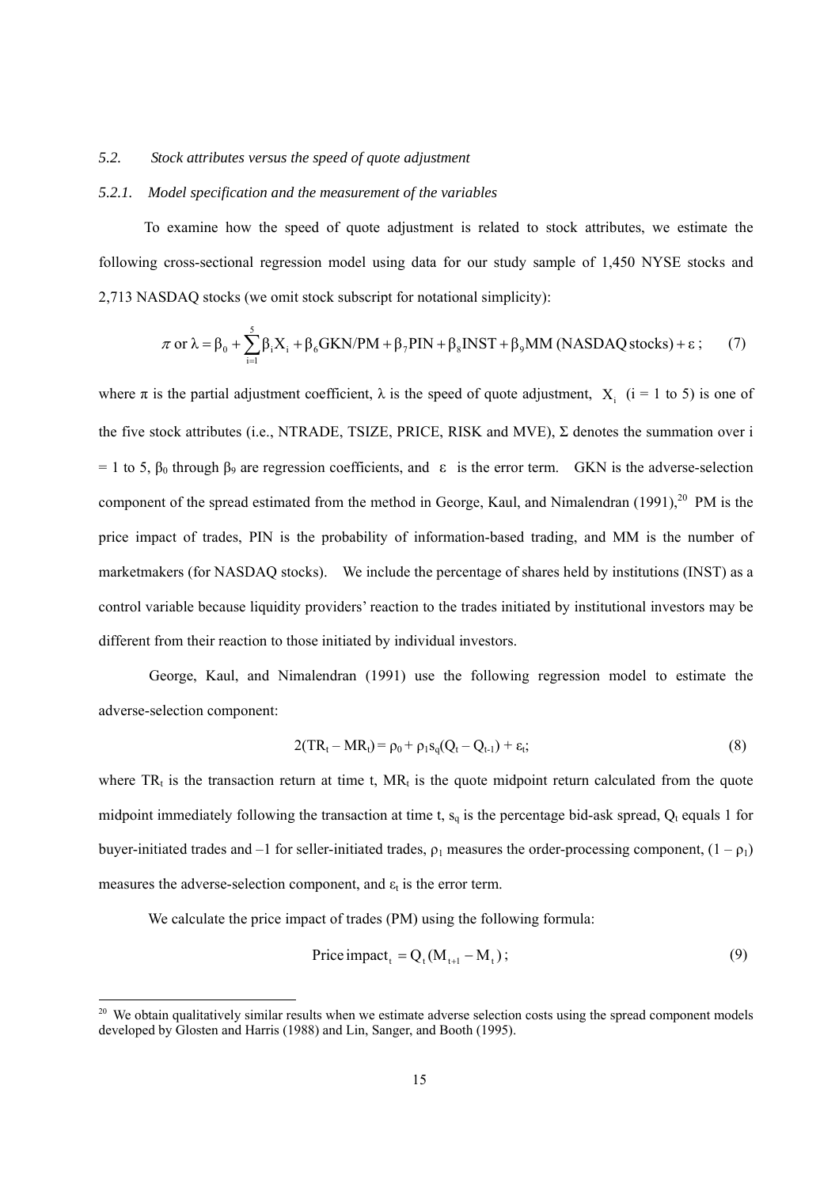### *5.2. Stock attributes versus the speed of quote adjustment*

#### *5.2.1. Model specification and the measurement of the variables*

To examine how the speed of quote adjustment is related to stock attributes, we estimate the following cross-sectional regression model using data for our study sample of 1,450 NYSE stocks and 2,713 NASDAQ stocks (we omit stock subscript for notational simplicity):

$$\pi \text{ or } \lambda = \beta_0 + \sum_{i=1}^{5}\beta_i X_i + \beta_6 \text{GKN/PM} + \beta_7 \text{PIN} + \beta_8 \text{INST} + \beta_9 \text{MM (NASDAQ stocks)} + \varepsilon\,; \qquad (7)$$

where $\pi$ is the partial adjustment coefficient, $\lambda$ is the speed of quote adjustment, $X_i$ (i = 1 to 5) is one of the five stock attributes (i.e., NTRADE, TSIZE, PRICE, RISK and MVE), $\Sigma$ denotes the summation over i = 1 to 5, $\beta_0$ through $\beta_9$ are regression coefficients, and $\varepsilon$ is the error term. GKN is the adverse-selection component of the spread estimated from the method in George, Kaul, and Nimalendran (1991),[20] PM is the price impact of trades, PIN is the probability of information-based trading, and MM is the number of marketmakers (for NASDAQ stocks). We include the percentage of shares held by institutions (INST) as a control variable because liquidity providers' reaction to the trades initiated by institutional investors may be different from their reaction to those initiated by individual investors.

George, Kaul, and Nimalendran (1991) use the following regression model to estimate the adverse-selection component:

$$2(TR_t - MR_t) = \rho_0 + \rho_1 s_q(Q_t - Q_{t-1}) + \varepsilon_t; \qquad (8)$$

where $TR_t$ is the transaction return at time t, $MR_t$ is the quote midpoint return calculated from the quote midpoint immediately following the transaction at time t, $s_q$ is the percentage bid-ask spread, $Q_t$ equals 1 for buyer-initiated trades and –1 for seller-initiated trades, $\rho_1$ measures the order-processing component, $(1 - \rho_1)$ measures the adverse-selection component, and $\varepsilon_t$ is the error term.

We calculate the price impact of trades (PM) using the following formula:

$$\text{Price impact}_t = Q_t(M_{t+1} - M_t)\,; \qquad (9)$$

[20] We obtain qualitatively similar results when we estimate adverse selection costs using the spread component models developed by Glosten and Harris (1988) and Lin, Sanger, and Booth (1995).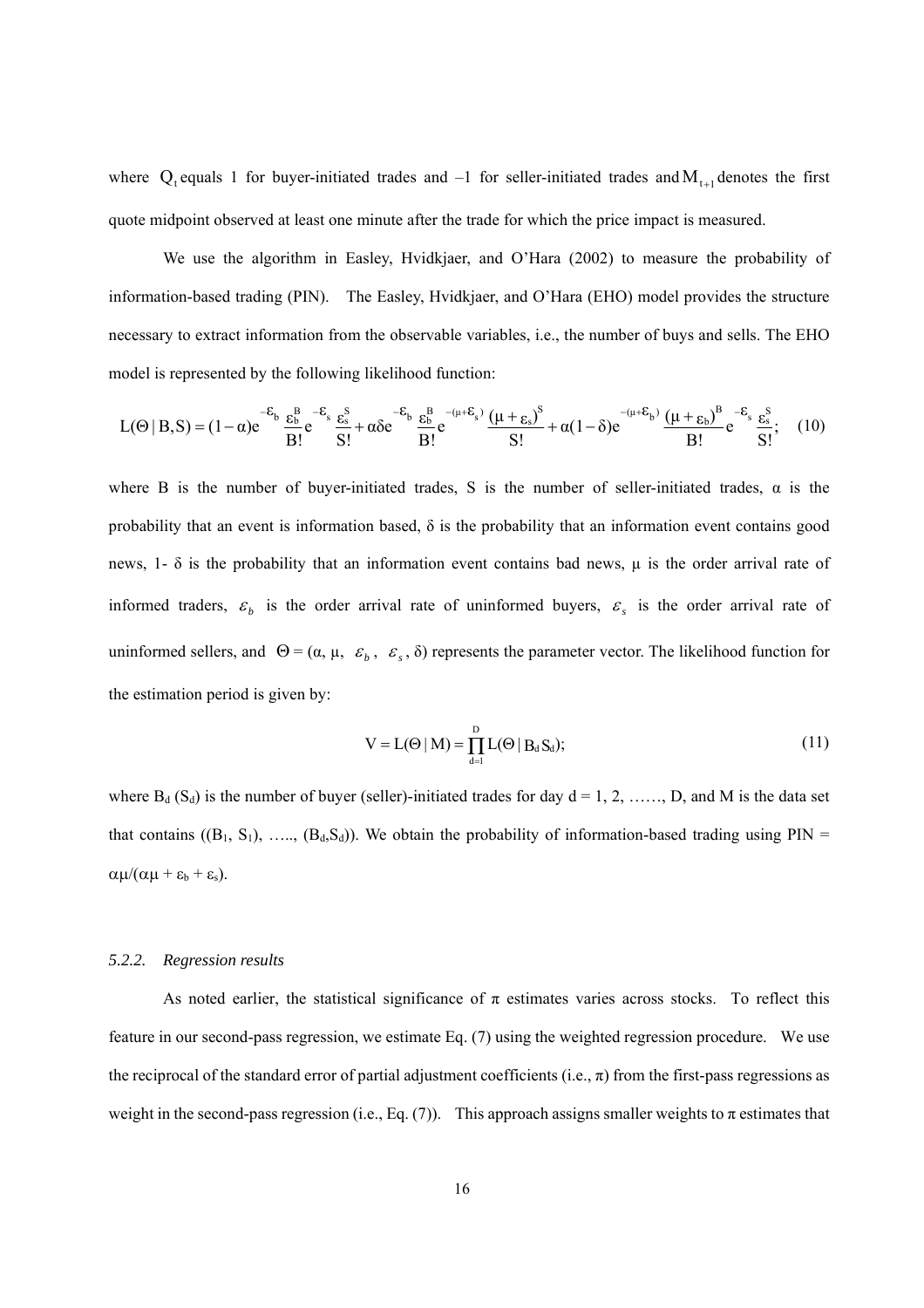where $Q_t$ equals 1 for buyer-initiated trades and –1 for seller-initiated trades and $M_{t+1}$ denotes the first quote midpoint observed at least one minute after the trade for which the price impact is measured.

We use the algorithm in Easley, Hvidkjaer, and O'Hara (2002) to measure the probability of information-based trading (PIN). The Easley, Hvidkjaer, and O'Hara (EHO) model provides the structure necessary to extract information from the observable variables, i.e., the number of buys and sells. The EHO model is represented by the following likelihood function:

$$L(\Theta \mid B,S) = (1-\alpha)e^{-\varepsilon_b}\frac{\varepsilon_b^B}{B!}e^{-\varepsilon_s}\frac{\varepsilon_s^S}{S!} + \alpha\delta e^{-\varepsilon_b}\frac{\varepsilon_b^B}{B!}e^{-(\mu+\varepsilon_s)}\frac{(\mu+\varepsilon_s)^S}{S!} + \alpha(1-\delta)e^{-(\mu+\varepsilon_b)}\frac{(\mu+\varepsilon_b)^B}{B!}e^{-\varepsilon_s}\frac{\varepsilon_s^S}{S!}; \quad (10)$$

where B is the number of buyer-initiated trades, S is the number of seller-initiated trades, $\alpha$ is the probability that an event is information based, $\delta$ is the probability that an information event contains good news, 1- $\delta$ is the probability that an information event contains bad news, $\mu$ is the order arrival rate of informed traders, $\varepsilon_b$ is the order arrival rate of uninformed buyers, $\varepsilon_s$ is the order arrival rate of uninformed sellers, and $\Theta = (\alpha, \mu, \varepsilon_b, \varepsilon_s, \delta)$ represents the parameter vector. The likelihood function for the estimation period is given by:

$$V = L(\Theta \mid M) = \prod_{d=1}^{D} L(\Theta \mid B_d S_d); \quad (11)$$

where $B_d$ ($S_d$) is the number of buyer (seller)-initiated trades for day d = 1, 2, ……, D, and M is the data set that contains (($B_1$, $S_1$), ….., ($B_d$,$S_d$)). We obtain the probability of information-based trading using PIN = $\alpha\mu/(\alpha\mu + \varepsilon_b + \varepsilon_s)$.

### *5.2.2. Regression results*

As noted earlier, the statistical significance of $\pi$ estimates varies across stocks. To reflect this feature in our second-pass regression, we estimate Eq. (7) using the weighted regression procedure. We use the reciprocal of the standard error of partial adjustment coefficients (i.e., $\pi$) from the first-pass regressions as weight in the second-pass regression (i.e., Eq. (7)). This approach assigns smaller weights to $\pi$ estimates that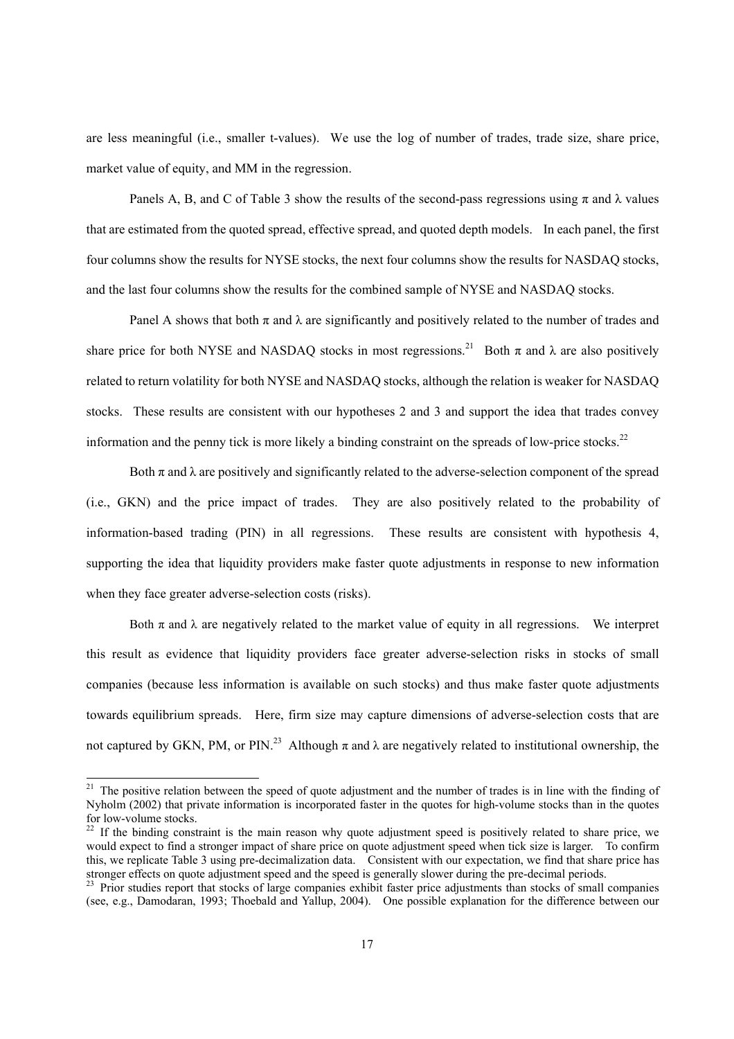are less meaningful (i.e., smaller t-values). We use the log of number of trades, trade size, share price, market value of equity, and MM in the regression.

Panels A, B, and C of Table 3 show the results of the second-pass regressions using $\pi$ and $\lambda$ values that are estimated from the quoted spread, effective spread, and quoted depth models. In each panel, the first four columns show the results for NYSE stocks, the next four columns show the results for NASDAQ stocks, and the last four columns show the results for the combined sample of NYSE and NASDAQ stocks.

Panel A shows that both $\pi$ and $\lambda$ are significantly and positively related to the number of trades and share price for both NYSE and NASDAQ stocks in most regressions.[21] Both $\pi$ and $\lambda$ are also positively related to return volatility for both NYSE and NASDAQ stocks, although the relation is weaker for NASDAQ stocks. These results are consistent with our hypotheses 2 and 3 and support the idea that trades convey information and the penny tick is more likely a binding constraint on the spreads of low-price stocks.[22]

Both $\pi$ and $\lambda$ are positively and significantly related to the adverse-selection component of the spread (i.e., GKN) and the price impact of trades. They are also positively related to the probability of information-based trading (PIN) in all regressions. These results are consistent with hypothesis 4, supporting the idea that liquidity providers make faster quote adjustments in response to new information when they face greater adverse-selection costs (risks).

Both $\pi$ and $\lambda$ are negatively related to the market value of equity in all regressions. We interpret this result as evidence that liquidity providers face greater adverse-selection risks in stocks of small companies (because less information is available on such stocks) and thus make faster quote adjustments towards equilibrium spreads. Here, firm size may capture dimensions of adverse-selection costs that are not captured by GKN, PM, or PIN.[23] Although $\pi$ and $\lambda$ are negatively related to institutional ownership, the

---

[21] The positive relation between the speed of quote adjustment and the number of trades is in line with the finding of Nyholm (2002) that private information is incorporated faster in the quotes for high-volume stocks than in the quotes for low-volume stocks.

[22] If the binding constraint is the main reason why quote adjustment speed is positively related to share price, we would expect to find a stronger impact of share price on quote adjustment speed when tick size is larger. To confirm this, we replicate Table 3 using pre-decimalization data. Consistent with our expectation, we find that share price has stronger effects on quote adjustment speed and the speed is generally slower during the pre-decimal periods.

[23] Prior studies report that stocks of large companies exhibit faster price adjustments than stocks of small companies (see, e.g., Damodaran, 1993; Thoebald and Yallup, 2004). One possible explanation for the difference between our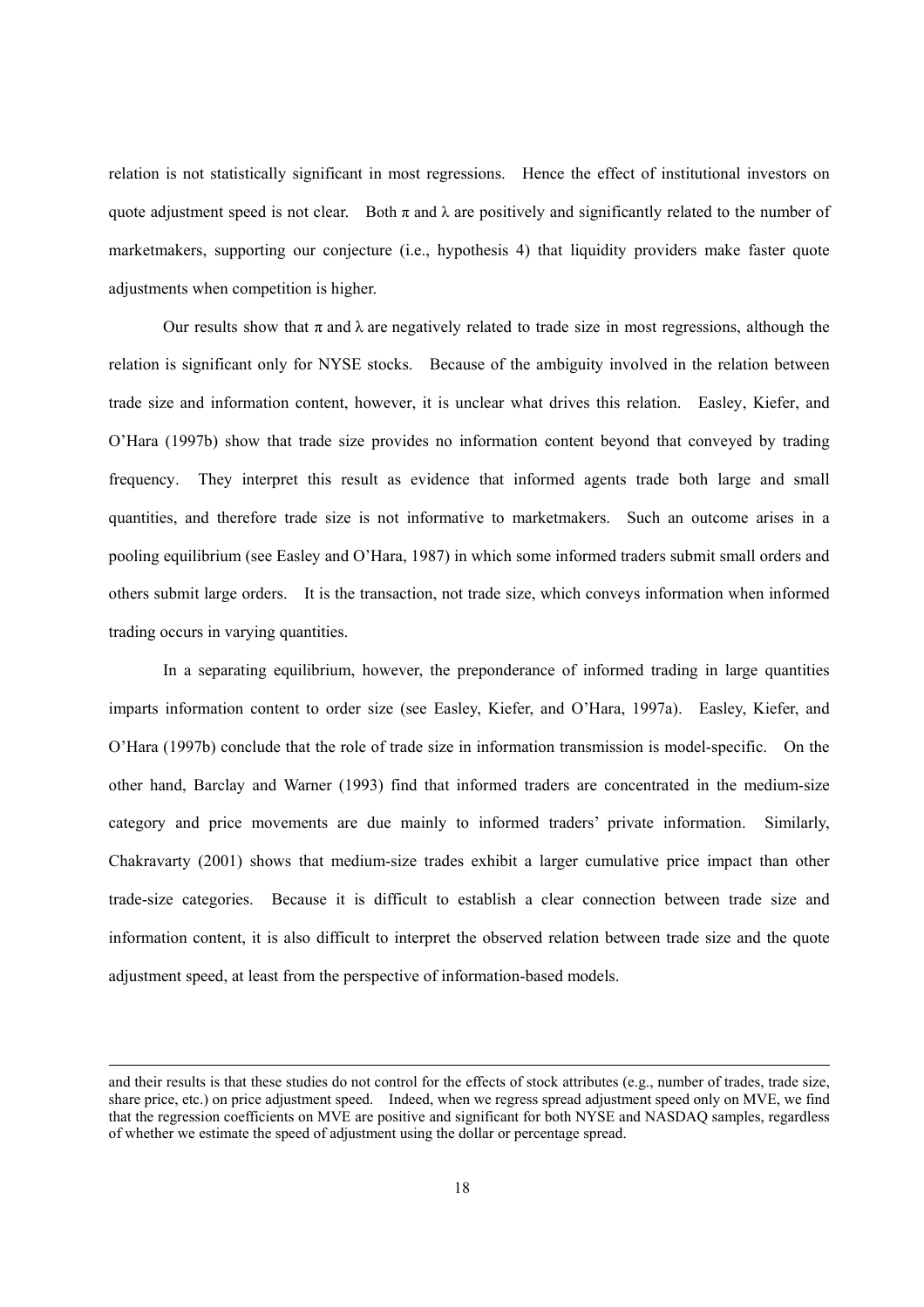relation is not statistically significant in most regressions. Hence the effect of institutional investors on quote adjustment speed is not clear. Both $\pi$ and $\lambda$ are positively and significantly related to the number of marketmakers, supporting our conjecture (i.e., hypothesis 4) that liquidity providers make faster quote adjustments when competition is higher.

Our results show that $\pi$ and $\lambda$ are negatively related to trade size in most regressions, although the relation is significant only for NYSE stocks. Because of the ambiguity involved in the relation between trade size and information content, however, it is unclear what drives this relation. Easley, Kiefer, and O'Hara (1997b) show that trade size provides no information content beyond that conveyed by trading frequency. They interpret this result as evidence that informed agents trade both large and small quantities, and therefore trade size is not informative to marketmakers. Such an outcome arises in a pooling equilibrium (see Easley and O'Hara, 1987) in which some informed traders submit small orders and others submit large orders. It is the transaction, not trade size, which conveys information when informed trading occurs in varying quantities.

In a separating equilibrium, however, the preponderance of informed trading in large quantities imparts information content to order size (see Easley, Kiefer, and O'Hara, 1997a). Easley, Kiefer, and O'Hara (1997b) conclude that the role of trade size in information transmission is model-specific. On the other hand, Barclay and Warner (1993) find that informed traders are concentrated in the medium-size category and price movements are due mainly to informed traders' private information. Similarly, Chakravarty (2001) shows that medium-size trades exhibit a larger cumulative price impact than other trade-size categories. Because it is difficult to establish a clear connection between trade size and information content, it is also difficult to interpret the observed relation between trade size and the quote adjustment speed, at least from the perspective of information-based models.

---

and their results is that these studies do not control for the effects of stock attributes (e.g., number of trades, trade size, share price, etc.) on price adjustment speed. Indeed, when we regress spread adjustment speed only on MVE, we find that the regression coefficients on MVE are positive and significant for both NYSE and NASDAQ samples, regardless of whether we estimate the speed of adjustment using the dollar or percentage spread.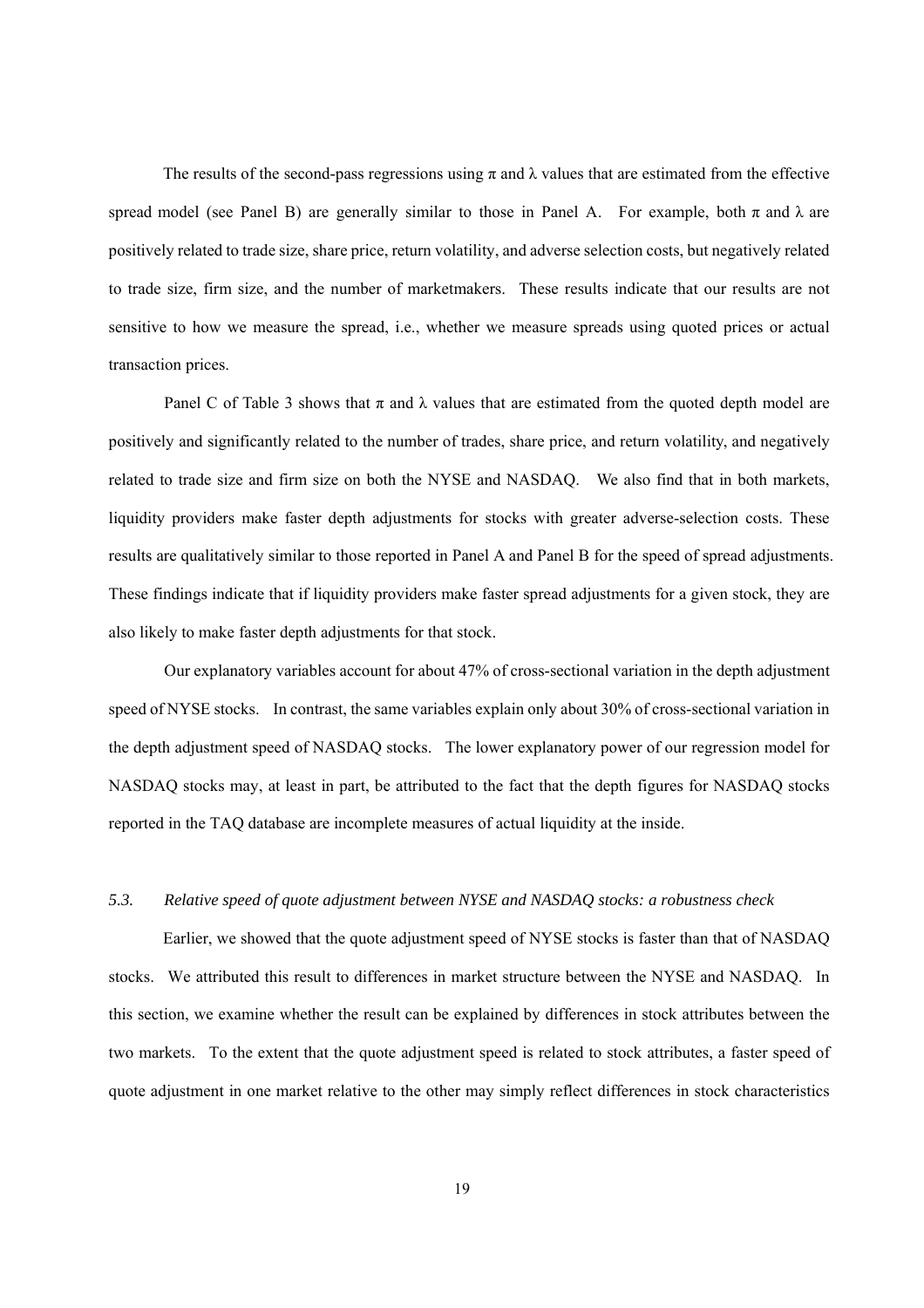The results of the second-pass regressions using $\pi$ and $\lambda$ values that are estimated from the effective spread model (see Panel B) are generally similar to those in Panel A. For example, both $\pi$ and $\lambda$ are positively related to trade size, share price, return volatility, and adverse selection costs, but negatively related to trade size, firm size, and the number of marketmakers. These results indicate that our results are not sensitive to how we measure the spread, i.e., whether we measure spreads using quoted prices or actual transaction prices.

Panel C of Table 3 shows that $\pi$ and $\lambda$ values that are estimated from the quoted depth model are positively and significantly related to the number of trades, share price, and return volatility, and negatively related to trade size and firm size on both the NYSE and NASDAQ. We also find that in both markets, liquidity providers make faster depth adjustments for stocks with greater adverse-selection costs. These results are qualitatively similar to those reported in Panel A and Panel B for the speed of spread adjustments. These findings indicate that if liquidity providers make faster spread adjustments for a given stock, they are also likely to make faster depth adjustments for that stock.

Our explanatory variables account for about 47% of cross-sectional variation in the depth adjustment speed of NYSE stocks. In contrast, the same variables explain only about 30% of cross-sectional variation in the depth adjustment speed of NASDAQ stocks. The lower explanatory power of our regression model for NASDAQ stocks may, at least in part, be attributed to the fact that the depth figures for NASDAQ stocks reported in the TAQ database are incomplete measures of actual liquidity at the inside.

### *5.3. Relative speed of quote adjustment between NYSE and NASDAQ stocks: a robustness check*

Earlier, we showed that the quote adjustment speed of NYSE stocks is faster than that of NASDAQ stocks. We attributed this result to differences in market structure between the NYSE and NASDAQ. In this section, we examine whether the result can be explained by differences in stock attributes between the two markets. To the extent that the quote adjustment speed is related to stock attributes, a faster speed of quote adjustment in one market relative to the other may simply reflect differences in stock characteristics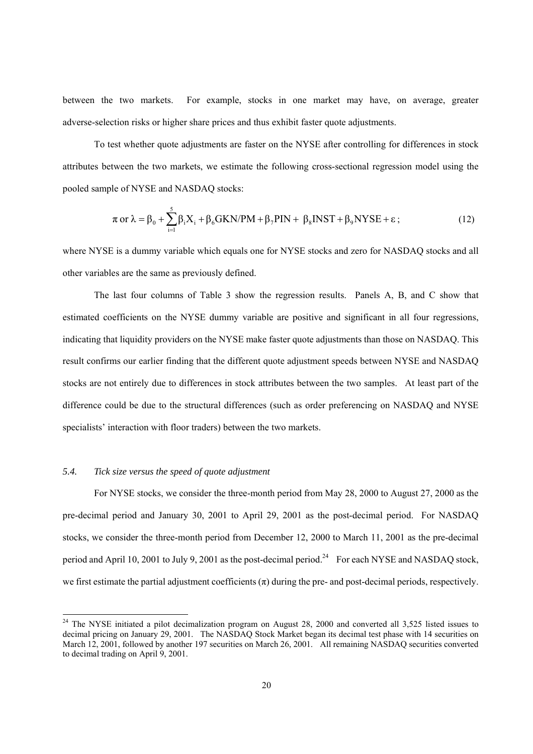between the two markets. For example, stocks in one market may have, on average, greater adverse-selection risks or higher share prices and thus exhibit faster quote adjustments.

To test whether quote adjustments are faster on the NYSE after controlling for differences in stock attributes between the two markets, we estimate the following cross-sectional regression model using the pooled sample of NYSE and NASDAQ stocks:

$$\pi \text{ or } \lambda = \beta_0 + \sum_{i=1}^{5} \beta_i X_i + \beta_6 \text{GKN/PM} + \beta_7 \text{PIN} + \beta_8 \text{INST} + \beta_9 \text{NYSE} + \varepsilon\,; \tag{12}$$

where NYSE is a dummy variable which equals one for NYSE stocks and zero for NASDAQ stocks and all other variables are the same as previously defined.

The last four columns of Table 3 show the regression results. Panels A, B, and C show that estimated coefficients on the NYSE dummy variable are positive and significant in all four regressions, indicating that liquidity providers on the NYSE make faster quote adjustments than those on NASDAQ. This result confirms our earlier finding that the different quote adjustment speeds between NYSE and NASDAQ stocks are not entirely due to differences in stock attributes between the two samples. At least part of the difference could be due to the structural differences (such as order preferencing on NASDAQ and NYSE specialists' interaction with floor traders) between the two markets.

### 5.4. *Tick size versus the speed of quote adjustment*

For NYSE stocks, we consider the three-month period from May 28, 2000 to August 27, 2000 as the pre-decimal period and January 30, 2001 to April 29, 2001 as the post-decimal period. For NASDAQ stocks, we consider the three-month period from December 12, 2000 to March 11, 2001 as the pre-decimal period and April 10, 2001 to July 9, 2001 as the post-decimal period.[24] For each NYSE and NASDAQ stock, we first estimate the partial adjustment coefficients ($\pi$) during the pre- and post-decimal periods, respectively.

[24] The NYSE initiated a pilot decimalization program on August 28, 2000 and converted all 3,525 listed issues to decimal pricing on January 29, 2001. The NASDAQ Stock Market began its decimal test phase with 14 securities on March 12, 2001, followed by another 197 securities on March 26, 2001. All remaining NASDAQ securities converted to decimal trading on April 9, 2001.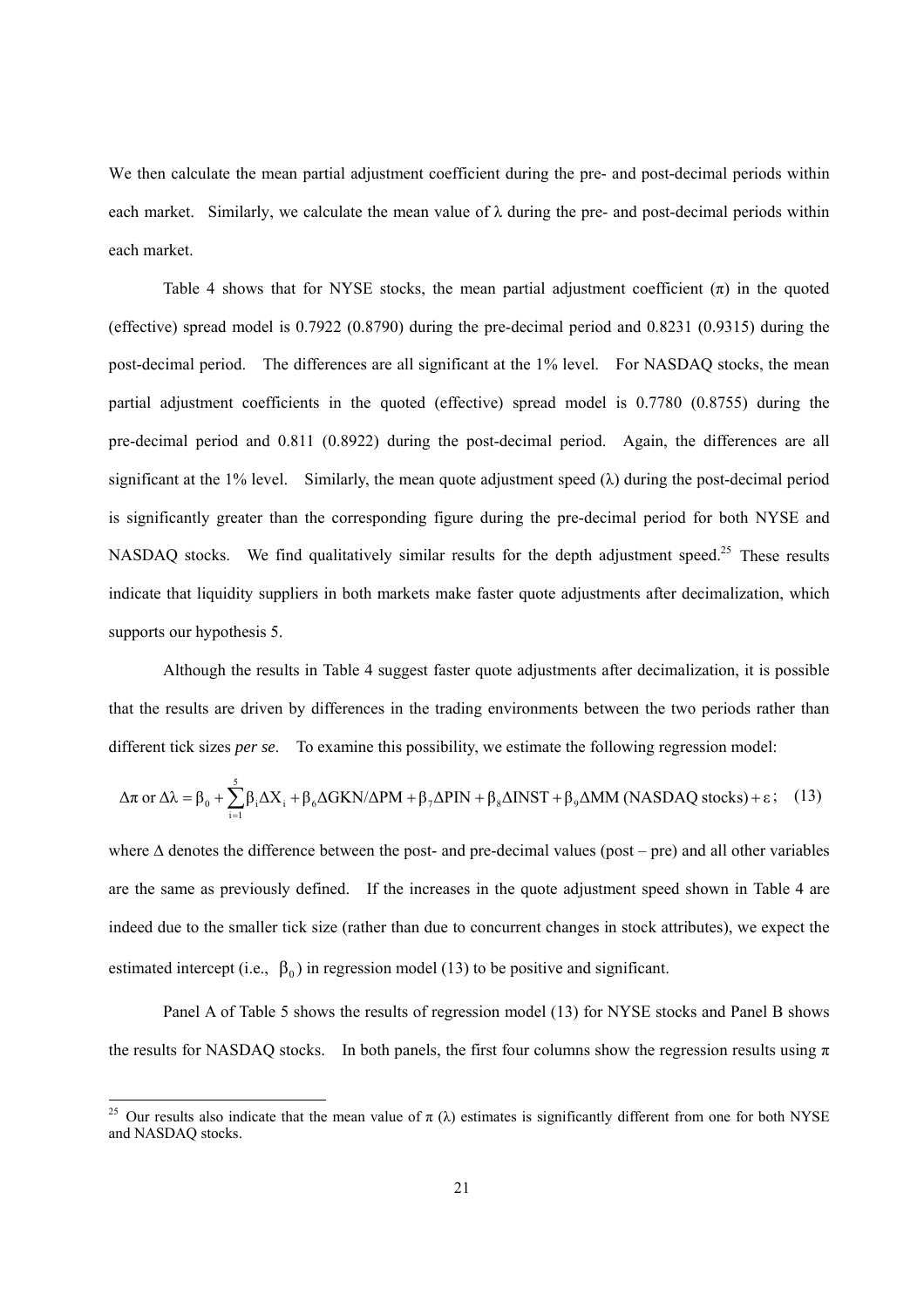We then calculate the mean partial adjustment coefficient during the pre- and post-decimal periods within each market. Similarly, we calculate the mean value of $\lambda$ during the pre- and post-decimal periods within each market.

Table 4 shows that for NYSE stocks, the mean partial adjustment coefficient ($\pi$) in the quoted (effective) spread model is 0.7922 (0.8790) during the pre-decimal period and 0.8231 (0.9315) during the post-decimal period. The differences are all significant at the 1% level. For NASDAQ stocks, the mean partial adjustment coefficients in the quoted (effective) spread model is 0.7780 (0.8755) during the pre-decimal period and 0.811 (0.8922) during the post-decimal period. Again, the differences are all significant at the 1% level. Similarly, the mean quote adjustment speed ($\lambda$) during the post-decimal period is significantly greater than the corresponding figure during the pre-decimal period for both NYSE and NASDAQ stocks. We find qualitatively similar results for the depth adjustment speed.[25] These results indicate that liquidity suppliers in both markets make faster quote adjustments after decimalization, which supports our hypothesis 5.

Although the results in Table 4 suggest faster quote adjustments after decimalization, it is possible that the results are driven by differences in the trading environments between the two periods rather than different tick sizes *per se*. To examine this possibility, we estimate the following regression model:

$$\Delta\pi \text{ or } \Delta\lambda = \beta_0 + \sum_{i=1}^{5}\beta_i \Delta X_i + \beta_6 \Delta \text{GKN}/\Delta \text{PM} + \beta_7 \Delta \text{PIN} + \beta_8 \Delta \text{INST} + \beta_9 \Delta \text{MM (NASDAQ stocks)} + \varepsilon\,; \quad (13)$$

where $\Delta$ denotes the difference between the post- and pre-decimal values (post – pre) and all other variables are the same as previously defined. If the increases in the quote adjustment speed shown in Table 4 are indeed due to the smaller tick size (rather than due to concurrent changes in stock attributes), we expect the estimated intercept (i.e., $\beta_0$) in regression model (13) to be positive and significant.

Panel A of Table 5 shows the results of regression model (13) for NYSE stocks and Panel B shows the results for NASDAQ stocks. In both panels, the first four columns show the regression results using $\pi$

---

[25] Our results also indicate that the mean value of $\pi$ ($\lambda$) estimates is significantly different from one for both NYSE and NASDAQ stocks.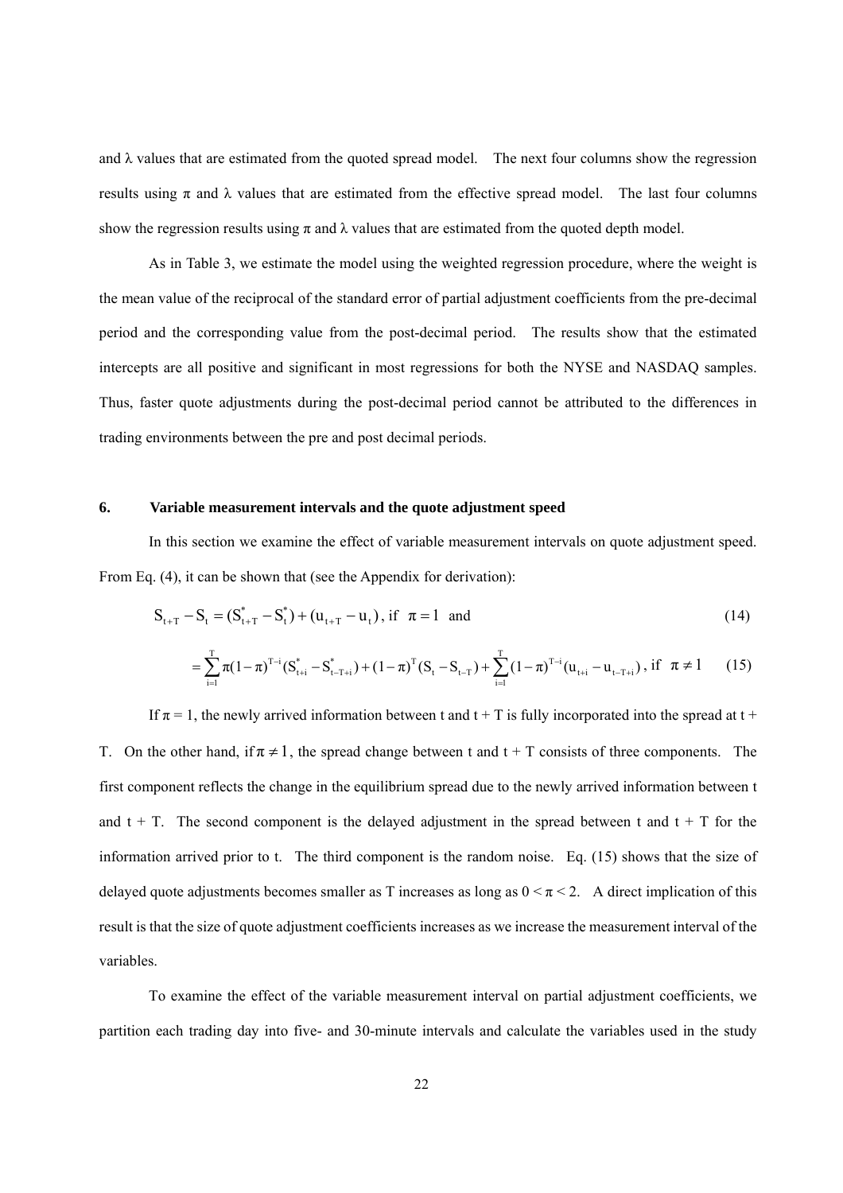and λ values that are estimated from the quoted spread model. The next four columns show the regression results using π and λ values that are estimated from the effective spread model. The last four columns show the regression results using π and λ values that are estimated from the quoted depth model.

As in Table 3, we estimate the model using the weighted regression procedure, where the weight is the mean value of the reciprocal of the standard error of partial adjustment coefficients from the pre-decimal period and the corresponding value from the post-decimal period. The results show that the estimated intercepts are all positive and significant in most regressions for both the NYSE and NASDAQ samples. Thus, faster quote adjustments during the post-decimal period cannot be attributed to the differences in trading environments between the pre and post decimal periods.

## 6. Variable measurement intervals and the quote adjustment speed

In this section we examine the effect of variable measurement intervals on quote adjustment speed. From Eq. (4), it can be shown that (see the Appendix for derivation):

$$S_{t+T} - S_t = (S^*_{t+T} - S^*_t) + (u_{t+T} - u_t), \text{ if } \pi = 1 \text{ and} \tag{14}$$

$$= \sum_{i=1}^{T} \pi(1-\pi)^{T-i}(S^*_{t+i} - S^*_{t-T+i}) + (1-\pi)^T(S_t - S_{t-T}) + \sum_{i=1}^{T}(1-\pi)^{T-i}(u_{t+i} - u_{t-T+i}), \text{ if } \pi \neq 1 \tag{15}$$

If $\pi = 1$, the newly arrived information between t and t + T is fully incorporated into the spread at t + T. On the other hand, if $\pi \neq 1$, the spread change between t and t + T consists of three components. The first component reflects the change in the equilibrium spread due to the newly arrived information between t and t + T. The second component is the delayed adjustment in the spread between t and t + T for the information arrived prior to t. The third component is the random noise. Eq. (15) shows that the size of delayed quote adjustments becomes smaller as T increases as long as $0 < \pi < 2$. A direct implication of this result is that the size of quote adjustment coefficients increases as we increase the measurement interval of the variables.

To examine the effect of the variable measurement interval on partial adjustment coefficients, we partition each trading day into five- and 30-minute intervals and calculate the variables used in the study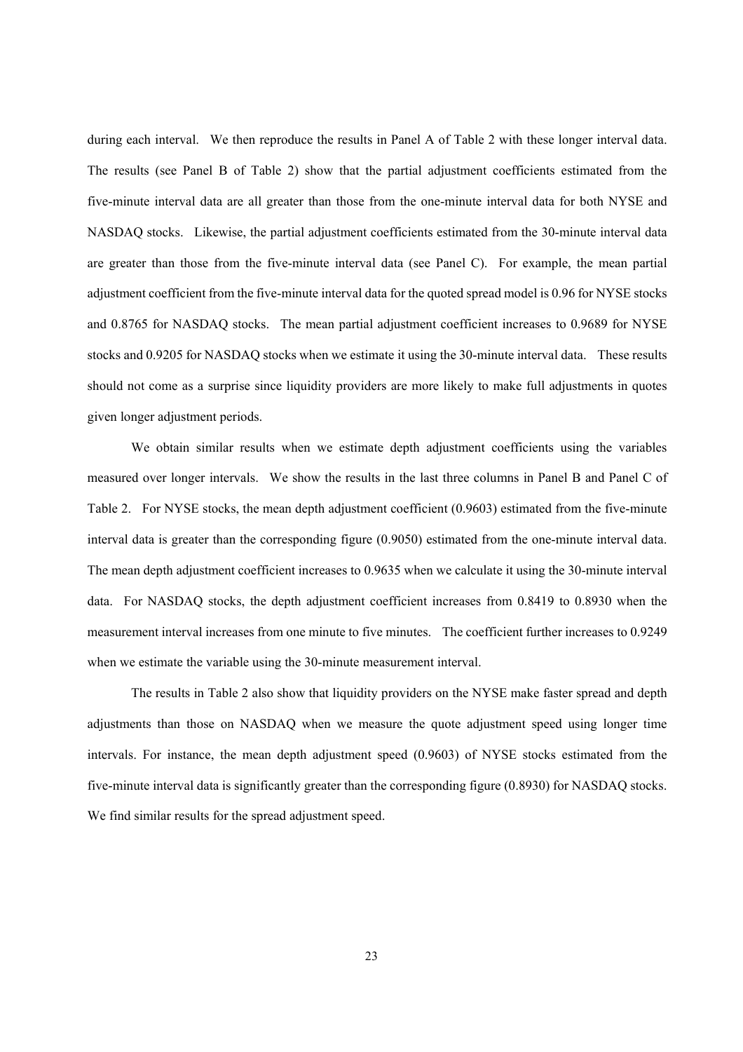during each interval. We then reproduce the results in Panel A of Table 2 with these longer interval data. The results (see Panel B of Table 2) show that the partial adjustment coefficients estimated from the five-minute interval data are all greater than those from the one-minute interval data for both NYSE and NASDAQ stocks. Likewise, the partial adjustment coefficients estimated from the 30-minute interval data are greater than those from the five-minute interval data (see Panel C). For example, the mean partial adjustment coefficient from the five-minute interval data for the quoted spread model is 0.96 for NYSE stocks and 0.8765 for NASDAQ stocks. The mean partial adjustment coefficient increases to 0.9689 for NYSE stocks and 0.9205 for NASDAQ stocks when we estimate it using the 30-minute interval data. These results should not come as a surprise since liquidity providers are more likely to make full adjustments in quotes given longer adjustment periods.

We obtain similar results when we estimate depth adjustment coefficients using the variables measured over longer intervals. We show the results in the last three columns in Panel B and Panel C of Table 2. For NYSE stocks, the mean depth adjustment coefficient (0.9603) estimated from the five-minute interval data is greater than the corresponding figure (0.9050) estimated from the one-minute interval data. The mean depth adjustment coefficient increases to 0.9635 when we calculate it using the 30-minute interval data. For NASDAQ stocks, the depth adjustment coefficient increases from 0.8419 to 0.8930 when the measurement interval increases from one minute to five minutes. The coefficient further increases to 0.9249 when we estimate the variable using the 30-minute measurement interval.

The results in Table 2 also show that liquidity providers on the NYSE make faster spread and depth adjustments than those on NASDAQ when we measure the quote adjustment speed using longer time intervals. For instance, the mean depth adjustment speed (0.9603) of NYSE stocks estimated from the five-minute interval data is significantly greater than the corresponding figure (0.8930) for NASDAQ stocks. We find similar results for the spread adjustment speed.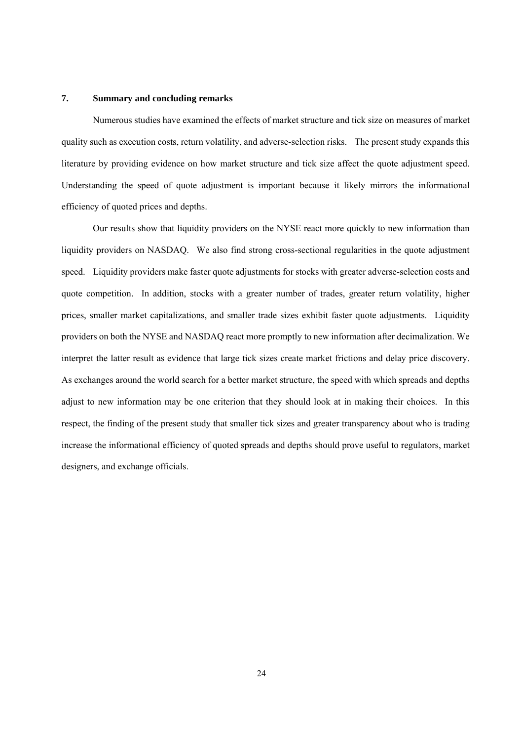## 7. Summary and concluding remarks

Numerous studies have examined the effects of market structure and tick size on measures of market quality such as execution costs, return volatility, and adverse-selection risks. The present study expands this literature by providing evidence on how market structure and tick size affect the quote adjustment speed. Understanding the speed of quote adjustment is important because it likely mirrors the informational efficiency of quoted prices and depths.

Our results show that liquidity providers on the NYSE react more quickly to new information than liquidity providers on NASDAQ. We also find strong cross-sectional regularities in the quote adjustment speed. Liquidity providers make faster quote adjustments for stocks with greater adverse-selection costs and quote competition. In addition, stocks with a greater number of trades, greater return volatility, higher prices, smaller market capitalizations, and smaller trade sizes exhibit faster quote adjustments. Liquidity providers on both the NYSE and NASDAQ react more promptly to new information after decimalization. We interpret the latter result as evidence that large tick sizes create market frictions and delay price discovery. As exchanges around the world search for a better market structure, the speed with which spreads and depths adjust to new information may be one criterion that they should look at in making their choices. In this respect, the finding of the present study that smaller tick sizes and greater transparency about who is trading increase the informational efficiency of quoted spreads and depths should prove useful to regulators, market designers, and exchange officials.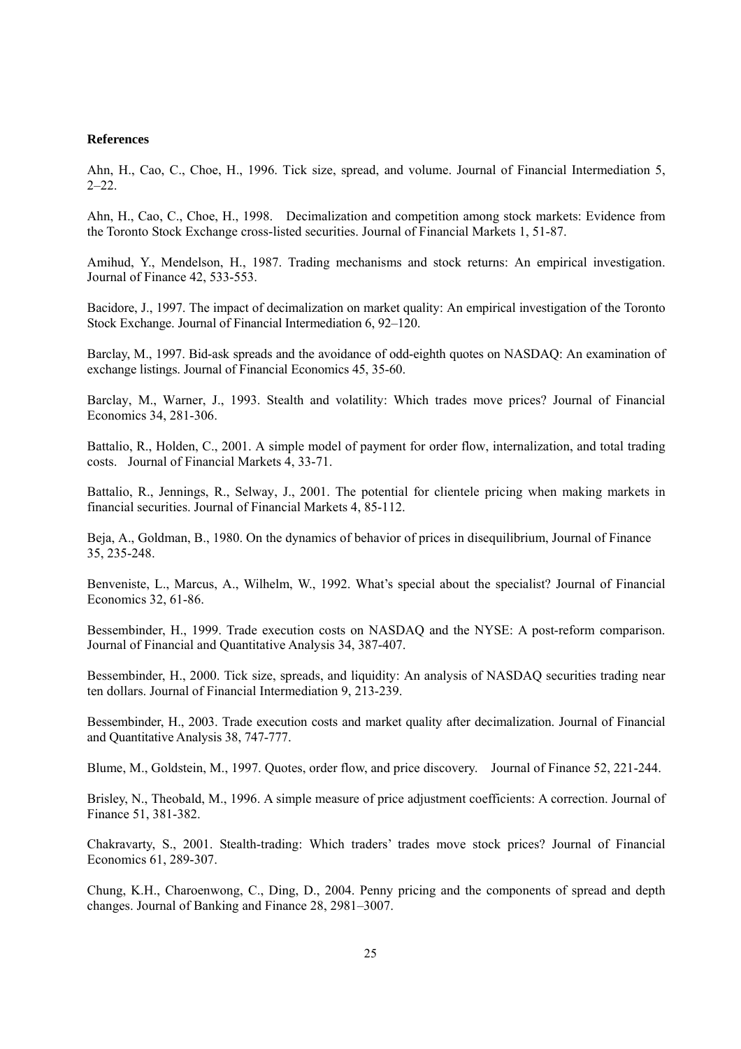**References**

Ahn, H., Cao, C., Choe, H., 1996. Tick size, spread, and volume. Journal of Financial Intermediation 5, 2–22.

Ahn, H., Cao, C., Choe, H., 1998. Decimalization and competition among stock markets: Evidence from the Toronto Stock Exchange cross-listed securities. Journal of Financial Markets 1, 51-87.

Amihud, Y., Mendelson, H., 1987. Trading mechanisms and stock returns: An empirical investigation. Journal of Finance 42, 533-553.

Bacidore, J., 1997. The impact of decimalization on market quality: An empirical investigation of the Toronto Stock Exchange. Journal of Financial Intermediation 6, 92–120.

Barclay, M., 1997. Bid-ask spreads and the avoidance of odd-eighth quotes on NASDAQ: An examination of exchange listings. Journal of Financial Economics 45, 35-60.

Barclay, M., Warner, J., 1993. Stealth and volatility: Which trades move prices? Journal of Financial Economics 34, 281-306.

Battalio, R., Holden, C., 2001. A simple model of payment for order flow, internalization, and total trading costs. Journal of Financial Markets 4, 33-71.

Battalio, R., Jennings, R., Selway, J., 2001. The potential for clientele pricing when making markets in financial securities. Journal of Financial Markets 4, 85-112.

Beja, A., Goldman, B., 1980. On the dynamics of behavior of prices in disequilibrium, Journal of Finance 35, 235-248.

Benveniste, L., Marcus, A., Wilhelm, W., 1992. What's special about the specialist? Journal of Financial Economics 32, 61-86.

Bessembinder, H., 1999. Trade execution costs on NASDAQ and the NYSE: A post-reform comparison. Journal of Financial and Quantitative Analysis 34, 387-407.

Bessembinder, H., 2000. Tick size, spreads, and liquidity: An analysis of NASDAQ securities trading near ten dollars. Journal of Financial Intermediation 9, 213-239.

Bessembinder, H., 2003. Trade execution costs and market quality after decimalization. Journal of Financial and Quantitative Analysis 38, 747-777.

Blume, M., Goldstein, M., 1997. Quotes, order flow, and price discovery. Journal of Finance 52, 221-244.

Brisley, N., Theobald, M., 1996. A simple measure of price adjustment coefficients: A correction. Journal of Finance 51, 381-382.

Chakravarty, S., 2001. Stealth-trading: Which traders' trades move stock prices? Journal of Financial Economics 61, 289-307.

Chung, K.H., Charoenwong, C., Ding, D., 2004. Penny pricing and the components of spread and depth changes. Journal of Banking and Finance 28, 2981–3007.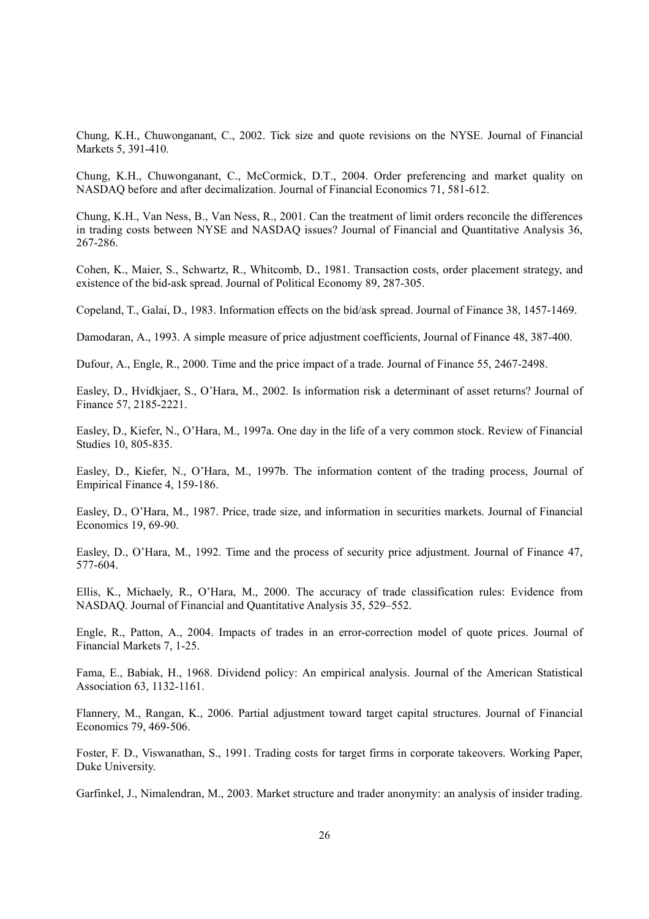Chung, K.H., Chuwonganant, C., 2002. Tick size and quote revisions on the NYSE. Journal of Financial Markets 5, 391-410.

Chung, K.H., Chuwonganant, C., McCormick, D.T., 2004. Order preferencing and market quality on NASDAQ before and after decimalization. Journal of Financial Economics 71, 581-612.

Chung, K.H., Van Ness, B., Van Ness, R., 2001. Can the treatment of limit orders reconcile the differences in trading costs between NYSE and NASDAQ issues? Journal of Financial and Quantitative Analysis 36, 267-286.

Cohen, K., Maier, S., Schwartz, R., Whitcomb, D., 1981. Transaction costs, order placement strategy, and existence of the bid-ask spread. Journal of Political Economy 89, 287-305.

Copeland, T., Galai, D., 1983. Information effects on the bid/ask spread. Journal of Finance 38, 1457-1469.

Damodaran, A., 1993. A simple measure of price adjustment coefficients, Journal of Finance 48, 387-400.

Dufour, A., Engle, R., 2000. Time and the price impact of a trade. Journal of Finance 55, 2467-2498.

Easley, D., Hvidkjaer, S., O'Hara, M., 2002. Is information risk a determinant of asset returns? Journal of Finance 57, 2185-2221.

Easley, D., Kiefer, N., O'Hara, M., 1997a. One day in the life of a very common stock. Review of Financial Studies 10, 805-835.

Easley, D., Kiefer, N., O'Hara, M., 1997b. The information content of the trading process, Journal of Empirical Finance 4, 159-186.

Easley, D., O'Hara, M., 1987. Price, trade size, and information in securities markets. Journal of Financial Economics 19, 69-90.

Easley, D., O'Hara, M., 1992. Time and the process of security price adjustment. Journal of Finance 47, 577-604.

Ellis, K., Michaely, R., O'Hara, M., 2000. The accuracy of trade classification rules: Evidence from NASDAQ. Journal of Financial and Quantitative Analysis 35, 529–552.

Engle, R., Patton, A., 2004. Impacts of trades in an error-correction model of quote prices. Journal of Financial Markets 7, 1-25.

Fama, E., Babiak, H., 1968. Dividend policy: An empirical analysis. Journal of the American Statistical Association 63, 1132-1161.

Flannery, M., Rangan, K., 2006. Partial adjustment toward target capital structures. Journal of Financial Economics 79, 469-506.

Foster, F. D., Viswanathan, S., 1991. Trading costs for target firms in corporate takeovers. Working Paper, Duke University.

Garfinkel, J., Nimalendran, M., 2003. Market structure and trader anonymity: an analysis of insider trading.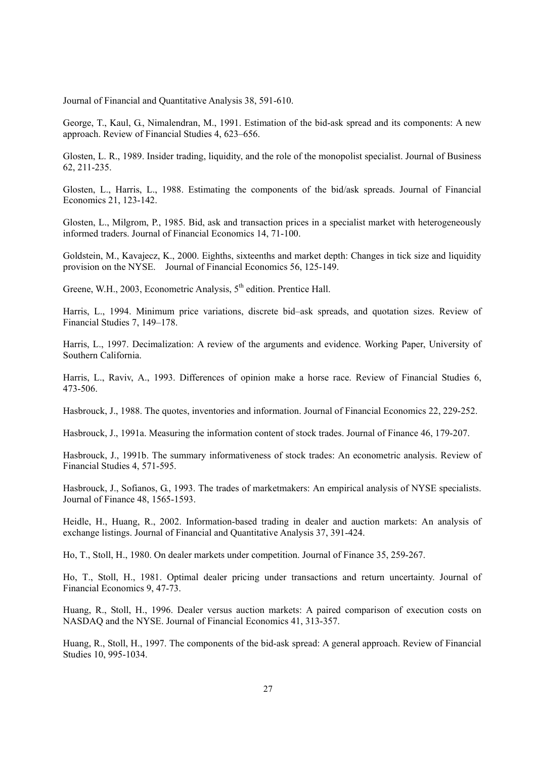Journal of Financial and Quantitative Analysis 38, 591-610.

George, T., Kaul, G., Nimalendran, M., 1991. Estimation of the bid-ask spread and its components: A new approach. Review of Financial Studies 4, 623–656.

Glosten, L. R., 1989. Insider trading, liquidity, and the role of the monopolist specialist. Journal of Business 62, 211-235.

Glosten, L., Harris, L., 1988. Estimating the components of the bid/ask spreads. Journal of Financial Economics 21, 123-142.

Glosten, L., Milgrom, P., 1985. Bid, ask and transaction prices in a specialist market with heterogeneously informed traders. Journal of Financial Economics 14, 71-100.

Goldstein, M., Kavajecz, K., 2000. Eighths, sixteenths and market depth: Changes in tick size and liquidity provision on the NYSE. Journal of Financial Economics 56, 125-149.

Greene, W.H., 2003, Econometric Analysis, 5th edition. Prentice Hall.

Harris, L., 1994. Minimum price variations, discrete bid–ask spreads, and quotation sizes. Review of Financial Studies 7, 149–178.

Harris, L., 1997. Decimalization: A review of the arguments and evidence. Working Paper, University of Southern California.

Harris, L., Raviv, A., 1993. Differences of opinion make a horse race. Review of Financial Studies 6, 473-506.

Hasbrouck, J., 1988. The quotes, inventories and information. Journal of Financial Economics 22, 229-252.

Hasbrouck, J., 1991a. Measuring the information content of stock trades. Journal of Finance 46, 179-207.

Hasbrouck, J., 1991b. The summary informativeness of stock trades: An econometric analysis. Review of Financial Studies 4, 571-595.

Hasbrouck, J., Sofianos, G., 1993. The trades of marketmakers: An empirical analysis of NYSE specialists. Journal of Finance 48, 1565-1593.

Heidle, H., Huang, R., 2002. Information-based trading in dealer and auction markets: An analysis of exchange listings. Journal of Financial and Quantitative Analysis 37, 391-424.

Ho, T., Stoll, H., 1980. On dealer markets under competition. Journal of Finance 35, 259-267.

Ho, T., Stoll, H., 1981. Optimal dealer pricing under transactions and return uncertainty. Journal of Financial Economics 9, 47-73.

Huang, R., Stoll, H., 1996. Dealer versus auction markets: A paired comparison of execution costs on NASDAQ and the NYSE. Journal of Financial Economics 41, 313-357.

Huang, R., Stoll, H., 1997. The components of the bid-ask spread: A general approach. Review of Financial Studies 10, 995-1034.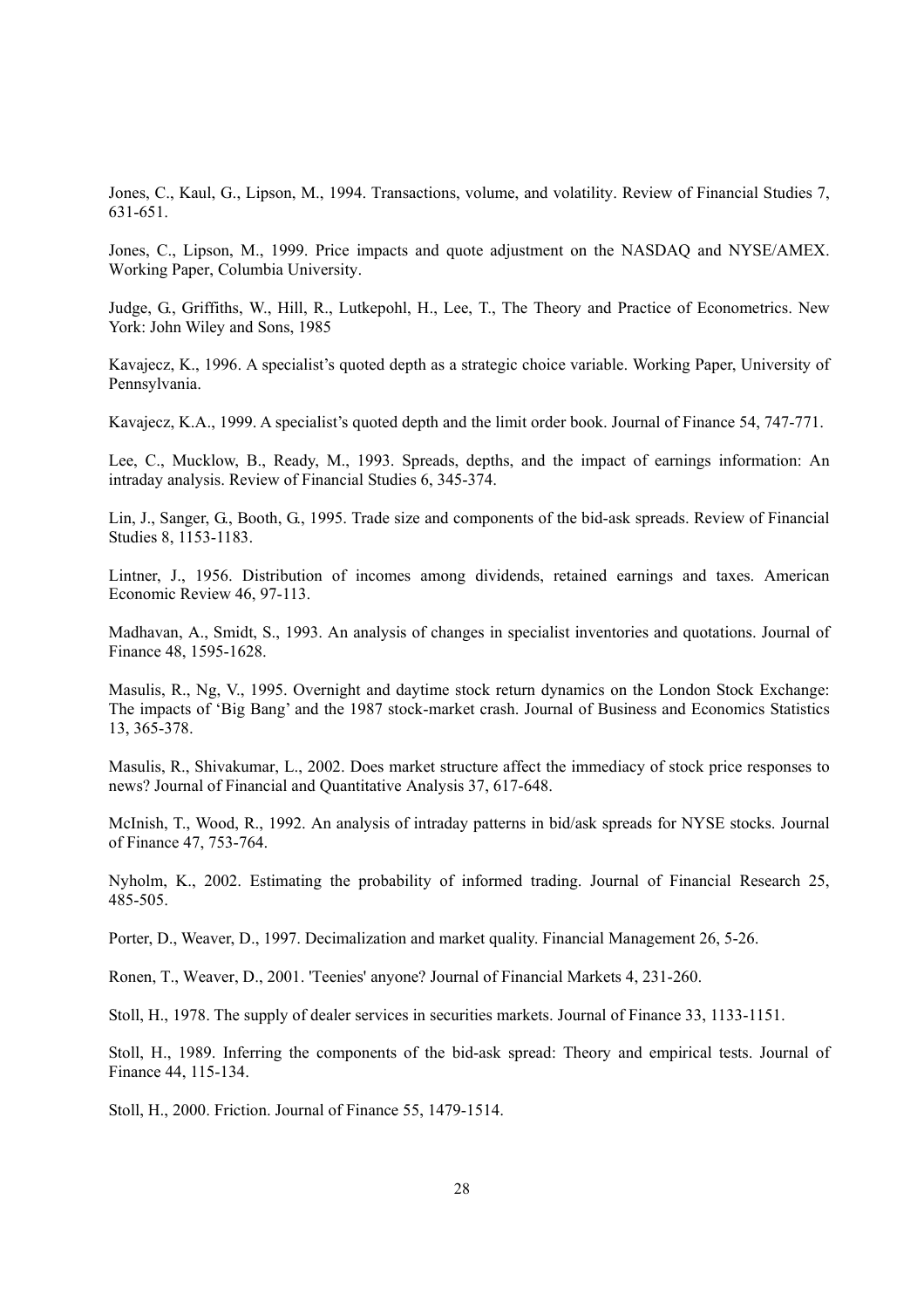Jones, C., Kaul, G., Lipson, M., 1994. Transactions, volume, and volatility. Review of Financial Studies 7, 631-651.

Jones, C., Lipson, M., 1999. Price impacts and quote adjustment on the NASDAQ and NYSE/AMEX. Working Paper, Columbia University.

Judge, G., Griffiths, W., Hill, R., Lutkepohl, H., Lee, T., The Theory and Practice of Econometrics. New York: John Wiley and Sons, 1985

Kavajecz, K., 1996. A specialist's quoted depth as a strategic choice variable. Working Paper, University of Pennsylvania.

Kavajecz, K.A., 1999. A specialist's quoted depth and the limit order book. Journal of Finance 54, 747-771.

Lee, C., Mucklow, B., Ready, M., 1993. Spreads, depths, and the impact of earnings information: An intraday analysis. Review of Financial Studies 6, 345-374.

Lin, J., Sanger, G., Booth, G., 1995. Trade size and components of the bid-ask spreads. Review of Financial Studies 8, 1153-1183.

Lintner, J., 1956. Distribution of incomes among dividends, retained earnings and taxes. American Economic Review 46, 97-113.

Madhavan, A., Smidt, S., 1993. An analysis of changes in specialist inventories and quotations. Journal of Finance 48, 1595-1628.

Masulis, R., Ng, V., 1995. Overnight and daytime stock return dynamics on the London Stock Exchange: The impacts of 'Big Bang' and the 1987 stock-market crash. Journal of Business and Economics Statistics 13, 365-378.

Masulis, R., Shivakumar, L., 2002. Does market structure affect the immediacy of stock price responses to news? Journal of Financial and Quantitative Analysis 37, 617-648.

McInish, T., Wood, R., 1992. An analysis of intraday patterns in bid/ask spreads for NYSE stocks. Journal of Finance 47, 753-764.

Nyholm, K., 2002. Estimating the probability of informed trading. Journal of Financial Research 25, 485-505.

Porter, D., Weaver, D., 1997. Decimalization and market quality. Financial Management 26, 5-26.

Ronen, T., Weaver, D., 2001. 'Teenies' anyone? Journal of Financial Markets 4, 231-260.

Stoll, H., 1978. The supply of dealer services in securities markets. Journal of Finance 33, 1133-1151.

Stoll, H., 1989. Inferring the components of the bid-ask spread: Theory and empirical tests. Journal of Finance 44, 115-134.

Stoll, H., 2000. Friction. Journal of Finance 55, 1479-1514.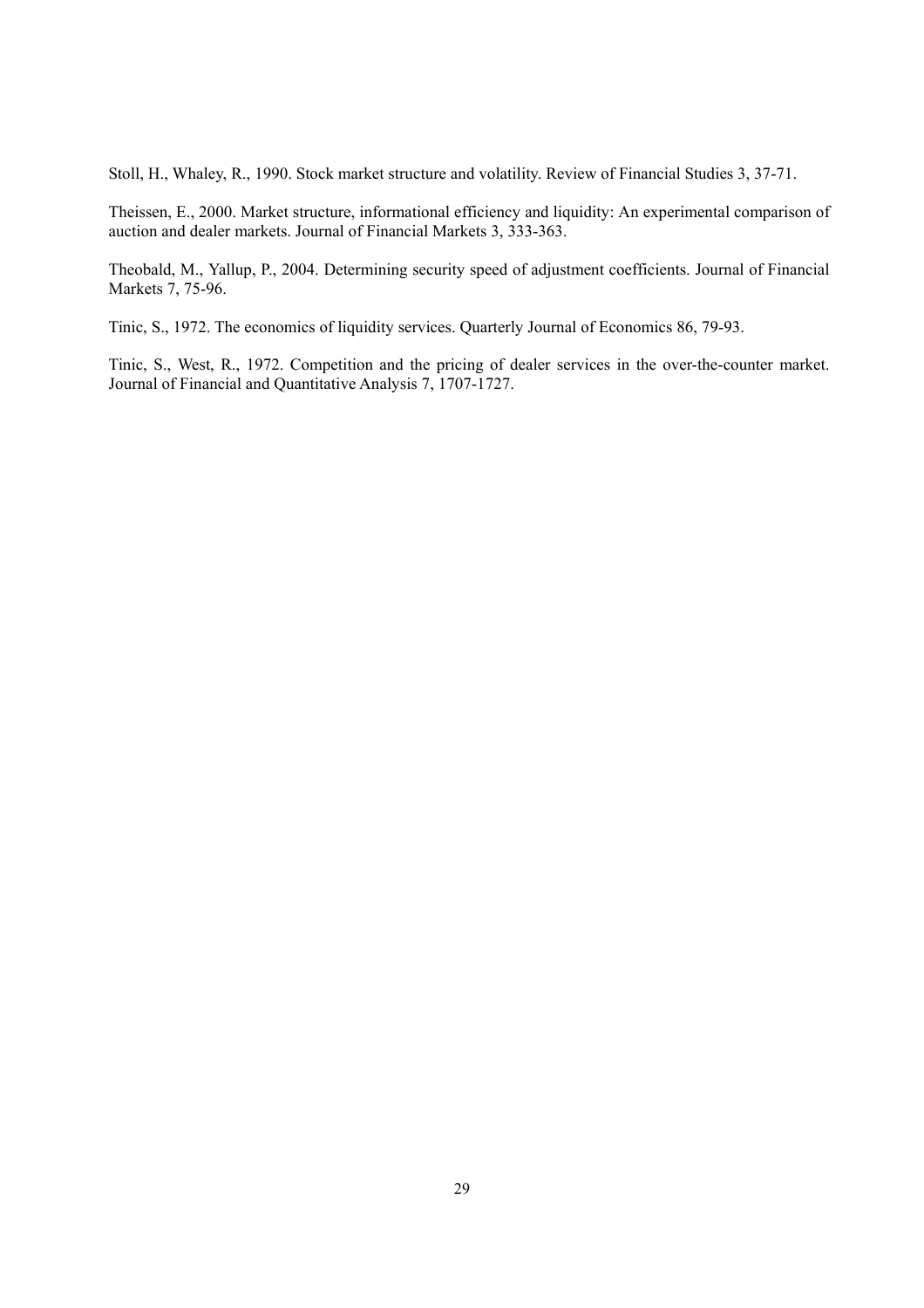Stoll, H., Whaley, R., 1990. Stock market structure and volatility. Review of Financial Studies 3, 37-71.

Theissen, E., 2000. Market structure, informational efficiency and liquidity: An experimental comparison of auction and dealer markets. Journal of Financial Markets 3, 333-363.

Theobald, M., Yallup, P., 2004. Determining security speed of adjustment coefficients. Journal of Financial Markets 7, 75-96.

Tinic, S., 1972. The economics of liquidity services. Quarterly Journal of Economics 86, 79-93.

Tinic, S., West, R., 1972. Competition and the pricing of dealer services in the over-the-counter market. Journal of Financial and Quantitative Analysis 7, 1707-1727.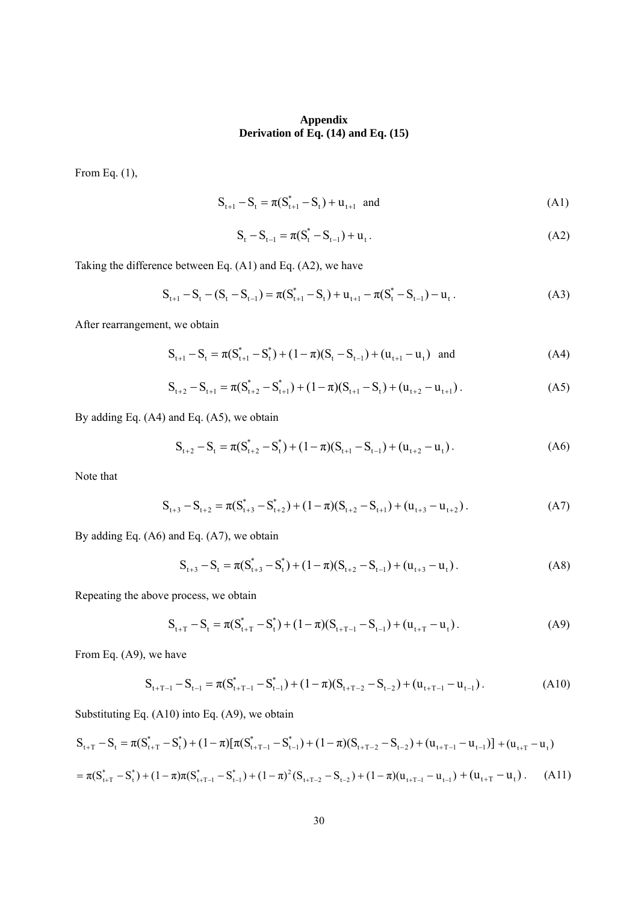# Appendix
## Derivation of Eq. (14) and Eq. (15)

From Eq. (1),

$$S_{t+1} - S_t = \pi(S^*_{t+1} - S_t) + u_{t+1} \quad \text{and} \tag{A1}$$

$$S_t - S_{t-1} = \pi(S^*_t - S_{t-1}) + u_t \,. \tag{A2}$$

Taking the difference between Eq. (A1) and Eq. (A2), we have

$$S_{t+1} - S_t - (S_t - S_{t-1}) = \pi(S^*_{t+1} - S_t) + u_{t+1} - \pi(S^*_t - S_{t-1}) - u_t \,. \tag{A3}$$

After rearrangement, we obtain

$$S_{t+1} - S_t = \pi(S^*_{t+1} - S^*_t) + (1-\pi)(S_t - S_{t-1}) + (u_{t+1} - u_t) \quad \text{and} \tag{A4}$$

$$S_{t+2} - S_{t+1} = \pi(S^*_{t+2} - S^*_{t+1}) + (1-\pi)(S_{t+1} - S_t) + (u_{t+2} - u_{t+1}) \,. \tag{A5}$$

By adding Eq. (A4) and Eq. (A5), we obtain

$$S_{t+2} - S_t = \pi(S^*_{t+2} - S^*_t) + (1-\pi)(S_{t+1} - S_{t-1}) + (u_{t+2} - u_t) \,. \tag{A6}$$

Note that

$$S_{t+3} - S_{t+2} = \pi(S^*_{t+3} - S^*_{t+2}) + (1-\pi)(S_{t+2} - S_{t+1}) + (u_{t+3} - u_{t+2}) \,. \tag{A7}$$

By adding Eq. (A6) and Eq. (A7), we obtain

$$S_{t+3} - S_t = \pi(S^*_{t+3} - S^*_t) + (1-\pi)(S_{t+2} - S_{t-1}) + (u_{t+3} - u_t) \,. \tag{A8}$$

Repeating the above process, we obtain

$$S_{t+T} - S_t = \pi(S^*_{t+T} - S^*_t) + (1-\pi)(S_{t+T-1} - S_{t-1}) + (u_{t+T} - u_t) \,. \tag{A9}$$

From Eq. (A9), we have

$$S_{t+T-1} - S_{t-1} = \pi(S^*_{t+T-1} - S^*_{t-1}) + (1-\pi)(S_{t+T-2} - S_{t-2}) + (u_{t+T-1} - u_{t-1}) \,. \tag{A10}$$

Substituting Eq. (A10) into Eq. (A9), we obtain

$$S_{t+T} - S_t = \pi(S^*_{t+T} - S^*_t) + (1-\pi)[\pi(S^*_{t+T-1} - S^*_{t-1}) + (1-\pi)(S_{t+T-2} - S_{t-2}) + (u_{t+T-1} - u_{t-1})] + (u_{t+T} - u_t)$$

$$= \pi(S^*_{t+T} - S^*_t) + (1-\pi)\pi(S^*_{t+T-1} - S^*_{t-1}) + (1-\pi)^2(S_{t+T-2} - S_{t-2}) + (1-\pi)(u_{t+T-1} - u_{t-1}) + (u_{t+T} - u_t) \,. \tag{A11}$$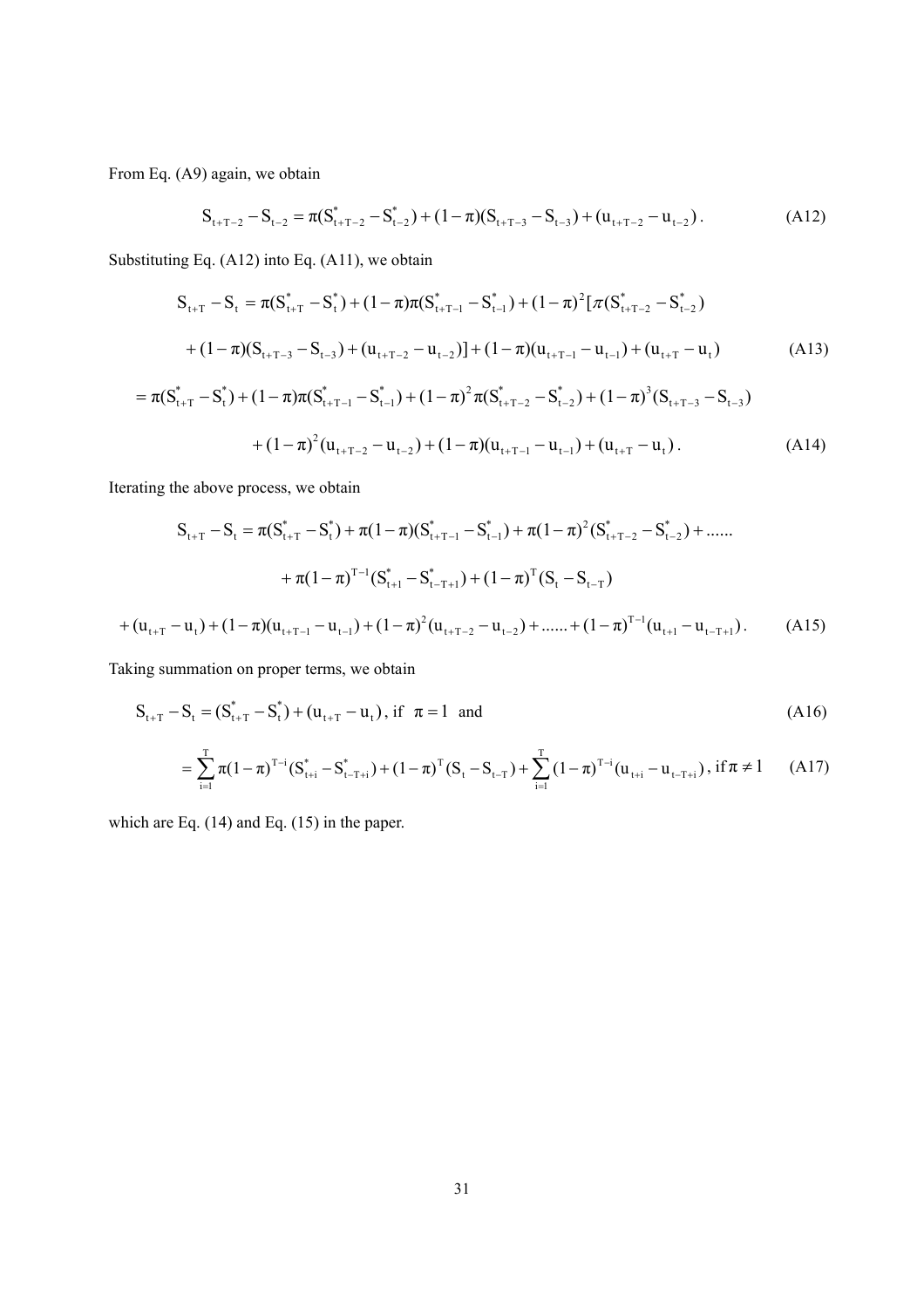From Eq. (A9) again, we obtain

$$S_{t+T-2} - S_{t-2} = \pi(S^*_{t+T-2} - S^*_{t-2}) + (1-\pi)(S_{t+T-3} - S_{t-3}) + (u_{t+T-2} - u_{t-2})\,. \tag{A12}$$

Substituting Eq. (A12) into Eq. (A11), we obtain

$$S_{t+T} - S_t = \pi(S^*_{t+T} - S^*_t) + (1-\pi)\pi(S^*_{t+T-1} - S^*_{t-1}) + (1-\pi)^2[\pi(S^*_{t+T-2} - S^*_{t-2})$$

$$+ (1-\pi)(S_{t+T-3} - S_{t-3}) + (u_{t+T-2} - u_{t-2})] + (1-\pi)(u_{t+T-1} - u_{t-1}) + (u_{t+T} - u_t) \tag{A13}$$

$$= \pi(S^*_{t+T} - S^*_t) + (1-\pi)\pi(S^*_{t+T-1} - S^*_{t-1}) + (1-\pi)^2\pi(S^*_{t+T-2} - S^*_{t-2}) + (1-\pi)^3(S_{t+T-3} - S_{t-3})$$

$$+ (1-\pi)^2(u_{t+T-2} - u_{t-2}) + (1-\pi)(u_{t+T-1} - u_{t-1}) + (u_{t+T} - u_t)\,. \tag{A14}$$

Iterating the above process, we obtain

$$S_{t+T} - S_t = \pi(S^*_{t+T} - S^*_t) + \pi(1-\pi)(S^*_{t+T-1} - S^*_{t-1}) + \pi(1-\pi)^2(S^*_{t+T-2} - S^*_{t-2}) + \ldots\ldots$$

$$+ \pi(1-\pi)^{T-1}(S^*_{t+1} - S^*_{t-T+1}) + (1-\pi)^T(S_t - S_{t-T})$$

$$+ (u_{t+T} - u_t) + (1-\pi)(u_{t+T-1} - u_{t-1}) + (1-\pi)^2(u_{t+T-2} - u_{t-2}) + \ldots\ldots + (1-\pi)^{T-1}(u_{t+1} - u_{t-T+1})\,. \tag{A15}$$

Taking summation on proper terms, we obtain

$$S_{t+T} - S_t = (S^*_{t+T} - S^*_t) + (u_{t+T} - u_t)\,,\ \text{if}\ \ \pi = 1\ \ \text{and} \tag{A16}$$

$$= \sum_{i=1}^{T} \pi(1-\pi)^{T-i}(S^*_{t+i} - S^*_{t-T+i}) + (1-\pi)^T(S_t - S_{t-T}) + \sum_{i=1}^{T}(1-\pi)^{T-i}(u_{t+i} - u_{t-T+i})\,,\ \text{if}\ \pi \neq 1 \tag{A17}$$

which are Eq. (14) and Eq. (15) in the paper.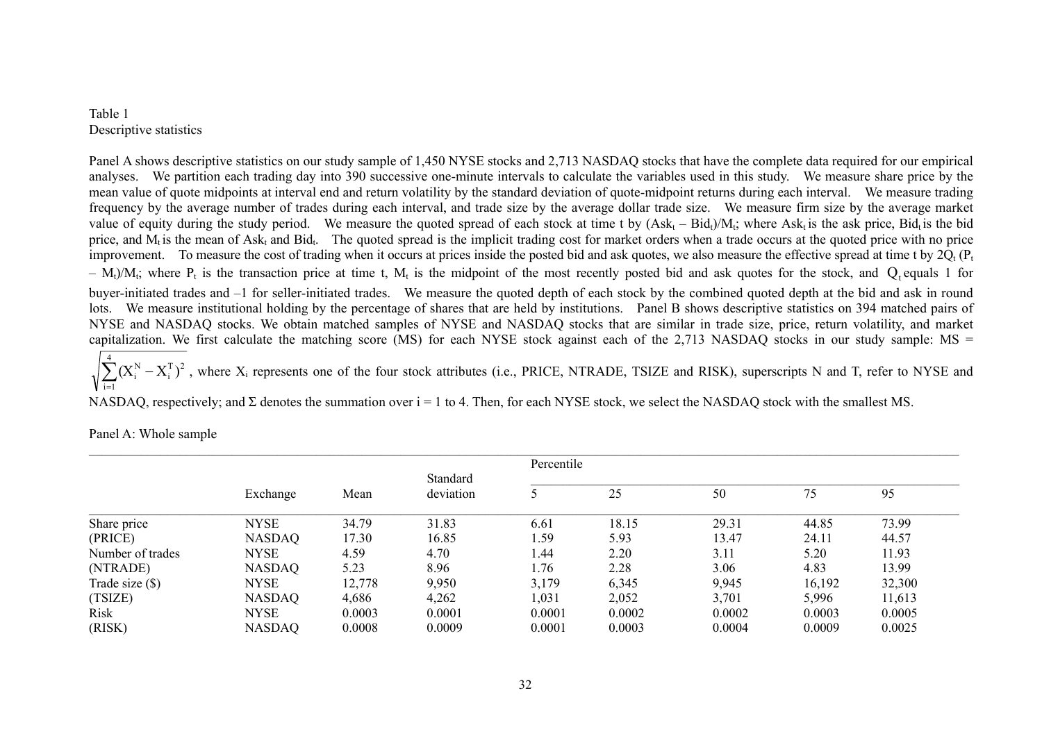Table 1
Descriptive statistics

Panel A shows descriptive statistics on our study sample of 1,450 NYSE stocks and 2,713 NASDAQ stocks that have the complete data required for our empirical analyses. We partition each trading day into 390 successive one-minute intervals to calculate the variables used in this study. We measure share price by the mean value of quote midpoints at interval end and return volatility by the standard deviation of quote-midpoint returns during each interval. We measure trading frequency by the average number of trades during each interval, and trade size by the average dollar trade size. We measure firm size by the average market value of equity during the study period. We measure the quoted spread of each stock at time t by $(Ask_t - Bid_t)/M_t$; where $Ask_t$ is the ask price, $Bid_t$ is the bid price, and $M_t$ is the mean of $Ask_t$ and $Bid_t$. The quoted spread is the implicit trading cost for market orders when a trade occurs at the quoted price with no price improvement. To measure the cost of trading when it occurs at prices inside the posted bid and ask quotes, we also measure the effective spread at time t by $2Q_t (P_t - M_t)/M_t$; where $P_t$ is the transaction price at time t, $M_t$ is the midpoint of the most recently posted bid and ask quotes for the stock, and $Q_t$ equals 1 for buyer-initiated trades and –1 for seller-initiated trades. We measure the quoted depth of each stock by the combined quoted depth at the bid and ask in round lots. We measure institutional holding by the percentage of shares that are held by institutions. Panel B shows descriptive statistics on 394 matched pairs of NYSE and NASDAQ stocks. We obtain matched samples of NYSE and NASDAQ stocks that are similar in trade size, price, return volatility, and market capitalization. We first calculate the matching score (MS) for each NYSE stock against each of the 2,713 NASDAQ stocks in our study sample: MS = $\sqrt{\sum_{i=1}^{4}(X_i^N - X_i^T)^2}$, where $X_i$ represents one of the four stock attributes (i.e., PRICE, NTRADE, TSIZE and RISK), superscripts N and T, refer to NYSE and NASDAQ, respectively; and Σ denotes the summation over i = 1 to 4. Then, for each NYSE stock, we select the NASDAQ stock with the smallest MS.

Panel A: Whole sample

| | Exchange | Mean | Standard deviation | Percentile 5 | 25 | 50 | 75 | 95 |
|---|---|---|---|---|---|---|---|---|
| Share price | NYSE | 34.79 | 31.83 | 6.61 | 18.15 | 29.31 | 44.85 | 73.99 |
| (PRICE) | NASDAQ | 17.30 | 16.85 | 1.59 | 5.93 | 13.47 | 24.11 | 44.57 |
| Number of trades | NYSE | 4.59 | 4.70 | 1.44 | 2.20 | 3.11 | 5.20 | 11.93 |
| (NTRADE) | NASDAQ | 5.23 | 8.96 | 1.76 | 2.28 | 3.06 | 4.83 | 13.99 |
| Trade size ($) | NYSE | 12,778 | 9,950 | 3,179 | 6,345 | 9,945 | 16,192 | 32,300 |
| (TSIZE) | NASDAQ | 4,686 | 4,262 | 1,031 | 2,052 | 3,701 | 5,996 | 11,613 |
| Risk | NYSE | 0.0003 | 0.0001 | 0.0001 | 0.0002 | 0.0002 | 0.0003 | 0.0005 |
| (RISK) | NASDAQ | 0.0008 | 0.0009 | 0.0001 | 0.0003 | 0.0004 | 0.0009 | 0.0025 |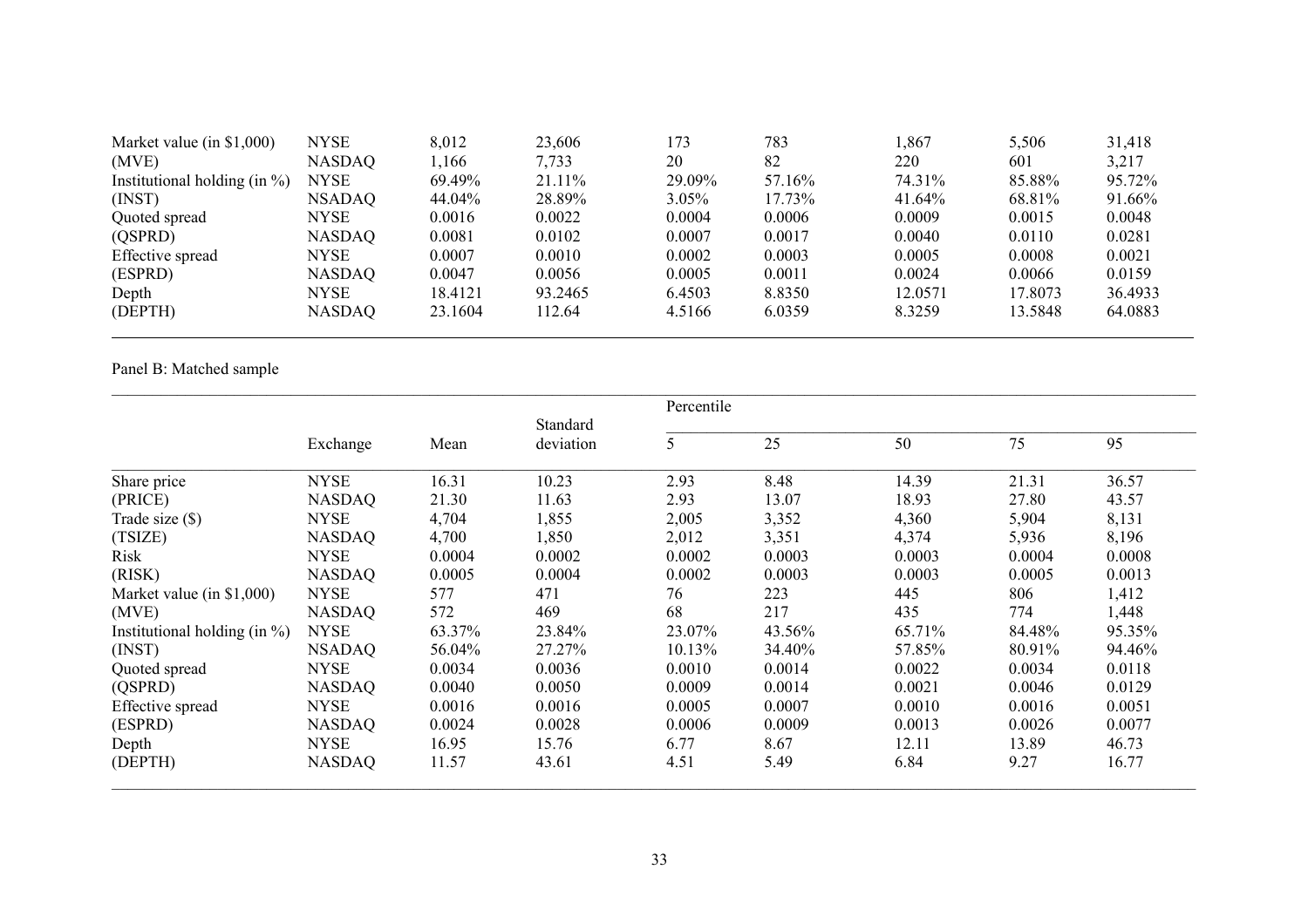| | | | | | | | | |
|---|---|---|---|---|---|---|---|---|
| Market value (in $1,000) | NYSE | 8,012 | 23,606 | 173 | 783 | 1,867 | 5,506 | 31,418 |
| (MVE) | NASDAQ | 1,166 | 7,733 | 20 | 82 | 220 | 601 | 3,217 |
| Institutional holding (in %) | NYSE | 69.49% | 21.11% | 29.09% | 57.16% | 74.31% | 85.88% | 95.72% |
| (INST) | NASDAQ | 44.04% | 28.89% | 3.05% | 17.73% | 41.64% | 68.81% | 91.66% |
| Quoted spread | NYSE | 0.0016 | 0.0022 | 0.0004 | 0.0006 | 0.0009 | 0.0015 | 0.0048 |
| (QSPRD) | NASDAQ | 0.0081 | 0.0102 | 0.0007 | 0.0017 | 0.0040 | 0.0110 | 0.0281 |
| Effective spread | NYSE | 0.0007 | 0.0010 | 0.0002 | 0.0003 | 0.0005 | 0.0008 | 0.0021 |
| (ESPRD) | NASDAQ | 0.0047 | 0.0056 | 0.0005 | 0.0011 | 0.0024 | 0.0066 | 0.0159 |
| Depth | NYSE | 18.4121 | 93.2465 | 6.4503 | 8.8350 | 12.0571 | 17.8073 | 36.4933 |
| (DEPTH) | NASDAQ | 23.1604 | 112.64 | 4.5166 | 6.0359 | 8.3259 | 13.5848 | 64.0883 |

Panel B: Matched sample

| | Exchange | Mean | Standard deviation | Percentile | | | | |
|---|---|---|---|---|---|---|---|---|
| | | | | 5 | 25 | 50 | 75 | 95 |
| Share price | NYSE | 16.31 | 10.23 | 2.93 | 8.48 | 14.39 | 21.31 | 36.57 |
| (PRICE) | NASDAQ | 21.30 | 11.63 | 2.93 | 13.07 | 18.93 | 27.80 | 43.57 |
| Trade size ($) | NYSE | 4,704 | 1,855 | 2,005 | 3,352 | 4,360 | 5,904 | 8,131 |
| (TSIZE) | NASDAQ | 4,700 | 1,850 | 2,012 | 3,351 | 4,374 | 5,936 | 8,196 |
| Risk | NYSE | 0.0004 | 0.0002 | 0.0002 | 0.0003 | 0.0003 | 0.0004 | 0.0008 |
| (RISK) | NASDAQ | 0.0005 | 0.0004 | 0.0002 | 0.0003 | 0.0003 | 0.0005 | 0.0013 |
| Market value (in $1,000) | NYSE | 577 | 471 | 76 | 223 | 445 | 806 | 1,412 |
| (MVE) | NASDAQ | 572 | 469 | 68 | 217 | 435 | 774 | 1,448 |
| Institutional holding (in %) | NYSE | 63.37% | 23.84% | 23.07% | 43.56% | 65.71% | 84.48% | 95.35% |
| (INST) | NSADAQ | 56.04% | 27.27% | 10.13% | 34.40% | 57.85% | 80.91% | 94.46% |
| Quoted spread | NYSE | 0.0034 | 0.0036 | 0.0010 | 0.0014 | 0.0022 | 0.0034 | 0.0118 |
| (QSPRD) | NASDAQ | 0.0040 | 0.0050 | 0.0009 | 0.0014 | 0.0021 | 0.0046 | 0.0129 |
| Effective spread | NYSE | 0.0016 | 0.0016 | 0.0005 | 0.0007 | 0.0010 | 0.0016 | 0.0051 |
| (ESPRD) | NASDAQ | 0.0024 | 0.0028 | 0.0006 | 0.0009 | 0.0013 | 0.0026 | 0.0077 |
| Depth | NYSE | 16.95 | 15.76 | 6.77 | 8.67 | 12.11 | 13.89 | 46.73 |
| (DEPTH) | NASDAQ | 11.57 | 43.61 | 4.51 | 5.49 | 6.84 | 9.27 | 16.77 |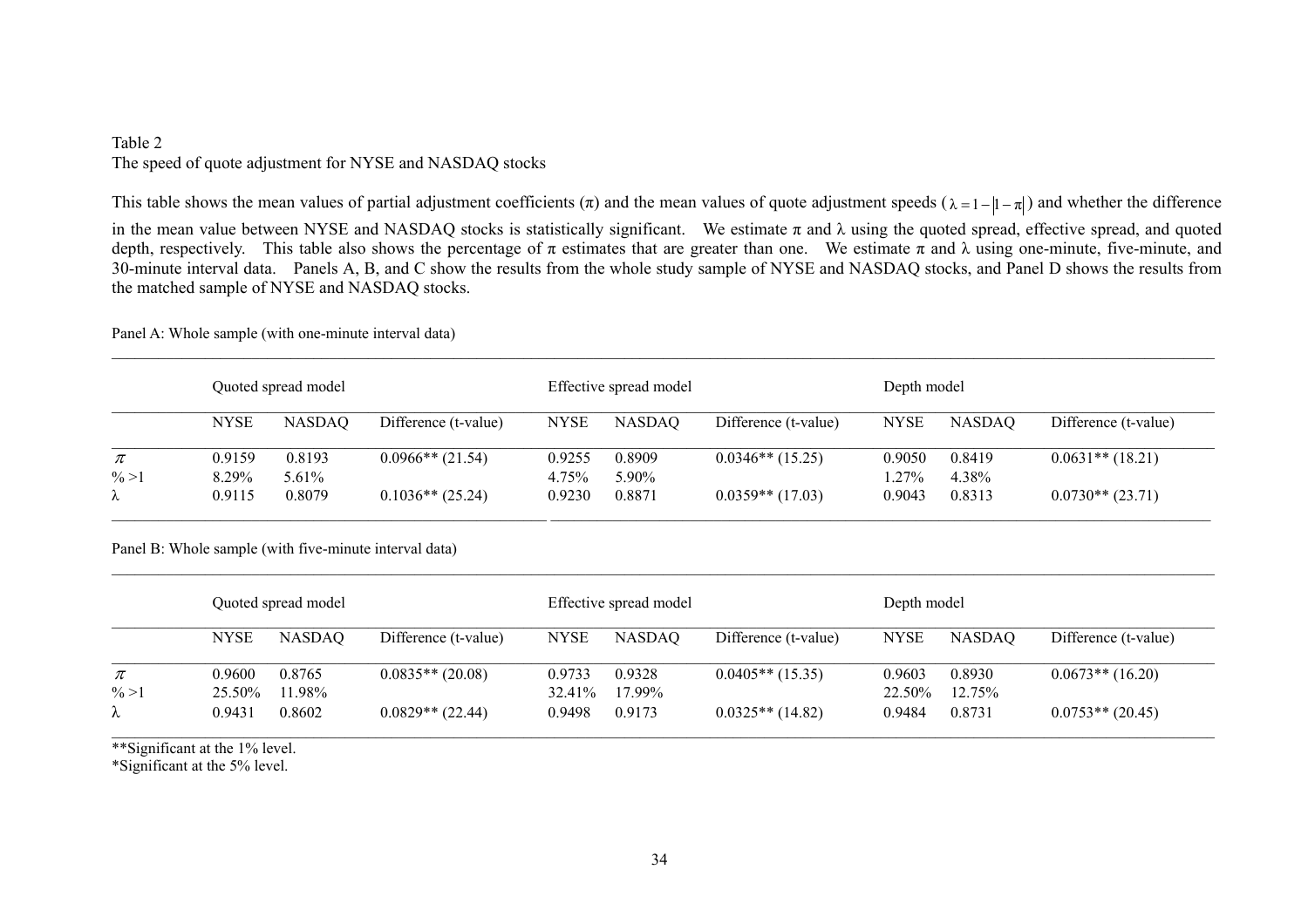Table 2

The speed of quote adjustment for NYSE and NASDAQ stocks

This table shows the mean values of partial adjustment coefficients ($\pi$) and the mean values of quote adjustment speeds ($\lambda = 1 - |1 - \pi|$) and whether the difference in the mean value between NYSE and NASDAQ stocks is statistically significant. We estimate $\pi$ and $\lambda$ using the quoted spread, effective spread, and quoted depth, respectively. This table also shows the percentage of $\pi$ estimates that are greater than one. We estimate $\pi$ and $\lambda$ using one-minute, five-minute, and 30-minute interval data. Panels A, B, and C show the results from the whole study sample of NYSE and NASDAQ stocks, and Panel D shows the results from the matched sample of NYSE and NASDAQ stocks.

Panel A: Whole sample (with one-minute interval data)

| | Quoted spread model | | | Effective spread model | | | Depth model | | |
|---|---|---|---|---|---|---|---|---|---|
| | NYSE | NASDAQ | Difference (t-value) | NYSE | NASDAQ | Difference (t-value) | NYSE | NASDAQ | Difference (t-value) |
| $\pi$ | 0.9159 | 0.8193 | 0.0966** (21.54) | 0.9255 | 0.8909 | 0.0346** (15.25) | 0.9050 | 0.8419 | 0.0631** (18.21) |
| % >1 | 8.29% | 5.61% | | 4.75% | 5.90% | | 1.27% | 4.38% | |
| $\lambda$ | 0.9115 | 0.8079 | 0.1036** (25.24) | 0.9230 | 0.8871 | 0.0359** (17.03) | 0.9043 | 0.8313 | 0.0730** (23.71) |

Panel B: Whole sample (with five-minute interval data)

| | Quoted spread model | | | Effective spread model | | | Depth model | | |
|---|---|---|---|---|---|---|---|---|---|
| | NYSE | NASDAQ | Difference (t-value) | NYSE | NASDAQ | Difference (t-value) | NYSE | NASDAQ | Difference (t-value) |
| $\pi$ | 0.9600 | 0.8765 | 0.0835** (20.08) | 0.9733 | 0.9328 | 0.0405** (15.35) | 0.9603 | 0.8930 | 0.0673** (16.20) |
| % >1 | 25.50% | 11.98% | | 32.41% | 17.99% | | 22.50% | 12.75% | |
| $\lambda$ | 0.9431 | 0.8602 | 0.0829** (22.44) | 0.9498 | 0.9173 | 0.0325** (14.82) | 0.9484 | 0.8731 | 0.0753** (20.45) |

**Significant at the 1% level.
*Significant at the 5% level.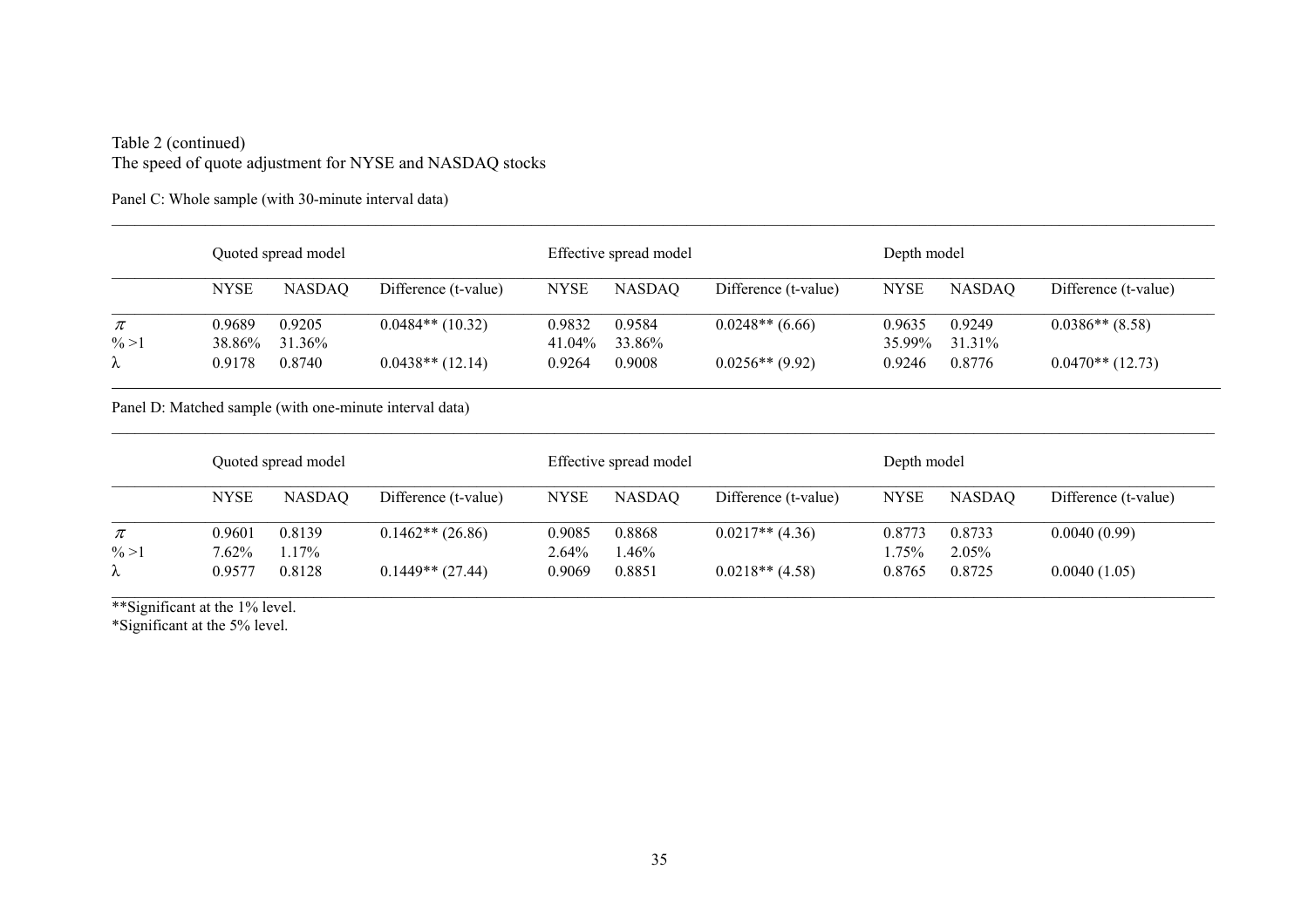Table 2 (continued)
The speed of quote adjustment for NYSE and NASDAQ stocks

Panel C: Whole sample (with 30-minute interval data)

| | Quoted spread model | | | Effective spread model | | | Depth model | | |
|---|---|---|---|---|---|---|---|---|---|
| | NYSE | NASDAQ | Difference (t-value) | NYSE | NASDAQ | Difference (t-value) | NYSE | NASDAQ | Difference (t-value) |
| $\pi$ | 0.9689 | 0.9205 | 0.0484** (10.32) | 0.9832 | 0.9584 | 0.0248** (6.66) | 0.9635 | 0.9249 | 0.0386** (8.58) |
| % >1 | 38.86% | 31.36% | | 41.04% | 33.86% | | 35.99% | 31.31% | |
| $\lambda$ | 0.9178 | 0.8740 | 0.0438** (12.14) | 0.9264 | 0.9008 | 0.0256** (9.92) | 0.9246 | 0.8776 | 0.0470** (12.73) |

Panel D: Matched sample (with one-minute interval data)

| | Quoted spread model | | | Effective spread model | | | Depth model | | |
|---|---|---|---|---|---|---|---|---|---|
| | NYSE | NASDAQ | Difference (t-value) | NYSE | NASDAQ | Difference (t-value) | NYSE | NASDAQ | Difference (t-value) |
| $\pi$ | 0.9601 | 0.8139 | 0.1462** (26.86) | 0.9085 | 0.8868 | 0.0217** (4.36) | 0.8773 | 0.8733 | 0.0040 (0.99) |
| % >1 | 7.62% | 1.17% | | 2.64% | 1.46% | | 1.75% | 2.05% | |
| $\lambda$ | 0.9577 | 0.8128 | 0.1449** (27.44) | 0.9069 | 0.8851 | 0.0218** (4.58) | 0.8765 | 0.8725 | 0.0040 (1.05) |

**Significant at the 1% level.
*Significant at the 5% level.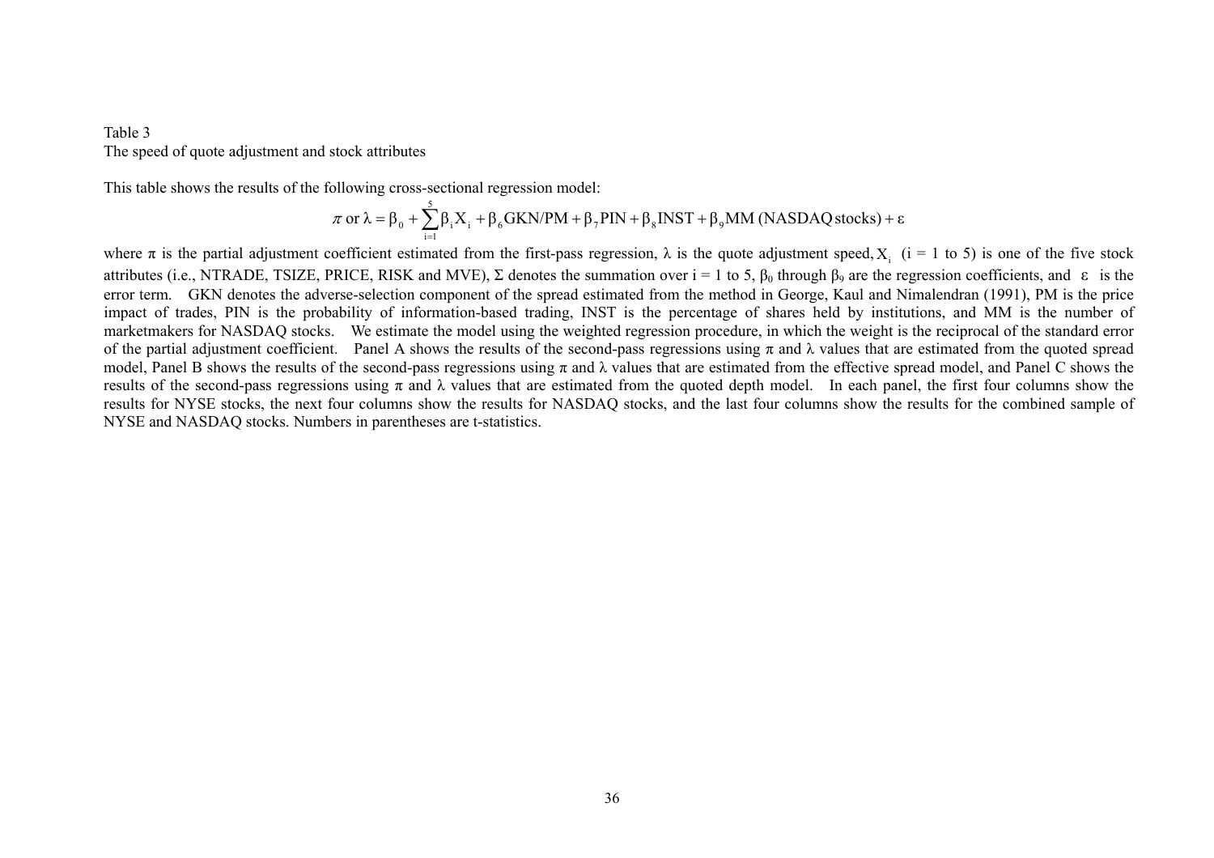Table 3
The speed of quote adjustment and stock attributes

This table shows the results of the following cross-sectional regression model:

$$\pi \text{ or } \lambda = \beta_0 + \sum_{i=1}^{5} \beta_i X_i + \beta_6 \text{GKN/PM} + \beta_7 \text{PIN} + \beta_8 \text{INST} + \beta_9 \text{MM (NASDAQ stocks)} + \varepsilon$$

where $\pi$ is the partial adjustment coefficient estimated from the first-pass regression, $\lambda$ is the quote adjustment speed, $X_i$ ($i = 1$ to 5) is one of the five stock attributes (i.e., NTRADE, TSIZE, PRICE, RISK and MVE), $\Sigma$ denotes the summation over $i = 1$ to 5, $\beta_0$ through $\beta_9$ are the regression coefficients, and $\varepsilon$ is the error term. GKN denotes the adverse-selection component of the spread estimated from the method in George, Kaul and Nimalendran (1991), PM is the price impact of trades, PIN is the probability of information-based trading, INST is the percentage of shares held by institutions, and MM is the number of marketmakers for NASDAQ stocks. We estimate the model using the weighted regression procedure, in which the weight is the reciprocal of the standard error of the partial adjustment coefficient. Panel A shows the results of the second-pass regressions using $\pi$ and $\lambda$ values that are estimated from the quoted spread model, Panel B shows the results of the second-pass regressions using $\pi$ and $\lambda$ values that are estimated from the effective spread model, and Panel C shows the results of the second-pass regressions using $\pi$ and $\lambda$ values that are estimated from the quoted depth model. In each panel, the first four columns show the results for NYSE stocks, the next four columns show the results for NASDAQ stocks, and the last four columns show the results for the combined sample of NYSE and NASDAQ stocks. Numbers in parentheses are t-statistics.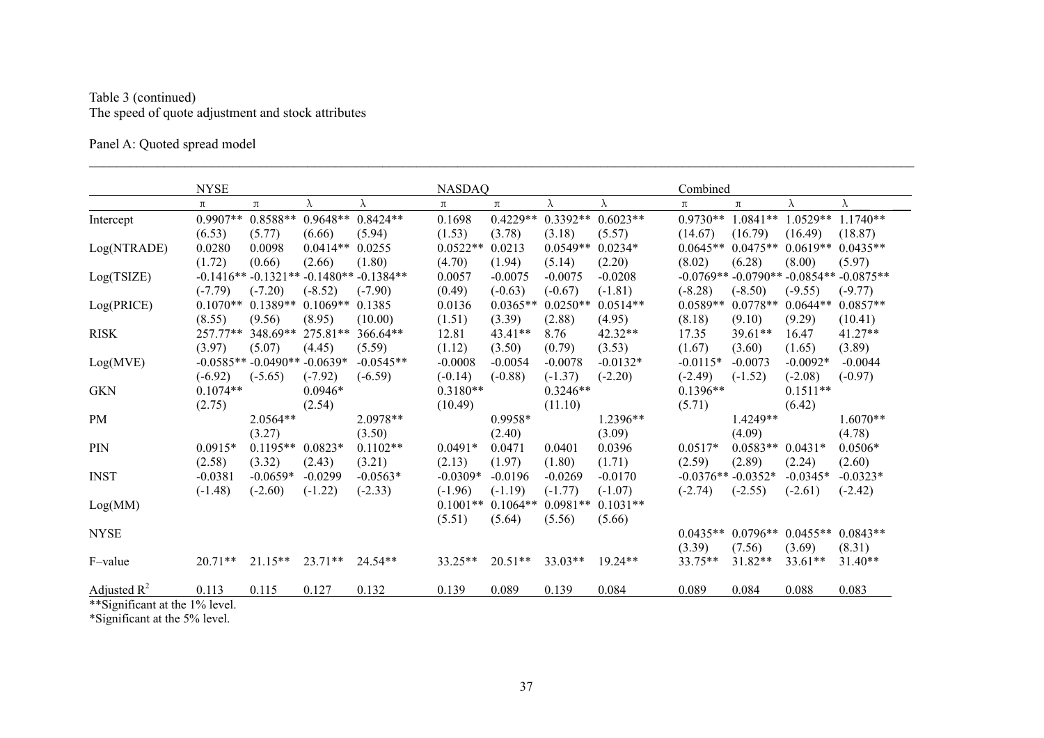Table 3 (continued)
The speed of quote adjustment and stock attributes

Panel A: Quoted spread model

| | NYSE | | | | NASDAQ | | | | Combined | | | |
|---|---|---|---|---|---|---|---|---|---|---|---|---|
| | π | π | λ | λ | π | π | λ | λ | π | π | λ | λ |
| Intercept | 0.9907** | 0.8588** | 0.9648** | 0.8424** | 0.1698 | 0.4229** | 0.3392** | 0.6023** | 0.9730** | 1.0841** | 1.0529** | 1.1740** |
| | (6.53) | (5.77) | (6.66) | (5.94) | (1.53) | (3.78) | (3.18) | (5.57) | (14.67) | (16.79) | (16.49) | (18.87) |
| Log(NTRADE) | 0.0280 | 0.0098 | 0.0414** | 0.0255 | 0.0522** | 0.0213 | 0.0549** | 0.0234* | 0.0645** | 0.0475** | 0.0619** | 0.0435** |
| | (1.72) | (0.66) | (2.66) | (1.80) | (4.70) | (1.94) | (5.14) | (2.20) | (8.02) | (6.28) | (8.00) | (5.97) |
| Log(TSIZE) | -0.1416** | -0.1321** | -0.1480** | -0.1384** | 0.0057 | -0.0075 | -0.0075 | -0.0208 | -0.0769** | -0.0790** | -0.0854** | -0.0875** |
| | (-7.79) | (-7.20) | (-8.52) | (-7.90) | (0.49) | (-0.63) | (-0.67) | (-1.81) | (-8.28) | (-8.50) | (-9.55) | (-9.77) |
| Log(PRICE) | 0.1070** | 0.1389** | 0.1069** | 0.1385 | 0.0136 | 0.0365** | 0.0250** | 0.0514** | 0.0589** | 0.0778** | 0.0644** | 0.0857** |
| | (8.55) | (9.56) | (8.95) | (10.00) | (1.51) | (3.39) | (2.88) | (4.95) | (8.18) | (9.10) | (9.29) | (10.41) |
| RISK | 257.77** | 348.69** | 275.81** | 366.64** | 12.81 | 43.41** | 8.76 | 42.32** | 17.35 | 39.61** | 16.47 | 41.27** |
| | (3.97) | (5.07) | (4.45) | (5.59) | (1.12) | (3.50) | (0.79) | (3.53) | (1.67) | (3.60) | (1.65) | (3.89) |
| Log(MVE) | -0.0585** | -0.0490** | -0.0639* | -0.0545** | -0.0008 | -0.0054 | -0.0078 | -0.0132* | -0.0115* | -0.0073 | -0.0092* | -0.0044 |
| | (-6.92) | (-5.65) | (-7.92) | (-6.59) | (-0.14) | (-0.88) | (-1.37) | (-2.20) | (-2.49) | (-1.52) | (-2.08) | (-0.97) |
| GKN | 0.1074** | | 0.0946* | | 0.3180** | | 0.3246** | | 0.1396** | | 0.1511** | |
| | (2.75) | | (2.54) | | (10.49) | | (11.10) | | (5.71) | | (6.42) | |
| PM | | 2.0564** | | 2.0978** | | 0.9958* | | 1.2396** | | 1.4249** | | 1.6070** |
| | | (3.27) | | (3.50) | | (2.40) | | (3.09) | | (4.09) | | (4.78) |
| PIN | 0.0915* | 0.1195** | 0.0823* | 0.1102** | 0.0491* | 0.0471 | 0.0401 | 0.0396 | 0.0517* | 0.0583** | 0.0431* | 0.0506* |
| | (2.58) | (3.32) | (2.43) | (3.21) | (2.13) | (1.97) | (1.80) | (1.71) | (2.59) | (2.89) | (2.24) | (2.60) |
| INST | -0.0381 | -0.0659* | -0.0299 | -0.0563* | -0.0309* | -0.0196 | -0.0269 | -0.0170 | -0.0376** | -0.0352* | -0.0345* | -0.0323* |
| | (-1.48) | (-2.60) | (-1.22) | (-2.33) | (-1.96) | (-1.19) | (-1.77) | (-1.07) | (-2.74) | (-2.55) | (-2.61) | (-2.42) |
| Log(MM) | | | | | 0.1001** | 0.1064** | 0.0981** | 0.1031** | | | | |
| | | | | | (5.51) | (5.64) | (5.56) | (5.66) | | | | |
| NYSE | | | | | | | | | 0.0435** | 0.0796** | 0.0455** | 0.0843** |
| | | | | | | | | | (3.39) | (7.56) | (3.69) | (8.31) |
| F–value | 20.71** | 21.15** | 23.71** | 24.54** | 33.25** | 20.51** | 33.03** | 19.24** | 33.75** | 31.82** | 33.61** | 31.40** |
| Adjusted $R^2$ | 0.113 | 0.115 | 0.127 | 0.132 | 0.139 | 0.089 | 0.139 | 0.084 | 0.089 | 0.084 | 0.088 | 0.083 |

**Significant at the 1% level.
*Significant at the 5% level.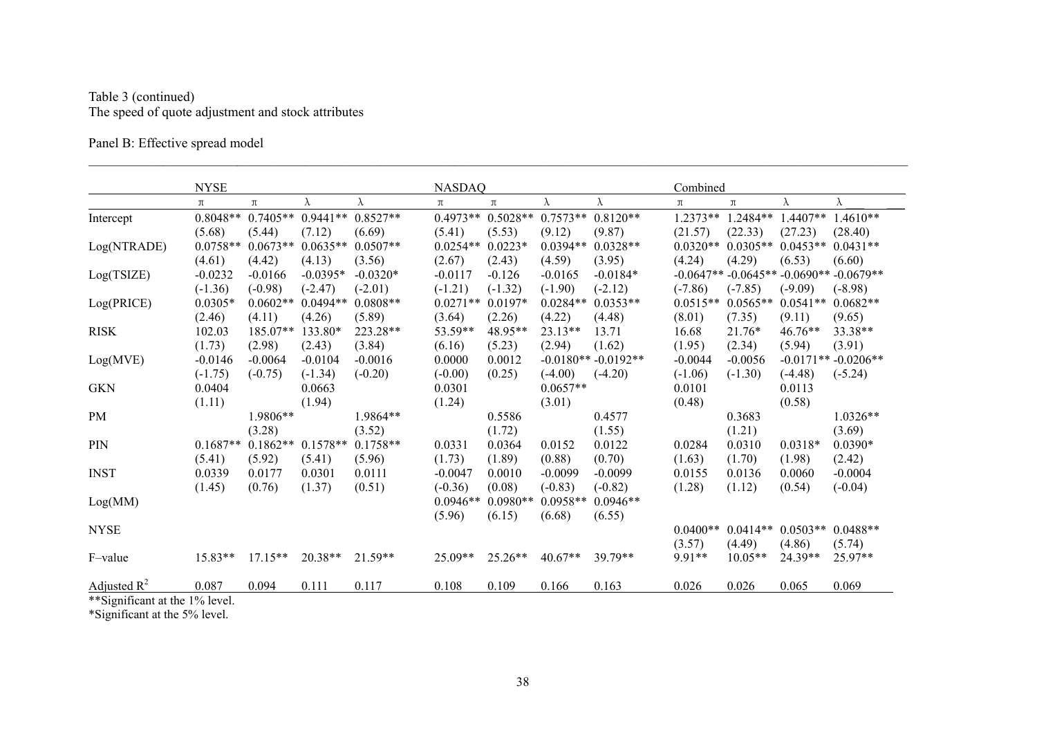Table 3 (continued)
The speed of quote adjustment and stock attributes

Panel B: Effective spread model

| | NYSE | | | | NASDAQ | | | | Combined | | | |
|---|---|---|---|---|---|---|---|---|---|---|---|---|
| | π | π | λ | λ | π | π | λ | λ | π | π | λ | λ |
| Intercept | 0.8048** | 0.7405** | 0.9441** | 0.8527** | 0.4973** | 0.5028** | 0.7573** | 0.8120** | 1.2373** | 1.2484** | 1.4407** | 1.4610** |
| | (5.68) | (5.44) | (7.12) | (6.69) | (5.41) | (5.53) | (9.12) | (9.87) | (21.57) | (22.33) | (27.23) | (28.40) |
| Log(NTRADE) | 0.0758** | 0.0673** | 0.0635** | 0.0507** | 0.0254** | 0.0223* | 0.0394** | 0.0328** | 0.0320** | 0.0305** | 0.0453** | 0.0431** |
| | (4.61) | (4.42) | (4.13) | (3.56) | (2.67) | (2.43) | (4.59) | (3.95) | (4.24) | (4.29) | (6.53) | (6.60) |
| Log(TSIZE) | -0.0232 | -0.0166 | -0.0395* | -0.0320* | -0.0117 | -0.126 | -0.0165 | -0.0184* | -0.0647** | -0.0645** | -0.0690** | -0.0679** |
| | (-1.36) | (-0.98) | (-2.47) | (-2.01) | (-1.21) | (-1.32) | (-1.90) | (-2.12) | (-7.86) | (-7.85) | (-9.09) | (-8.98) |
| Log(PRICE) | 0.0305* | 0.0602** | 0.0494** | 0.0808** | 0.0271** | 0.0197* | 0.0284** | 0.0353** | 0.0515** | 0.0565** | 0.0541** | 0.0682** |
| | (2.46) | (4.11) | (4.26) | (5.89) | (3.64) | (2.26) | (4.22) | (4.48) | (8.01) | (7.35) | (9.11) | (9.65) |
| RISK | 102.03 | 185.07** | 133.80* | 223.28** | 53.59** | 48.95** | 23.13** | 13.71 | 16.68 | 21.76* | 46.76** | 33.38** |
| | (1.73) | (2.98) | (2.43) | (3.84) | (6.16) | (5.23) | (2.94) | (1.62) | (1.95) | (2.34) | (5.94) | (3.91) |
| Log(MVE) | -0.0146 | -0.0064 | -0.0104 | -0.0016 | 0.0000 | 0.0012 | -0.0180** | -0.0192** | -0.0044 | -0.0056 | -0.0171** | -0.0206** |
| | (-1.75) | (-0.75) | (-1.34) | (-0.20) | (-0.00) | (0.25) | (-4.00) | (-4.20) | (-1.06) | (-1.30) | (-4.48) | (-5.24) |
| GKN | 0.0404 | | 0.0663 | | 0.0301 | | 0.0657** | | 0.0101 | | 0.0113 | |
| | (1.11) | | (1.94) | | (1.24) | | (3.01) | | (0.48) | | (0.58) | |
| PM | | 1.9806** | | 1.9864** | | 0.5586 | | 0.4577 | | 0.3683 | | 1.0326** |
| | | (3.28) | | (3.52) | | (1.72) | | (1.55) | | (1.21) | | (3.69) |
| PIN | 0.1687** | 0.1862** | 0.1578** | 0.1758** | 0.0331 | 0.0364 | 0.0152 | 0.0122 | 0.0284 | 0.0310 | 0.0318* | 0.0390* |
| | (5.41) | (5.92) | (5.41) | (5.96) | (1.73) | (1.89) | (0.88) | (0.70) | (1.63) | (1.70) | (1.98) | (2.42) |
| INST | 0.0339 | 0.0177 | 0.0301 | 0.0111 | -0.0047 | 0.0010 | -0.0099 | -0.0099 | 0.0155 | 0.0136 | 0.0060 | -0.0004 |
| | (1.45) | (0.76) | (1.37) | (0.51) | (-0.36) | (0.08) | (-0.83) | (-0.82) | (1.28) | (1.12) | (0.54) | (-0.04) |
| Log(MM) | | | | | 0.0946** | 0.0980** | 0.0958** | 0.0946** | | | | |
| | | | | | (5.96) | (6.15) | (6.68) | (6.55) | | | | |
| NYSE | | | | | | | | | 0.0400** | 0.0414** | 0.0503** | 0.0488** |
| | | | | | | | | | (3.57) | (4.49) | (4.86) | (5.74) |
| F–value | 15.83** | 17.15** | 20.38** | 21.59** | 25.09** | 25.26** | 40.67** | 39.79** | 9.91** | 10.05** | 24.39** | 25.97** |
| Adjusted $R^2$ | 0.087 | 0.094 | 0.111 | 0.117 | 0.108 | 0.109 | 0.166 | 0.163 | 0.026 | 0.026 | 0.065 | 0.069 |

**Significant at the 1% level.
*Significant at the 5% level.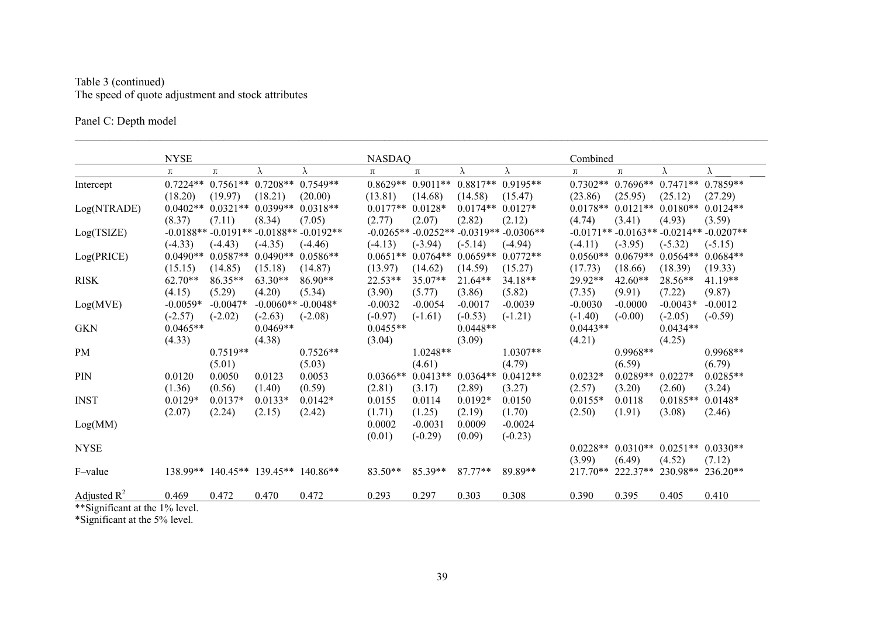Table 3 (continued)
The speed of quote adjustment and stock attributes

Panel C: Depth model

| | NYSE | | | | NASDAQ | | | | Combined | | | |
|---|---|---|---|---|---|---|---|---|---|---|---|---|
| | $\pi$ | $\pi$ | $\lambda$ | $\lambda$ | $\pi$ | $\pi$ | $\lambda$ | $\lambda$ | $\pi$ | $\pi$ | $\lambda$ | $\lambda$ |
| Intercept | 0.7224** | 0.7561** | 0.7208** | 0.7549** | 0.8629** | 0.9011** | 0.8817** | 0.9195** | 0.7302** | 0.7696** | 0.7471** | 0.7859** |
| | (18.20) | (19.97) | (18.21) | (20.00) | (13.81) | (14.68) | (14.58) | (15.47) | (23.86) | (25.95) | (25.12) | (27.29) |
| Log(NTRADE) | 0.0402** | 0.0321** | 0.0399** | 0.0318** | 0.0177** | 0.0128* | 0.0174** | 0.0127* | 0.0178** | 0.0121** | 0.0180** | 0.0124** |
| | (8.37) | (7.11) | (8.34) | (7.05) | (2.77) | (2.07) | (2.82) | (2.12) | (4.74) | (3.41) | (4.93) | (3.59) |
| Log(TSIZE) | -0.0188** | -0.0191** | -0.0188** | -0.0192** | -0.0265** | -0.0252** | -0.0319** | -0.0306** | -0.0171** | -0.0163** | -0.0214** | -0.0207** |
| | (-4.33) | (-4.43) | (-4.35) | (-4.46) | (-4.13) | (-3.94) | (-5.14) | (-4.94) | (-4.11) | (-3.95) | (-5.32) | (-5.15) |
| Log(PRICE) | 0.0490** | 0.0587** | 0.0490** | 0.0586** | 0.0651** | 0.0764** | 0.0659** | 0.0772** | 0.0560** | 0.0679** | 0.0564** | 0.0684** |
| | (15.15) | (14.85) | (15.18) | (14.87) | (13.97) | (14.62) | (14.59) | (15.27) | (17.73) | (18.66) | (18.39) | (19.33) |
| RISK | 62.70** | 86.35** | 63.30** | 86.90** | 22.53** | 35.07** | 21.64** | 34.18** | 29.92** | 42.60** | 28.56** | 41.19** |
| | (4.15) | (5.29) | (4.20) | (5.34) | (3.90) | (5.77) | (3.86) | (5.82) | (7.35) | (9.91) | (7.22) | (9.87) |
| Log(MVE) | -0.0059* | -0.0047* | -0.0060** | -0.0048* | -0.0032 | -0.0054 | -0.0017 | -0.0039 | -0.0030 | -0.0000 | -0.0043* | -0.0012 |
| | (-2.57) | (-2.02) | (-2.63) | (-2.08) | (-0.97) | (-1.61) | (-0.53) | (-1.21) | (-1.40) | (-0.00) | (-2.05) | (-0.59) |
| GKN | 0.0465** | | 0.0469** | | 0.0455** | | 0.0448** | | 0.0443** | | 0.0434** | |
| | (4.33) | | (4.38) | | (3.04) | | (3.09) | | (4.21) | | (4.25) | |
| PM | | 0.7519** | | 0.7526** | | 1.0248** | | 1.0307** | | 0.9968** | | 0.9968** |
| | | (5.01) | | (5.03) | | (4.61) | | (4.79) | | (6.59) | | (6.79) |
| PIN | 0.0120 | 0.0050 | 0.0123 | 0.0053 | 0.0366** | 0.0413** | 0.0364** | 0.0412** | 0.0232* | 0.0289** | 0.0227* | 0.0285** |
| | (1.36) | (0.56) | (1.40) | (0.59) | (2.81) | (3.17) | (2.89) | (3.27) | (2.57) | (3.20) | (2.60) | (3.24) |
| INST | 0.0129* | 0.0137* | 0.0133* | 0.0142* | 0.0155 | 0.0114 | 0.0192* | 0.0150 | 0.0155* | 0.0118 | 0.0185** | 0.0148* |
| | (2.07) | (2.24) | (2.15) | (2.42) | (1.71) | (1.25) | (2.19) | (1.70) | (2.50) | (1.91) | (3.08) | (2.46) |
| Log(MM) | | | | | 0.0002 | -0.0031 | 0.0009 | -0.0024 | | | | |
| | | | | | (0.01) | (-0.29) | (0.09) | (-0.23) | | | | |
| NYSE | | | | | | | | | 0.0228** | 0.0310** | 0.0251** | 0.0330** |
| | | | | | | | | | (3.99) | (6.49) | (4.52) | (7.12) |
| F–value | 138.99** | 140.45** | 139.45** | 140.86** | 83.50** | 85.39** | 87.77** | 89.89** | 217.70** | 222.37** | 230.98** | 236.20** |
| Adjusted $R^2$ | 0.469 | 0.472 | 0.470 | 0.472 | 0.293 | 0.297 | 0.303 | 0.308 | 0.390 | 0.395 | 0.405 | 0.410 |

**Significant at the 1% level.
*Significant at the 5% level.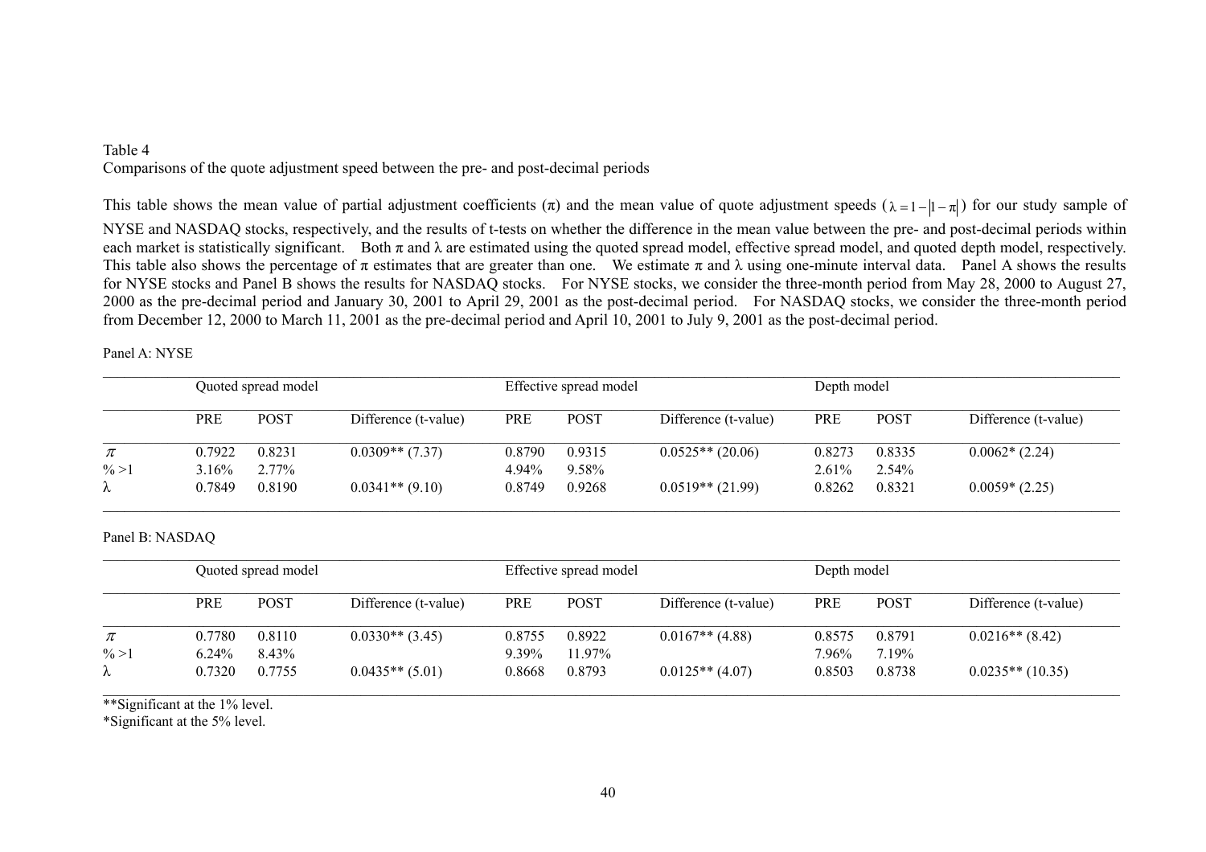Table 4

Comparisons of the quote adjustment speed between the pre- and post-decimal periods

This table shows the mean value of partial adjustment coefficients ($\pi$) and the mean value of quote adjustment speeds ($\lambda = 1 - |1 - \pi|$) for our study sample of NYSE and NASDAQ stocks, respectively, and the results of t-tests on whether the difference in the mean value between the pre- and post-decimal periods within each market is statistically significant. Both $\pi$ and $\lambda$ are estimated using the quoted spread model, effective spread model, and quoted depth model, respectively. This table also shows the percentage of $\pi$ estimates that are greater than one. We estimate $\pi$ and $\lambda$ using one-minute interval data. Panel A shows the results for NYSE stocks and Panel B shows the results for NASDAQ stocks. For NYSE stocks, we consider the three-month period from May 28, 2000 to August 27, 2000 as the pre-decimal period and January 30, 2001 to April 29, 2001 as the post-decimal period. For NASDAQ stocks, we consider the three-month period from December 12, 2000 to March 11, 2001 as the pre-decimal period and April 10, 2001 to July 9, 2001 as the post-decimal period.

Panel A: NYSE

| | Quoted spread model | | | Effective spread model | | | Depth model | | |
|---|---|---|---|---|---|---|---|---|---|
| | PRE | POST | Difference (t-value) | PRE | POST | Difference (t-value) | PRE | POST | Difference (t-value) |
| $\pi$ | 0.7922 | 0.8231 | 0.0309** (7.37) | 0.8790 | 0.9315 | 0.0525** (20.06) | 0.8273 | 0.8335 | 0.0062* (2.24) |
| % >1 | 3.16% | 2.77% | | 4.94% | 9.58% | | 2.61% | 2.54% | |
| $\lambda$ | 0.7849 | 0.8190 | 0.0341** (9.10) | 0.8749 | 0.9268 | 0.0519** (21.99) | 0.8262 | 0.8321 | 0.0059* (2.25) |

Panel B: NASDAQ

| | Quoted spread model | | | Effective spread model | | | Depth model | | |
|---|---|---|---|---|---|---|---|---|---|
| | PRE | POST | Difference (t-value) | PRE | POST | Difference (t-value) | PRE | POST | Difference (t-value) |
| $\pi$ | 0.7780 | 0.8110 | 0.0330** (3.45) | 0.8755 | 0.8922 | 0.0167** (4.88) | 0.8575 | 0.8791 | 0.0216** (8.42) |
| % >1 | 6.24% | 8.43% | | 9.39% | 11.97% | | 7.96% | 7.19% | |
| $\lambda$ | 0.7320 | 0.7755 | 0.0435** (5.01) | 0.8668 | 0.8793 | 0.0125** (4.07) | 0.8503 | 0.8738 | 0.0235** (10.35) |

**Significant at the 1% level.

*Significant at the 5% level.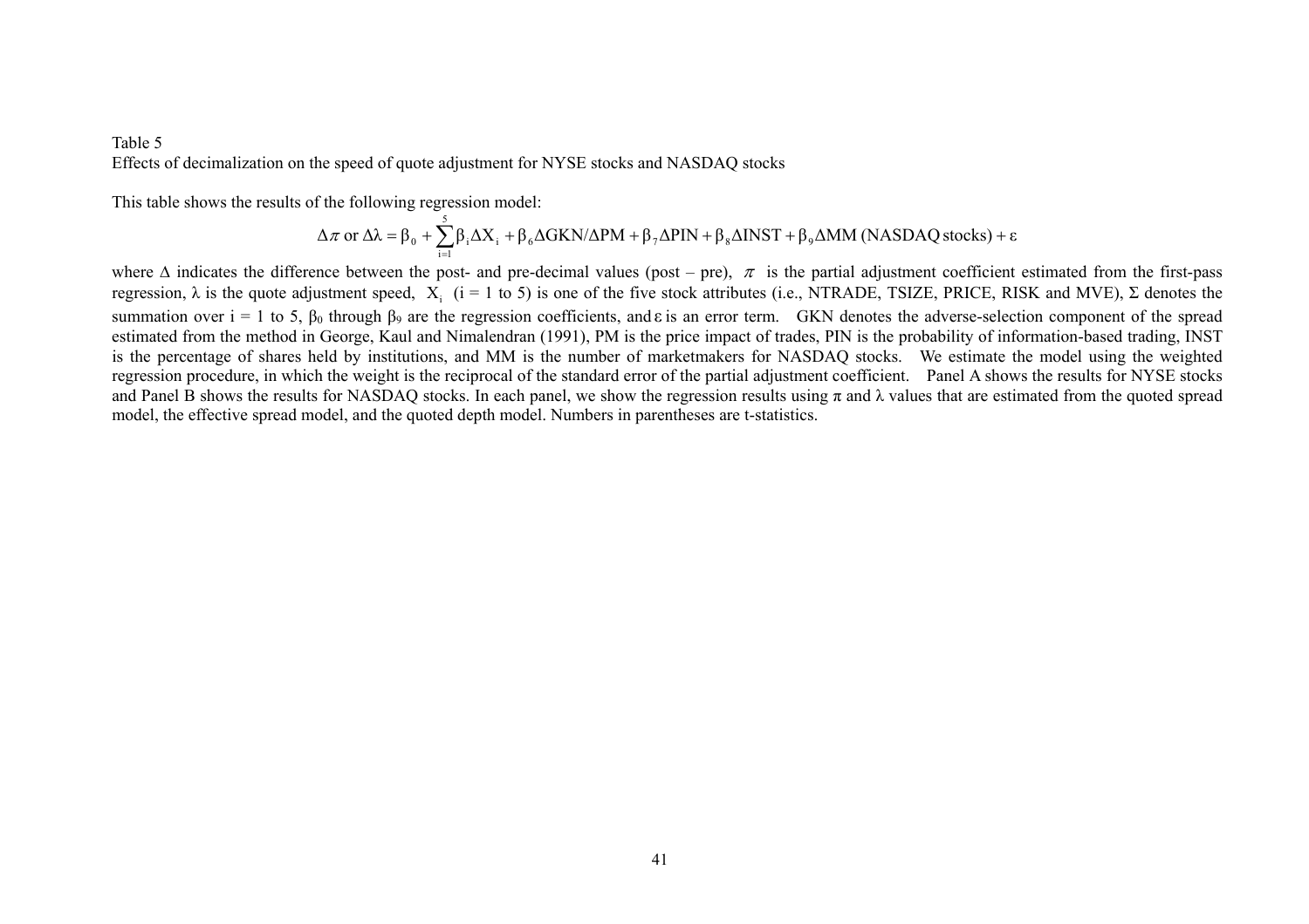Table 5

Effects of decimalization on the speed of quote adjustment for NYSE stocks and NASDAQ stocks

This table shows the results of the following regression model:

$$\Delta\pi \text{ or } \Delta\lambda = \beta_0 + \sum_{i=1}^{5}\beta_i \Delta X_i + \beta_6 \Delta \text{GKN}/\Delta \text{PM} + \beta_7 \Delta \text{PIN} + \beta_8 \Delta \text{INST} + \beta_9 \Delta \text{MM (NASDAQ stocks)} + \varepsilon$$

where $\Delta$ indicates the difference between the post- and pre-decimal values (post – pre), $\pi$ is the partial adjustment coefficient estimated from the first-pass regression, $\lambda$ is the quote adjustment speed, $X_i$ (i = 1 to 5) is one of the five stock attributes (i.e., NTRADE, TSIZE, PRICE, RISK and MVE), $\Sigma$ denotes the summation over i = 1 to 5, $\beta_0$ through $\beta_9$ are the regression coefficients, and $\varepsilon$ is an error term. GKN denotes the adverse-selection component of the spread estimated from the method in George, Kaul and Nimalendran (1991), PM is the price impact of trades, PIN is the probability of information-based trading, INST is the percentage of shares held by institutions, and MM is the number of marketmakers for NASDAQ stocks. We estimate the model using the weighted regression procedure, in which the weight is the reciprocal of the standard error of the partial adjustment coefficient. Panel A shows the results for NYSE stocks and Panel B shows the results for NASDAQ stocks. In each panel, we show the regression results using $\pi$ and $\lambda$ values that are estimated from the quoted spread model, the effective spread model, and the quoted depth model. Numbers in parentheses are t-statistics.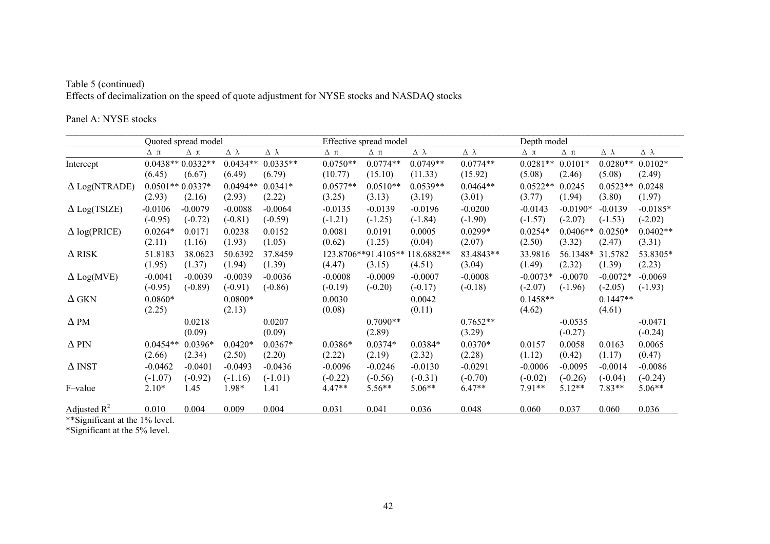Table 5 (continued)
Effects of decimalization on the speed of quote adjustment for NYSE stocks and NASDAQ stocks

Panel A: NYSE stocks

| | Quoted spread model | | | | Effective spread model | | | | Depth model | | | |
|---|---|---|---|---|---|---|---|---|---|---|---|---|
| | Δ π | Δ π | Δ λ | Δ λ | Δ π | Δ π | Δ λ | Δ λ | Δ π | Δ π | Δ λ | Δ λ |
| Intercept | 0.0438** | 0.0332** | 0.0434** | 0.0335** | 0.0750** | 0.0774** | 0.0749** | 0.0774** | 0.0281** | 0.0101* | 0.0280** | 0.0102* |
| | (6.45) | (6.67) | (6.49) | (6.79) | (10.77) | (15.10) | (11.33) | (15.92) | (5.08) | (2.46) | (5.08) | (2.49) |
| Δ Log(NTRADE) | 0.0501** | 0.0337* | 0.0494** | 0.0341* | 0.0577** | 0.0510** | 0.0539** | 0.0464** | 0.0522** | 0.0245 | 0.0523** | 0.0248 |
| | (2.93) | (2.16) | (2.93) | (2.22) | (3.25) | (3.13) | (3.19) | (3.01) | (3.77) | (1.94) | (3.80) | (1.97) |
| Δ Log(TSIZE) | -0.0106 | -0.0079 | -0.0088 | -0.0064 | -0.0135 | -0.0139 | -0.0196 | -0.0200 | -0.0143 | -0.0190* | -0.0139 | -0.0185* |
| | (-0.95) | (-0.72) | (-0.81) | (-0.59) | (-1.21) | (-1.25) | (-1.84) | (-1.90) | (-1.57) | (-2.07) | (-1.53) | (-2.02) |
| Δ log(PRICE) | 0.0264* | 0.0171 | 0.0238 | 0.0152 | 0.0081 | 0.0191 | 0.0005 | 0.0299* | 0.0254* | 0.0406** | 0.0250* | 0.0402** |
| | (2.11) | (1.16) | (1.93) | (1.05) | (0.62) | (1.25) | (0.04) | (2.07) | (2.50) | (3.32) | (2.47) | (3.31) |
| Δ RISK | 51.8183 | 38.0623 | 50.6392 | 37.8459 | 123.8706** | 91.4105** | 118.6882** | 83.4843** | 33.9816 | 56.1348* | 31.5782 | 53.8305* |
| | (1.95) | (1.37) | (1.94) | (1.39) | (4.47) | (3.15) | (4.51) | (3.04) | (1.49) | (2.32) | (1.39) | (2.23) |
| Δ Log(MVE) | -0.0041 | -0.0039 | -0.0039 | -0.0036 | -0.0008 | -0.0009 | -0.0007 | -0.0008 | -0.0073* | -0.0070 | -0.0072* | -0.0069 |
| | (-0.95) | (-0.89) | (-0.91) | (-0.86) | (-0.19) | (-0.20) | (-0.17) | (-0.18) | (-2.07) | (-1.96) | (-2.05) | (-1.93) |
| Δ GKN | 0.0860* | | 0.0800* | | 0.0030 | | 0.0042 | | 0.1458** | | 0.1447** | |
| | (2.25) | | (2.13) | | (0.08) | | (0.11) | | (4.62) | | (4.61) | |
| Δ PM | | 0.0218 | | 0.0207 | | 0.7090** | | 0.7652** | | -0.0535 | | -0.0471 |
| | | (0.09) | | (0.09) | | (2.89) | | (3.29) | | (-0.27) | | (-0.24) |
| Δ PIN | 0.0454** | 0.0396* | 0.0420* | 0.0367* | 0.0386* | 0.0374* | 0.0384* | 0.0370* | 0.0157 | 0.0058 | 0.0163 | 0.0065 |
| | (2.66) | (2.34) | (2.50) | (2.20) | (2.22) | (2.19) | (2.32) | (2.28) | (1.12) | (0.42) | (1.17) | (0.47) |
| Δ INST | -0.0462 | -0.0401 | -0.0493 | -0.0436 | -0.0096 | -0.0246 | -0.0130 | -0.0291 | -0.0006 | -0.0095 | -0.0014 | -0.0086 |
| | (-1.07) | (-0.92) | (-1.16) | (-1.01) | (-0.22) | (-0.56) | (-0.31) | (-0.70) | (-0.02) | (-0.26) | (-0.04) | (-0.24) |
| F–value | 2.10* | 1.45 | 1.98* | 1.41 | 4.47** | 5.56** | 5.06** | 6.47** | 7.91** | 5.12** | 7.83** | 5.06** |
| Adjusted $R^2$ | 0.010 | 0.004 | 0.009 | 0.004 | 0.031 | 0.041 | 0.036 | 0.048 | 0.060 | 0.037 | 0.060 | 0.036 |

**Significant at the 1% level.
*Significant at the 5% level.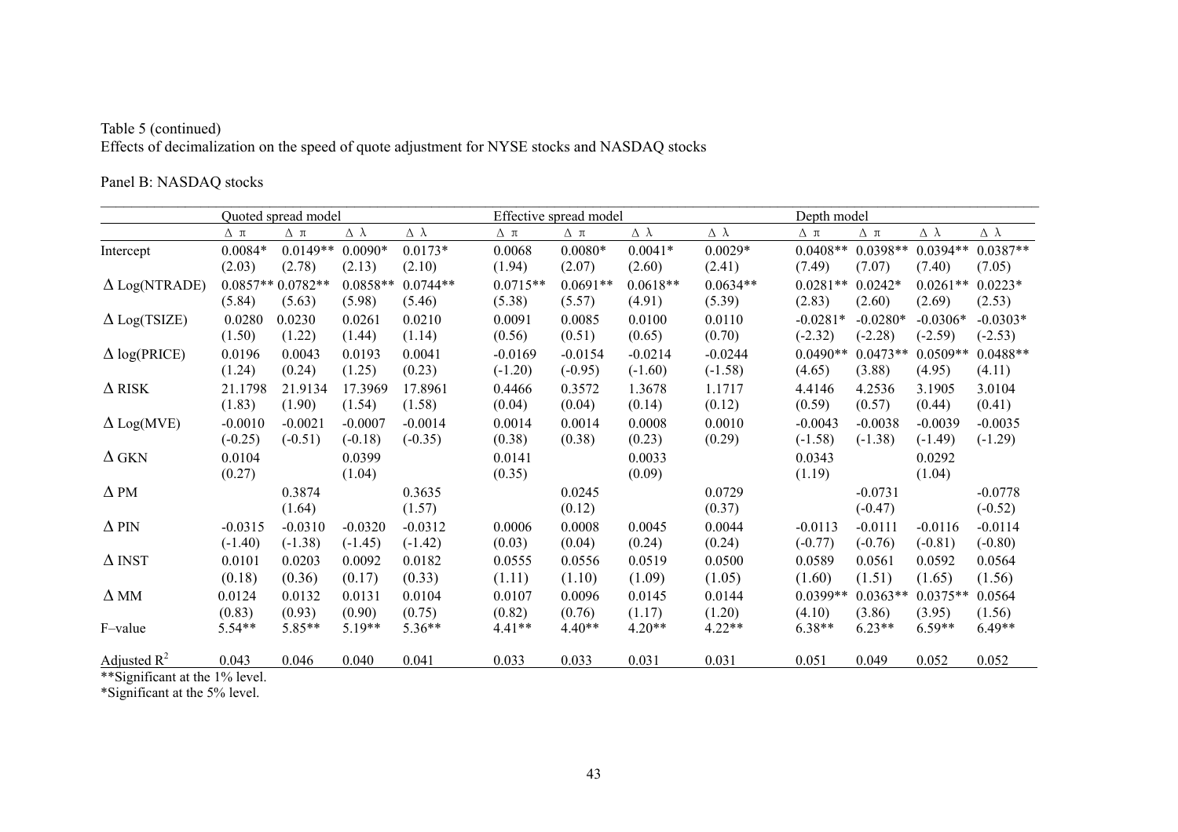Table 5 (continued)
Effects of decimalization on the speed of quote adjustment for NYSE stocks and NASDAQ stocks

Panel B: NASDAQ stocks

| | Quoted spread model | | | | Effective spread model | | | | Depth model | | | |
|---|---|---|---|---|---|---|---|---|---|---|---|---|
| | Δ π | Δ π | Δ λ | Δ λ | Δ π | Δ π | Δ λ | Δ λ | Δ π | Δ π | Δ λ | Δ λ |
| Intercept | 0.0084* | 0.0149** | 0.0090* | 0.0173* | 0.0068 | 0.0080* | 0.0041* | 0.0029* | 0.0408** | 0.0398** | 0.0394** | 0.0387** |
| | (2.03) | (2.78) | (2.13) | (2.10) | (1.94) | (2.07) | (2.60) | (2.41) | (7.49) | (7.07) | (7.40) | (7.05) |
| Δ Log(NTRADE) | 0.0857** | 0.0782** | 0.0858** | 0.0744** | 0.0715** | 0.0691** | 0.0618** | 0.0634** | 0.0281** | 0.0242* | 0.0261** | 0.0223* |
| | (5.84) | (5.63) | (5.98) | (5.46) | (5.38) | (5.57) | (4.91) | (5.39) | (2.83) | (2.60) | (2.69) | (2.53) |
| Δ Log(TSIZE) | 0.0280 | 0.0230 | 0.0261 | 0.0210 | 0.0091 | 0.0085 | 0.0100 | 0.0110 | -0.0281* | -0.0280* | -0.0306* | -0.0303* |
| | (1.50) | (1.22) | (1.44) | (1.14) | (0.56) | (0.51) | (0.65) | (0.70) | (-2.32) | (-2.28) | (-2.59) | (-2.53) |
| Δ log(PRICE) | 0.0196 | 0.0043 | 0.0193 | 0.0041 | -0.0169 | -0.0154 | -0.0214 | -0.0244 | 0.0490** | 0.0473** | 0.0509** | 0.0488** |
| | (1.24) | (0.24) | (1.25) | (0.23) | (-1.20) | (-0.95) | (-1.60) | (-1.58) | (4.65) | (3.88) | (4.95) | (4.11) |
| Δ RISK | 21.1798 | 21.9134 | 17.3969 | 17.8961 | 0.4466 | 0.3572 | 1.3678 | 1.1717 | 4.4146 | 4.2536 | 3.1905 | 3.0104 |
| | (1.83) | (1.90) | (1.54) | (1.58) | (0.04) | (0.04) | (0.14) | (0.12) | (0.59) | (0.57) | (0.44) | (0.41) |
| Δ Log(MVE) | -0.0010 | -0.0021 | -0.0007 | -0.0014 | 0.0014 | 0.0014 | 0.0008 | 0.0010 | -0.0043 | -0.0038 | -0.0039 | -0.0035 |
| | (-0.25) | (-0.51) | (-0.18) | (-0.35) | (0.38) | (0.38) | (0.23) | (0.29) | (-1.58) | (-1.38) | (-1.49) | (-1.29) |
| Δ GKN | 0.0104 | | 0.0399 | | 0.0141 | | 0.0033 | | 0.0343 | | 0.0292 | |
| | (0.27) | | (1.04) | | (0.35) | | (0.09) | | (1.19) | | (1.04) | |
| Δ PM | | 0.3874 | | 0.3635 | | 0.0245 | | 0.0729 | | -0.0731 | | -0.0778 |
| | | (1.64) | | (1.57) | | (0.12) | | (0.37) | | (-0.47) | | (-0.52) |
| Δ PIN | -0.0315 | -0.0310 | -0.0320 | -0.0312 | 0.0006 | 0.0008 | 0.0045 | 0.0044 | -0.0113 | -0.0111 | -0.0116 | -0.0114 |
| | (-1.40) | (-1.38) | (-1.45) | (-1.42) | (0.03) | (0.04) | (0.24) | (0.24) | (-0.77) | (-0.76) | (-0.81) | (-0.80) |
| Δ INST | 0.0101 | 0.0203 | 0.0092 | 0.0182 | 0.0555 | 0.0556 | 0.0519 | 0.0500 | 0.0589 | 0.0561 | 0.0592 | 0.0564 |
| | (0.18) | (0.36) | (0.17) | (0.33) | (1.11) | (1.10) | (1.09) | (1.05) | (1.60) | (1.51) | (1.65) | (1.56) |
| Δ MM | 0.0124 | 0.0132 | 0.0131 | 0.0104 | 0.0107 | 0.0096 | 0.0145 | 0.0144 | 0.0399** | 0.0363** | 0.0375** | 0.0564 |
| | (0.83) | (0.93) | (0.90) | (0.75) | (0.82) | (0.76) | (1.17) | (1.20) | (4.10) | (3.86) | (3.95) | (1.56) |
| F–value | 5.54** | 5.85** | 5.19** | 5.36** | 4.41** | 4.40** | 4.20** | 4.22** | 6.38** | 6.23** | 6.59** | 6.49** |
| Adjusted $R^2$ | 0.043 | 0.046 | 0.040 | 0.041 | 0.033 | 0.033 | 0.031 | 0.031 | 0.051 | 0.049 | 0.052 | 0.052 |

**Significant at the 1% level.
*Significant at the 5% level.